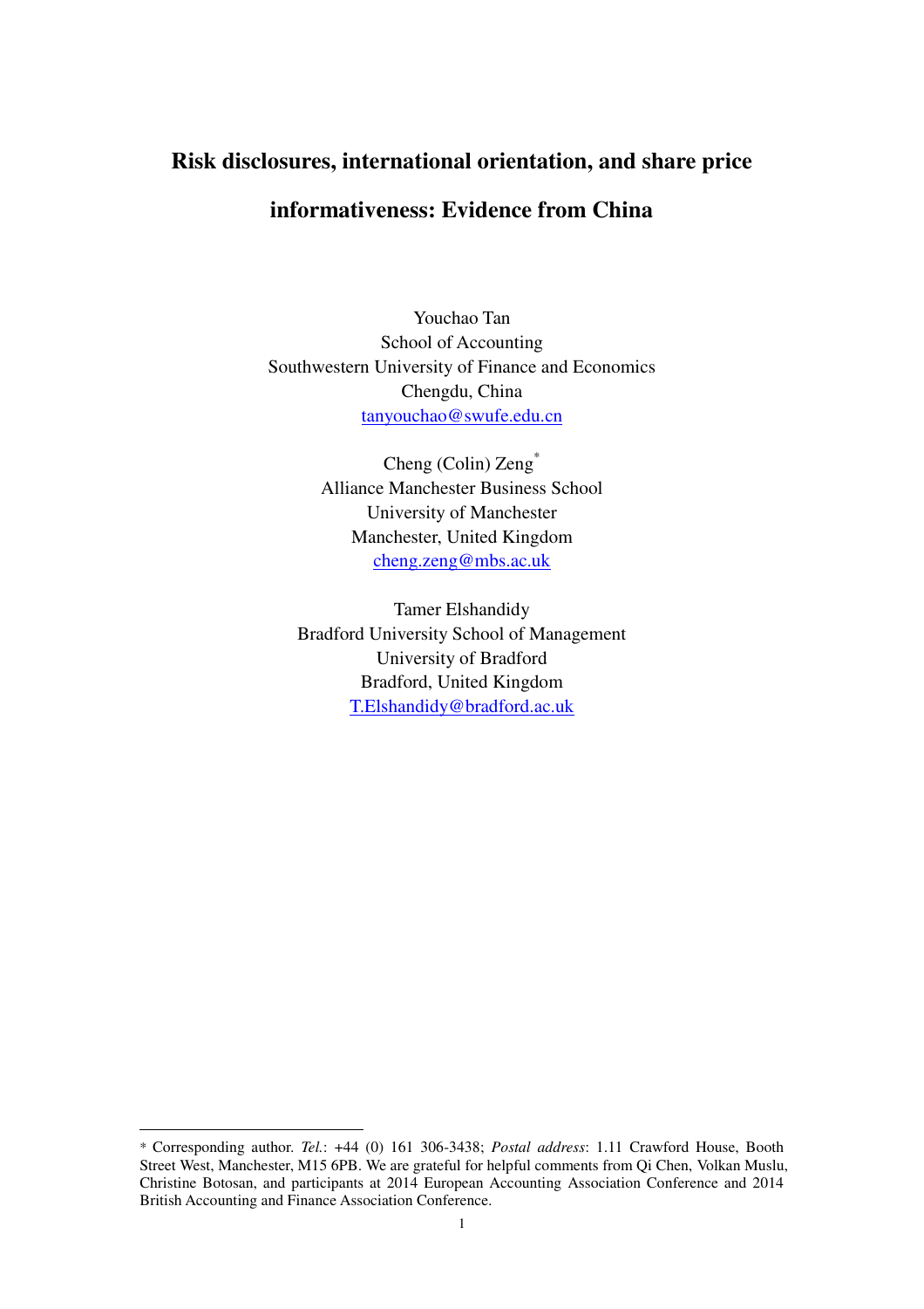# Risk disclosures, international orientation, and share price informativeness: Evidence from China

Youchao Tan
School of Accounting
Southwestern University of Finance and Economics
Chengdu, China
tanyouchao@swufe.edu.cn

Cheng (Colin) Zeng*
Alliance Manchester Business School
University of Manchester
Manchester, United Kingdom
cheng.zeng@mbs.ac.uk

Tamer Elshandidy
Bradford University School of Management
University of Bradford
Bradford, United Kingdom
T.Elshandidy@bradford.ac.uk

---

* Corresponding author. *Tel.*: +44 (0) 161 306-3438; *Postal address*: 1.11 Crawford House, Booth Street West, Manchester, M15 6PB. We are grateful for helpful comments from Qi Chen, Volkan Muslu, Christine Botosan, and participants at 2014 European Accounting Association Conference and 2014 British Accounting and Finance Association Conference.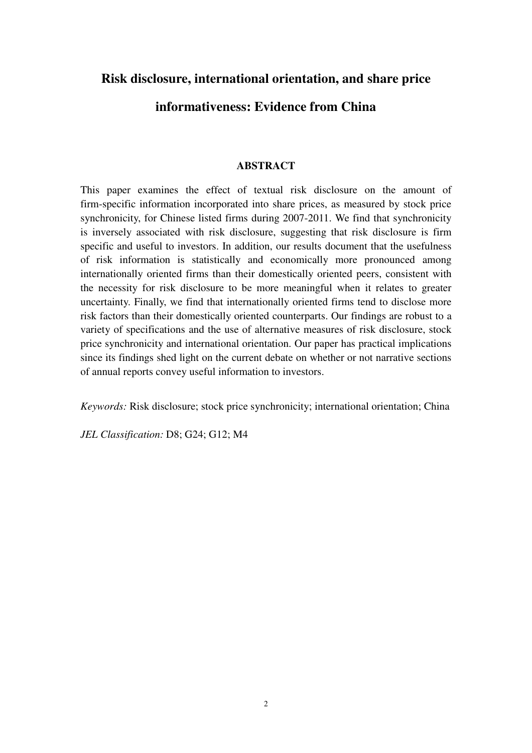# Risk disclosure, international orientation, and share price informativeness: Evidence from China

## ABSTRACT

This paper examines the effect of textual risk disclosure on the amount of firm-specific information incorporated into share prices, as measured by stock price synchronicity, for Chinese listed firms during 2007-2011. We find that synchronicity is inversely associated with risk disclosure, suggesting that risk disclosure is firm specific and useful to investors. In addition, our results document that the usefulness of risk information is statistically and economically more pronounced among internationally oriented firms than their domestically oriented peers, consistent with the necessity for risk disclosure to be more meaningful when it relates to greater uncertainty. Finally, we find that internationally oriented firms tend to disclose more risk factors than their domestically oriented counterparts. Our findings are robust to a variety of specifications and the use of alternative measures of risk disclosure, stock price synchronicity and international orientation. Our paper has practical implications since its findings shed light on the current debate on whether or not narrative sections of annual reports convey useful information to investors.

*Keywords:* Risk disclosure; stock price synchronicity; international orientation; China

*JEL Classification:* D8; G24; G12; M4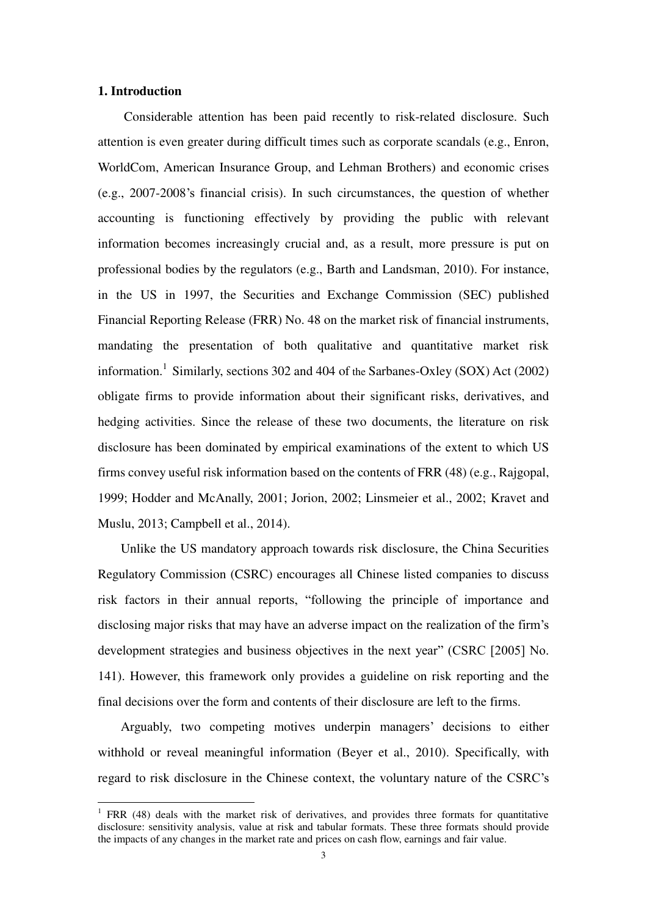## 1. Introduction

Considerable attention has been paid recently to risk-related disclosure. Such attention is even greater during difficult times such as corporate scandals (e.g., Enron, WorldCom, American Insurance Group, and Lehman Brothers) and economic crises (e.g., 2007-2008's financial crisis). In such circumstances, the question of whether accounting is functioning effectively by providing the public with relevant information becomes increasingly crucial and, as a result, more pressure is put on professional bodies by the regulators (e.g., Barth and Landsman, 2010). For instance, in the US in 1997, the Securities and Exchange Commission (SEC) published Financial Reporting Release (FRR) No. 48 on the market risk of financial instruments, mandating the presentation of both qualitative and quantitative market risk information.[1] Similarly, sections 302 and 404 of the Sarbanes-Oxley (SOX) Act (2002) obligate firms to provide information about their significant risks, derivatives, and hedging activities. Since the release of these two documents, the literature on risk disclosure has been dominated by empirical examinations of the extent to which US firms convey useful risk information based on the contents of FRR (48) (e.g., Rajgopal, 1999; Hodder and McAnally, 2001; Jorion, 2002; Linsmeier et al., 2002; Kravet and Muslu, 2013; Campbell et al., 2014).

Unlike the US mandatory approach towards risk disclosure, the China Securities Regulatory Commission (CSRC) encourages all Chinese listed companies to discuss risk factors in their annual reports, "following the principle of importance and disclosing major risks that may have an adverse impact on the realization of the firm's development strategies and business objectives in the next year" (CSRC [2005] No. 141). However, this framework only provides a guideline on risk reporting and the final decisions over the form and contents of their disclosure are left to the firms.

Arguably, two competing motives underpin managers' decisions to either withhold or reveal meaningful information (Beyer et al., 2010). Specifically, with regard to risk disclosure in the Chinese context, the voluntary nature of the CSRC's

[1] FRR (48) deals with the market risk of derivatives, and provides three formats for quantitative disclosure: sensitivity analysis, value at risk and tabular formats. These three formats should provide the impacts of any changes in the market rate and prices on cash flow, earnings and fair value.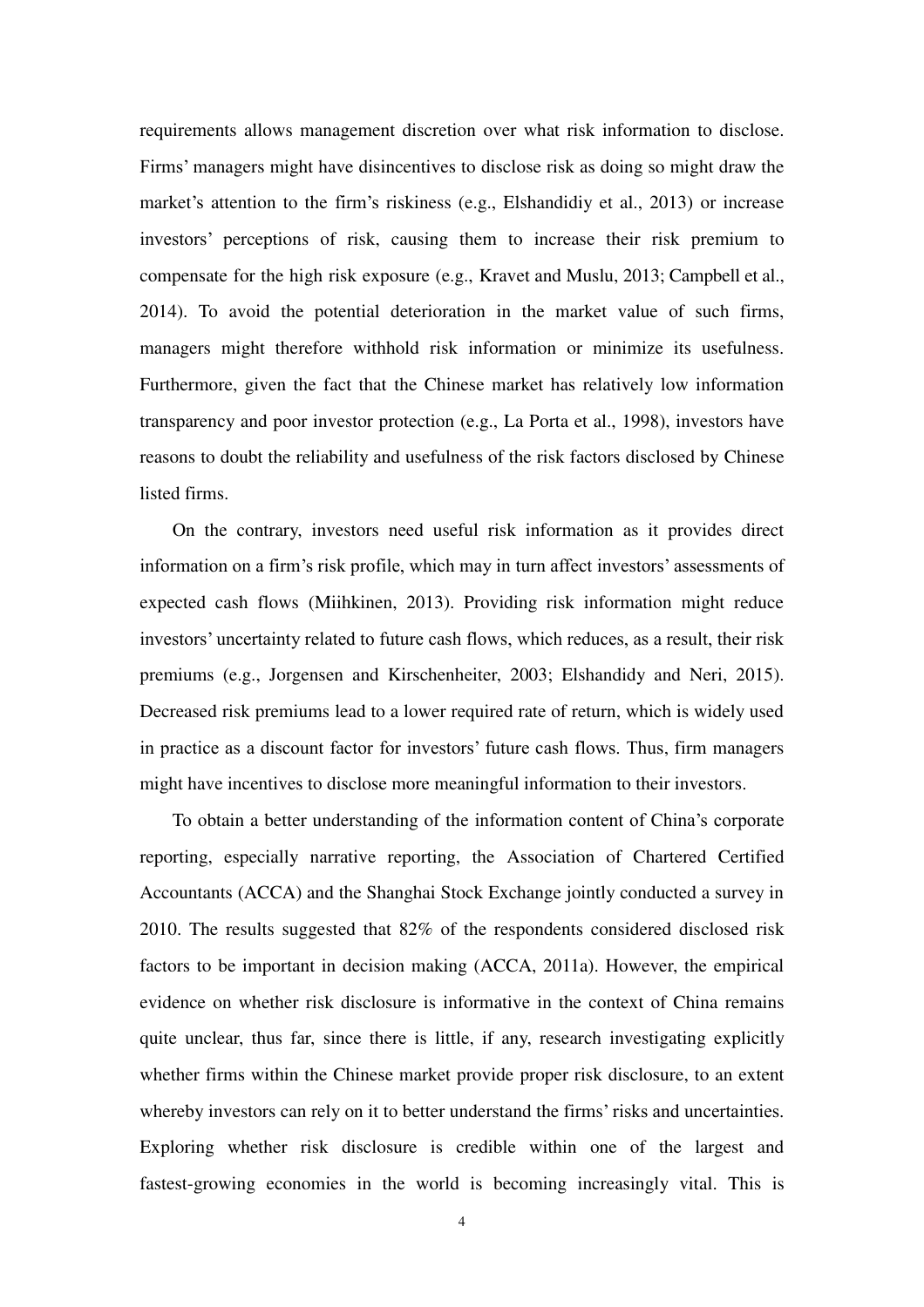requirements allows management discretion over what risk information to disclose. Firms' managers might have disincentives to disclose risk as doing so might draw the market's attention to the firm's riskiness (e.g., Elshandidiy et al., 2013) or increase investors' perceptions of risk, causing them to increase their risk premium to compensate for the high risk exposure (e.g., Kravet and Muslu, 2013; Campbell et al., 2014). To avoid the potential deterioration in the market value of such firms, managers might therefore withhold risk information or minimize its usefulness. Furthermore, given the fact that the Chinese market has relatively low information transparency and poor investor protection (e.g., La Porta et al., 1998), investors have reasons to doubt the reliability and usefulness of the risk factors disclosed by Chinese listed firms.

On the contrary, investors need useful risk information as it provides direct information on a firm's risk profile, which may in turn affect investors' assessments of expected cash flows (Miihkinen, 2013). Providing risk information might reduce investors' uncertainty related to future cash flows, which reduces, as a result, their risk premiums (e.g., Jorgensen and Kirschenheiter, 2003; Elshandidy and Neri, 2015). Decreased risk premiums lead to a lower required rate of return, which is widely used in practice as a discount factor for investors' future cash flows. Thus, firm managers might have incentives to disclose more meaningful information to their investors.

To obtain a better understanding of the information content of China's corporate reporting, especially narrative reporting, the Association of Chartered Certified Accountants (ACCA) and the Shanghai Stock Exchange jointly conducted a survey in 2010. The results suggested that 82% of the respondents considered disclosed risk factors to be important in decision making (ACCA, 2011a). However, the empirical evidence on whether risk disclosure is informative in the context of China remains quite unclear, thus far, since there is little, if any, research investigating explicitly whether firms within the Chinese market provide proper risk disclosure, to an extent whereby investors can rely on it to better understand the firms' risks and uncertainties. Exploring whether risk disclosure is credible within one of the largest and fastest-growing economies in the world is becoming increasingly vital. This is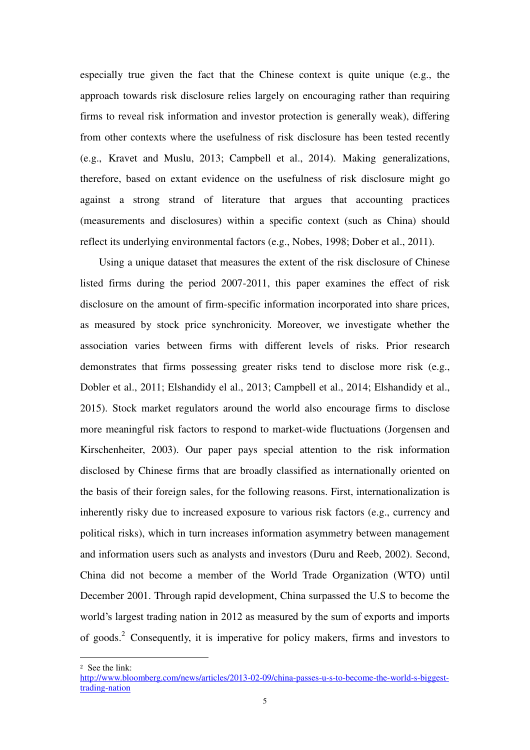especially true given the fact that the Chinese context is quite unique (e.g., the approach towards risk disclosure relies largely on encouraging rather than requiring firms to reveal risk information and investor protection is generally weak), differing from other contexts where the usefulness of risk disclosure has been tested recently (e.g., Kravet and Muslu, 2013; Campbell et al., 2014). Making generalizations, therefore, based on extant evidence on the usefulness of risk disclosure might go against a strong strand of literature that argues that accounting practices (measurements and disclosures) within a specific context (such as China) should reflect its underlying environmental factors (e.g., Nobes, 1998; Dober et al., 2011).

Using a unique dataset that measures the extent of the risk disclosure of Chinese listed firms during the period 2007-2011, this paper examines the effect of risk disclosure on the amount of firm-specific information incorporated into share prices, as measured by stock price synchronicity. Moreover, we investigate whether the association varies between firms with different levels of risks. Prior research demonstrates that firms possessing greater risks tend to disclose more risk (e.g., Dobler et al., 2011; Elshandidy el al., 2013; Campbell et al., 2014; Elshandidy et al., 2015). Stock market regulators around the world also encourage firms to disclose more meaningful risk factors to respond to market-wide fluctuations (Jorgensen and Kirschenheiter, 2003). Our paper pays special attention to the risk information disclosed by Chinese firms that are broadly classified as internationally oriented on the basis of their foreign sales, for the following reasons. First, internationalization is inherently risky due to increased exposure to various risk factors (e.g., currency and political risks), which in turn increases information asymmetry between management and information users such as analysts and investors (Duru and Reeb, 2002). Second, China did not become a member of the World Trade Organization (WTO) until December 2001. Through rapid development, China surpassed the U.S to become the world's largest trading nation in 2012 as measured by the sum of exports and imports of goods.[2] Consequently, it is imperative for policy makers, firms and investors to

[2] See the link: http://www.bloomberg.com/news/articles/2013-02-09/china-passes-u-s-to-become-the-world-s-biggest-trading-nation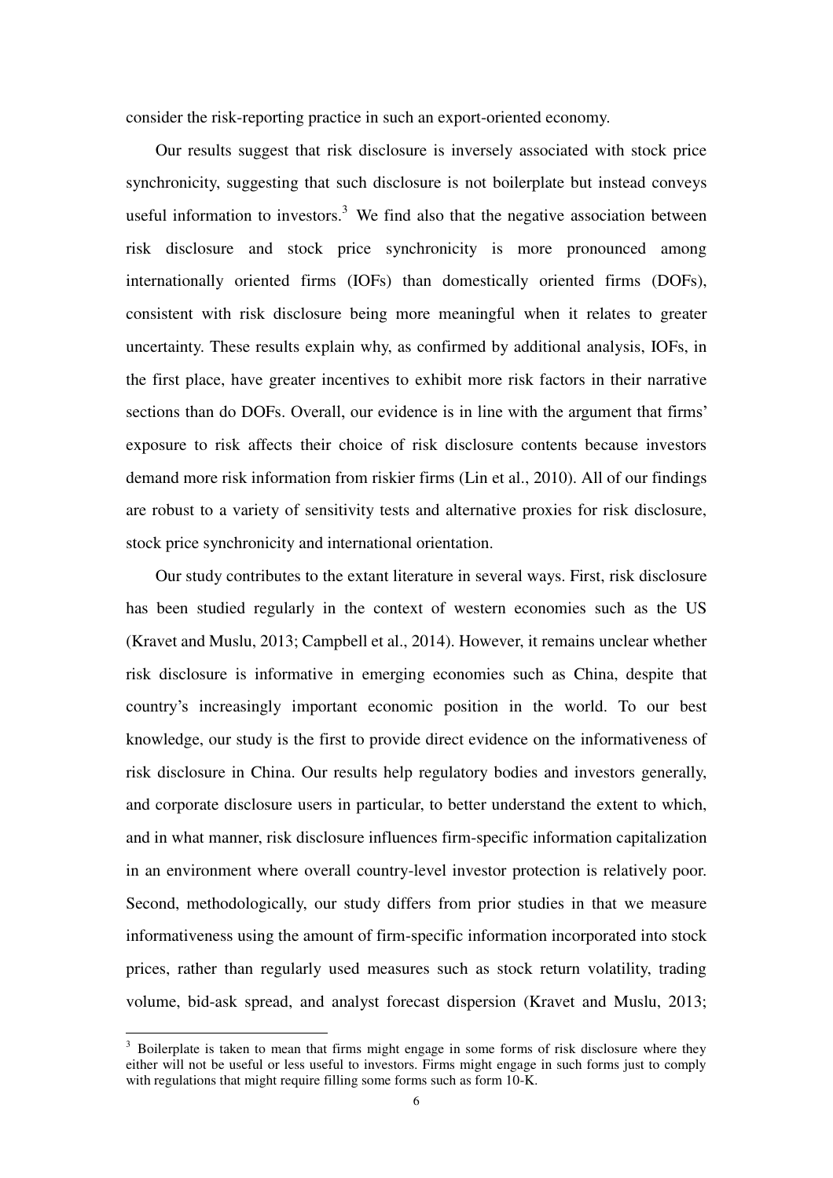consider the risk-reporting practice in such an export-oriented economy.

Our results suggest that risk disclosure is inversely associated with stock price synchronicity, suggesting that such disclosure is not boilerplate but instead conveys useful information to investors.[3] We find also that the negative association between risk disclosure and stock price synchronicity is more pronounced among internationally oriented firms (IOFs) than domestically oriented firms (DOFs), consistent with risk disclosure being more meaningful when it relates to greater uncertainty. These results explain why, as confirmed by additional analysis, IOFs, in the first place, have greater incentives to exhibit more risk factors in their narrative sections than do DOFs. Overall, our evidence is in line with the argument that firms' exposure to risk affects their choice of risk disclosure contents because investors demand more risk information from riskier firms (Lin et al., 2010). All of our findings are robust to a variety of sensitivity tests and alternative proxies for risk disclosure, stock price synchronicity and international orientation.

Our study contributes to the extant literature in several ways. First, risk disclosure has been studied regularly in the context of western economies such as the US (Kravet and Muslu, 2013; Campbell et al., 2014). However, it remains unclear whether risk disclosure is informative in emerging economies such as China, despite that country's increasingly important economic position in the world. To our best knowledge, our study is the first to provide direct evidence on the informativeness of risk disclosure in China. Our results help regulatory bodies and investors generally, and corporate disclosure users in particular, to better understand the extent to which, and in what manner, risk disclosure influences firm-specific information capitalization in an environment where overall country-level investor protection is relatively poor. Second, methodologically, our study differs from prior studies in that we measure informativeness using the amount of firm-specific information incorporated into stock prices, rather than regularly used measures such as stock return volatility, trading volume, bid-ask spread, and analyst forecast dispersion (Kravet and Muslu, 2013;

[3] Boilerplate is taken to mean that firms might engage in some forms of risk disclosure where they either will not be useful or less useful to investors. Firms might engage in such forms just to comply with regulations that might require filling some forms such as form 10-K.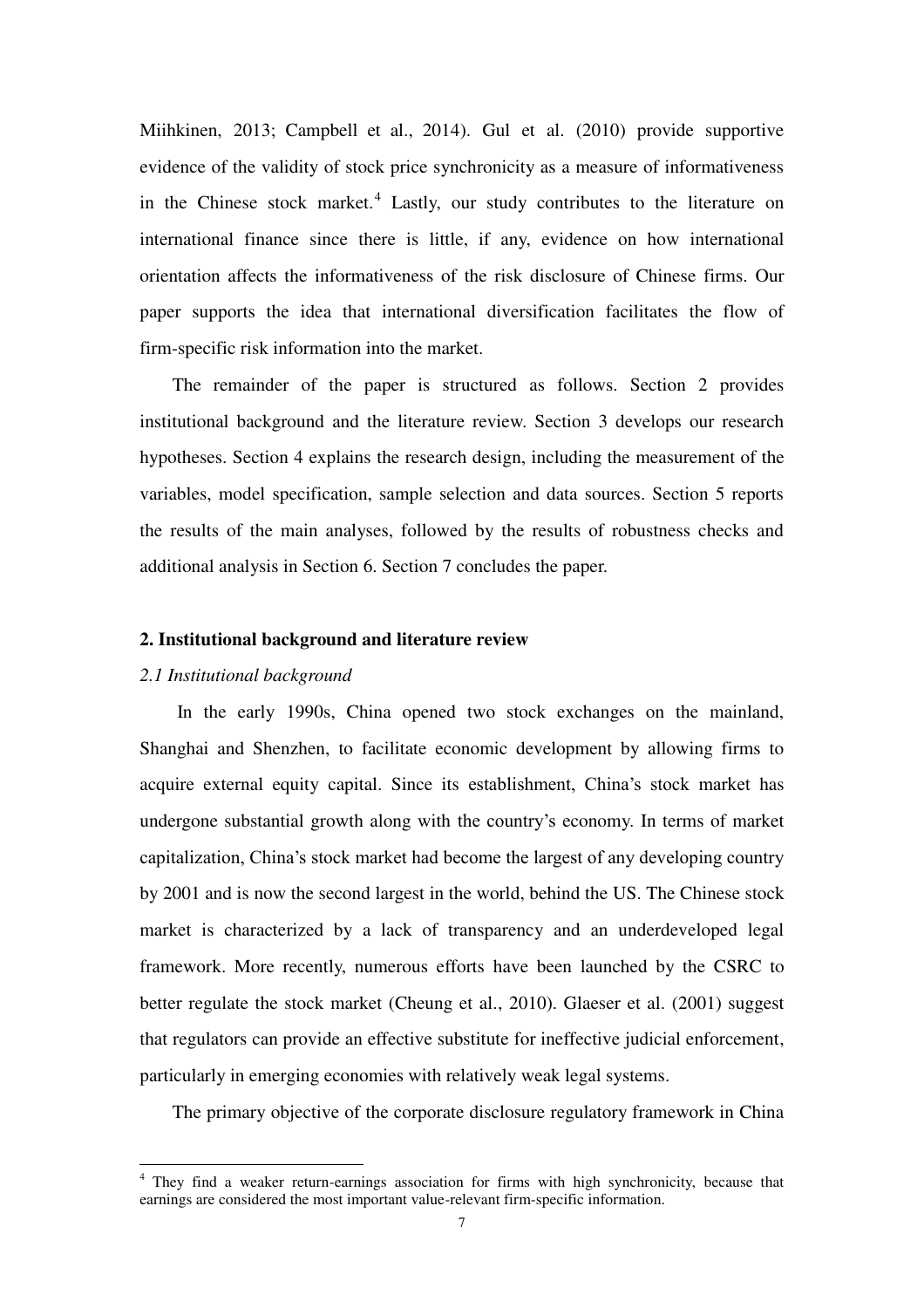Miihkinen, 2013; Campbell et al., 2014). Gul et al. (2010) provide supportive evidence of the validity of stock price synchronicity as a measure of informativeness in the Chinese stock market.[4] Lastly, our study contributes to the literature on international finance since there is little, if any, evidence on how international orientation affects the informativeness of the risk disclosure of Chinese firms. Our paper supports the idea that international diversification facilitates the flow of firm-specific risk information into the market.

The remainder of the paper is structured as follows. Section 2 provides institutional background and the literature review. Section 3 develops our research hypotheses. Section 4 explains the research design, including the measurement of the variables, model specification, sample selection and data sources. Section 5 reports the results of the main analyses, followed by the results of robustness checks and additional analysis in Section 6. Section 7 concludes the paper.

## 2. Institutional background and literature review

### *2.1 Institutional background*

In the early 1990s, China opened two stock exchanges on the mainland, Shanghai and Shenzhen, to facilitate economic development by allowing firms to acquire external equity capital. Since its establishment, China's stock market has undergone substantial growth along with the country's economy. In terms of market capitalization, China's stock market had become the largest of any developing country by 2001 and is now the second largest in the world, behind the US. The Chinese stock market is characterized by a lack of transparency and an underdeveloped legal framework. More recently, numerous efforts have been launched by the CSRC to better regulate the stock market (Cheung et al., 2010). Glaeser et al. (2001) suggest that regulators can provide an effective substitute for ineffective judicial enforcement, particularly in emerging economies with relatively weak legal systems.

The primary objective of the corporate disclosure regulatory framework in China

---

[4] They find a weaker return-earnings association for firms with high synchronicity, because that earnings are considered the most important value-relevant firm-specific information.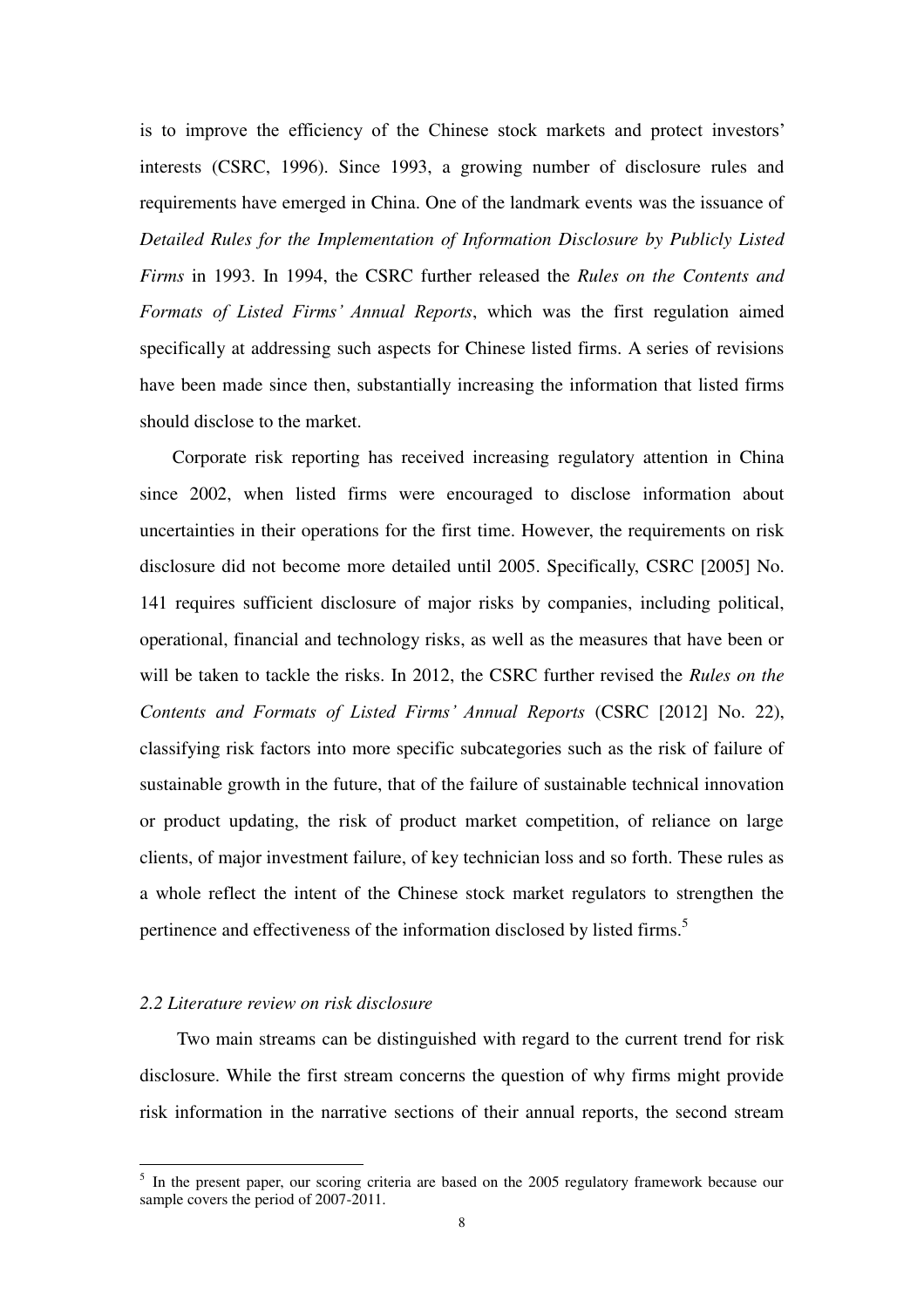is to improve the efficiency of the Chinese stock markets and protect investors' interests (CSRC, 1996). Since 1993, a growing number of disclosure rules and requirements have emerged in China. One of the landmark events was the issuance of *Detailed Rules for the Implementation of Information Disclosure by Publicly Listed Firms* in 1993. In 1994, the CSRC further released the *Rules on the Contents and Formats of Listed Firms' Annual Reports*, which was the first regulation aimed specifically at addressing such aspects for Chinese listed firms. A series of revisions have been made since then, substantially increasing the information that listed firms should disclose to the market.

Corporate risk reporting has received increasing regulatory attention in China since 2002, when listed firms were encouraged to disclose information about uncertainties in their operations for the first time. However, the requirements on risk disclosure did not become more detailed until 2005. Specifically, CSRC [2005] No. 141 requires sufficient disclosure of major risks by companies, including political, operational, financial and technology risks, as well as the measures that have been or will be taken to tackle the risks. In 2012, the CSRC further revised the *Rules on the Contents and Formats of Listed Firms' Annual Reports* (CSRC [2012] No. 22), classifying risk factors into more specific subcategories such as the risk of failure of sustainable growth in the future, that of the failure of sustainable technical innovation or product updating, the risk of product market competition, of reliance on large clients, of major investment failure, of key technician loss and so forth. These rules as a whole reflect the intent of the Chinese stock market regulators to strengthen the pertinence and effectiveness of the information disclosed by listed firms.[5]

### *2.2 Literature review on risk disclosure*

Two main streams can be distinguished with regard to the current trend for risk disclosure. While the first stream concerns the question of why firms might provide risk information in the narrative sections of their annual reports, the second stream

[5] In the present paper, our scoring criteria are based on the 2005 regulatory framework because our sample covers the period of 2007-2011.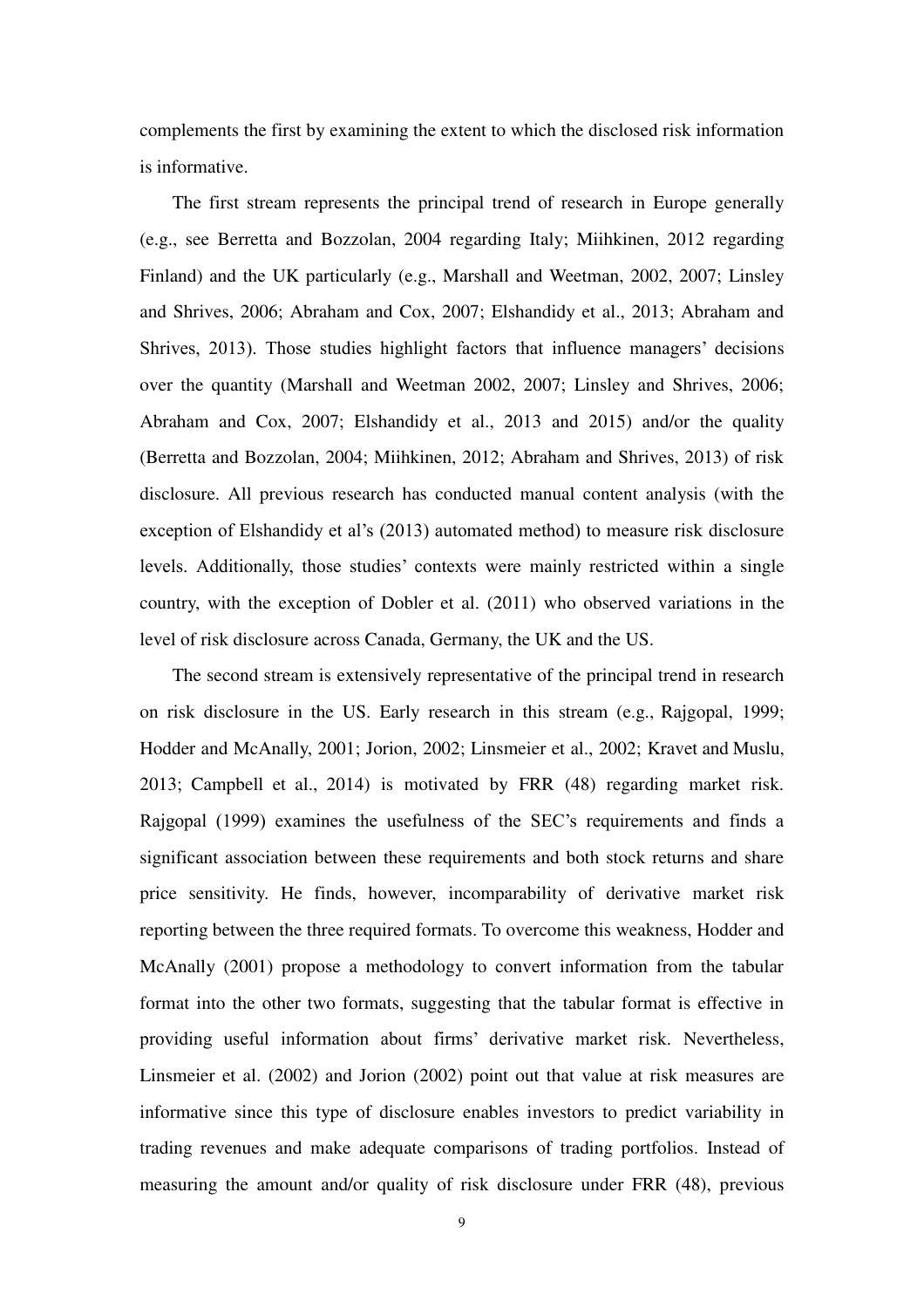complements the first by examining the extent to which the disclosed risk information is informative.

The first stream represents the principal trend of research in Europe generally (e.g., see Berretta and Bozzolan, 2004 regarding Italy; Miihkinen, 2012 regarding Finland) and the UK particularly (e.g., Marshall and Weetman, 2002, 2007; Linsley and Shrives, 2006; Abraham and Cox, 2007; Elshandidy et al., 2013; Abraham and Shrives, 2013). Those studies highlight factors that influence managers' decisions over the quantity (Marshall and Weetman 2002, 2007; Linsley and Shrives, 2006; Abraham and Cox, 2007; Elshandidy et al., 2013 and 2015) and/or the quality (Berretta and Bozzolan, 2004; Miihkinen, 2012; Abraham and Shrives, 2013) of risk disclosure. All previous research has conducted manual content analysis (with the exception of Elshandidy et al's (2013) automated method) to measure risk disclosure levels. Additionally, those studies' contexts were mainly restricted within a single country, with the exception of Dobler et al. (2011) who observed variations in the level of risk disclosure across Canada, Germany, the UK and the US.

The second stream is extensively representative of the principal trend in research on risk disclosure in the US. Early research in this stream (e.g., Rajgopal, 1999; Hodder and McAnally, 2001; Jorion, 2002; Linsmeier et al., 2002; Kravet and Muslu, 2013; Campbell et al., 2014) is motivated by FRR (48) regarding market risk. Rajgopal (1999) examines the usefulness of the SEC's requirements and finds a significant association between these requirements and both stock returns and share price sensitivity. He finds, however, incomparability of derivative market risk reporting between the three required formats. To overcome this weakness, Hodder and McAnally (2001) propose a methodology to convert information from the tabular format into the other two formats, suggesting that the tabular format is effective in providing useful information about firms' derivative market risk. Nevertheless, Linsmeier et al. (2002) and Jorion (2002) point out that value at risk measures are informative since this type of disclosure enables investors to predict variability in trading revenues and make adequate comparisons of trading portfolios. Instead of measuring the amount and/or quality of risk disclosure under FRR (48), previous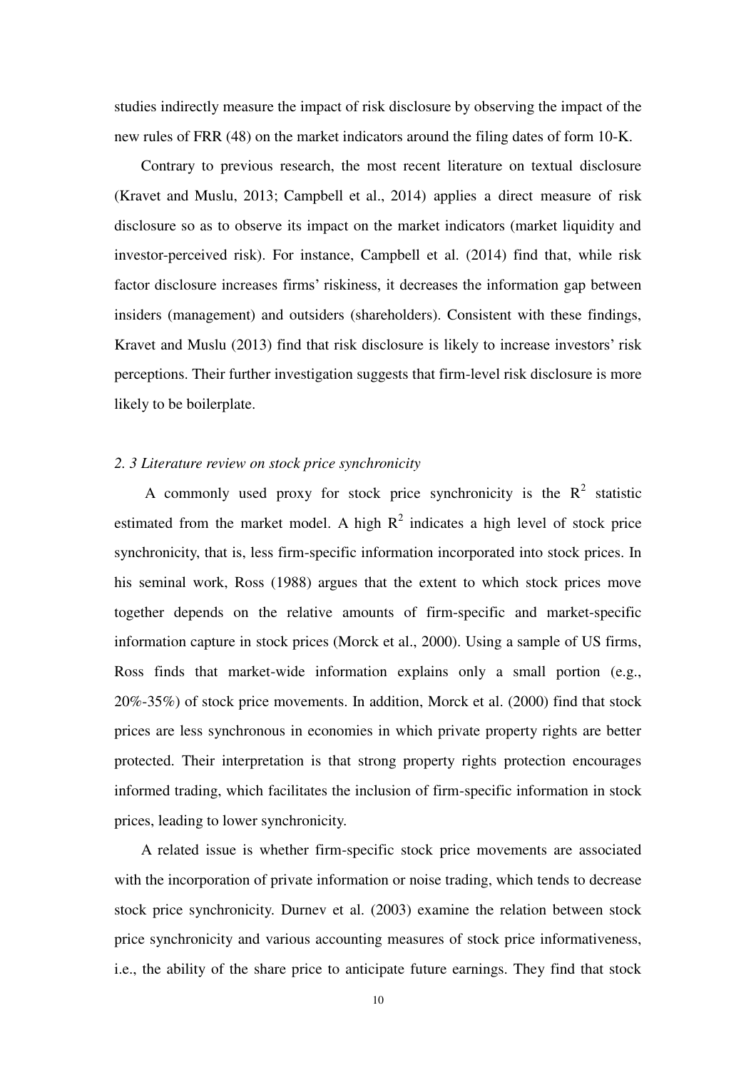studies indirectly measure the impact of risk disclosure by observing the impact of the new rules of FRR (48) on the market indicators around the filing dates of form 10-K.

Contrary to previous research, the most recent literature on textual disclosure (Kravet and Muslu, 2013; Campbell et al., 2014) applies a direct measure of risk disclosure so as to observe its impact on the market indicators (market liquidity and investor-perceived risk). For instance, Campbell et al. (2014) find that, while risk factor disclosure increases firms' riskiness, it decreases the information gap between insiders (management) and outsiders (shareholders). Consistent with these findings, Kravet and Muslu (2013) find that risk disclosure is likely to increase investors' risk perceptions. Their further investigation suggests that firm-level risk disclosure is more likely to be boilerplate.

### *2. 3 Literature review on stock price synchronicity*

A commonly used proxy for stock price synchronicity is the $R^2$ statistic estimated from the market model. A high $R^2$ indicates a high level of stock price synchronicity, that is, less firm-specific information incorporated into stock prices. In his seminal work, Ross (1988) argues that the extent to which stock prices move together depends on the relative amounts of firm-specific and market-specific information capture in stock prices (Morck et al., 2000). Using a sample of US firms, Ross finds that market-wide information explains only a small portion (e.g., 20%-35%) of stock price movements. In addition, Morck et al. (2000) find that stock prices are less synchronous in economies in which private property rights are better protected. Their interpretation is that strong property rights protection encourages informed trading, which facilitates the inclusion of firm-specific information in stock prices, leading to lower synchronicity.

A related issue is whether firm-specific stock price movements are associated with the incorporation of private information or noise trading, which tends to decrease stock price synchronicity. Durnev et al. (2003) examine the relation between stock price synchronicity and various accounting measures of stock price informativeness, i.e., the ability of the share price to anticipate future earnings. They find that stock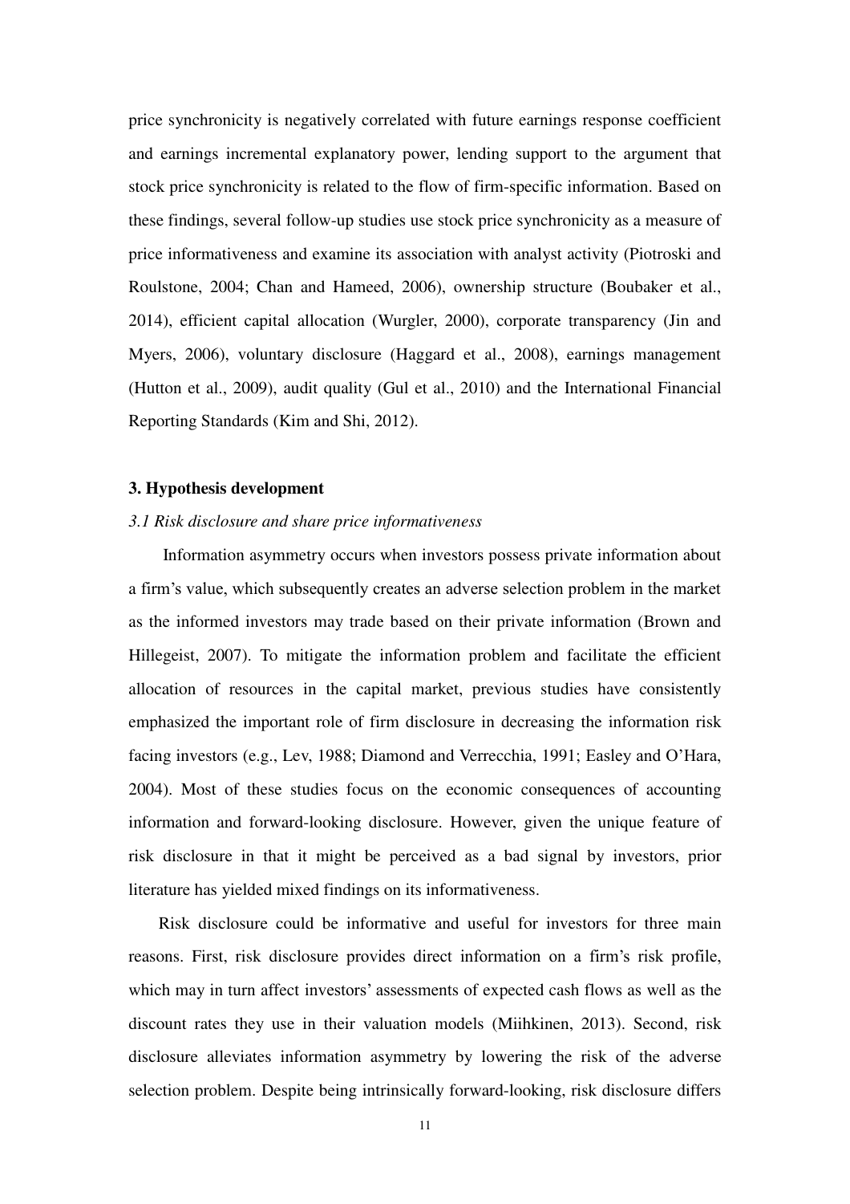price synchronicity is negatively correlated with future earnings response coefficient and earnings incremental explanatory power, lending support to the argument that stock price synchronicity is related to the flow of firm-specific information. Based on these findings, several follow-up studies use stock price synchronicity as a measure of price informativeness and examine its association with analyst activity (Piotroski and Roulstone, 2004; Chan and Hameed, 2006), ownership structure (Boubaker et al., 2014), efficient capital allocation (Wurgler, 2000), corporate transparency (Jin and Myers, 2006), voluntary disclosure (Haggard et al., 2008), earnings management (Hutton et al., 2009), audit quality (Gul et al., 2010) and the International Financial Reporting Standards (Kim and Shi, 2012).

## 3. Hypothesis development

### *3.1 Risk disclosure and share price informativeness*

Information asymmetry occurs when investors possess private information about a firm's value, which subsequently creates an adverse selection problem in the market as the informed investors may trade based on their private information (Brown and Hillegeist, 2007). To mitigate the information problem and facilitate the efficient allocation of resources in the capital market, previous studies have consistently emphasized the important role of firm disclosure in decreasing the information risk facing investors (e.g., Lev, 1988; Diamond and Verrecchia, 1991; Easley and O'Hara, 2004). Most of these studies focus on the economic consequences of accounting information and forward-looking disclosure. However, given the unique feature of risk disclosure in that it might be perceived as a bad signal by investors, prior literature has yielded mixed findings on its informativeness.

Risk disclosure could be informative and useful for investors for three main reasons. First, risk disclosure provides direct information on a firm's risk profile, which may in turn affect investors' assessments of expected cash flows as well as the discount rates they use in their valuation models (Miihkinen, 2013). Second, risk disclosure alleviates information asymmetry by lowering the risk of the adverse selection problem. Despite being intrinsically forward-looking, risk disclosure differs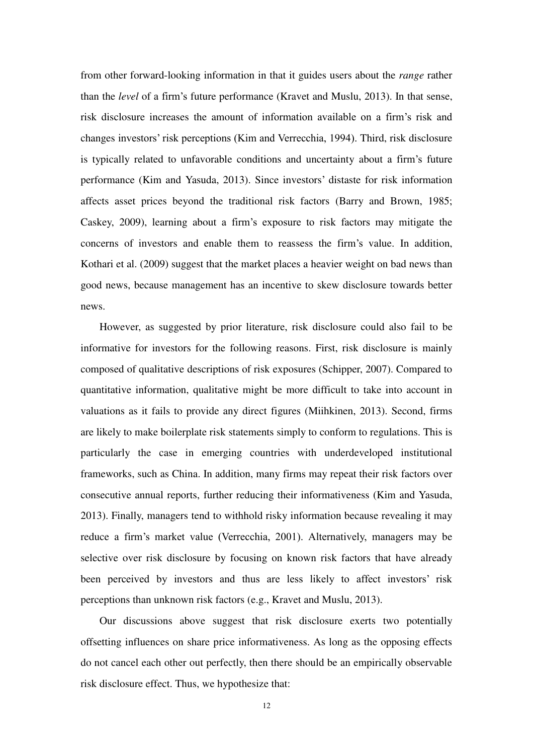from other forward-looking information in that it guides users about the *range* rather than the *level* of a firm's future performance (Kravet and Muslu, 2013). In that sense, risk disclosure increases the amount of information available on a firm's risk and changes investors' risk perceptions (Kim and Verrecchia, 1994). Third, risk disclosure is typically related to unfavorable conditions and uncertainty about a firm's future performance (Kim and Yasuda, 2013). Since investors' distaste for risk information affects asset prices beyond the traditional risk factors (Barry and Brown, 1985; Caskey, 2009), learning about a firm's exposure to risk factors may mitigate the concerns of investors and enable them to reassess the firm's value. In addition, Kothari et al. (2009) suggest that the market places a heavier weight on bad news than good news, because management has an incentive to skew disclosure towards better news.

However, as suggested by prior literature, risk disclosure could also fail to be informative for investors for the following reasons. First, risk disclosure is mainly composed of qualitative descriptions of risk exposures (Schipper, 2007). Compared to quantitative information, qualitative might be more difficult to take into account in valuations as it fails to provide any direct figures (Miihkinen, 2013). Second, firms are likely to make boilerplate risk statements simply to conform to regulations. This is particularly the case in emerging countries with underdeveloped institutional frameworks, such as China. In addition, many firms may repeat their risk factors over consecutive annual reports, further reducing their informativeness (Kim and Yasuda, 2013). Finally, managers tend to withhold risky information because revealing it may reduce a firm's market value (Verrecchia, 2001). Alternatively, managers may be selective over risk disclosure by focusing on known risk factors that have already been perceived by investors and thus are less likely to affect investors' risk perceptions than unknown risk factors (e.g., Kravet and Muslu, 2013).

Our discussions above suggest that risk disclosure exerts two potentially offsetting influences on share price informativeness. As long as the opposing effects do not cancel each other out perfectly, then there should be an empirically observable risk disclosure effect. Thus, we hypothesize that: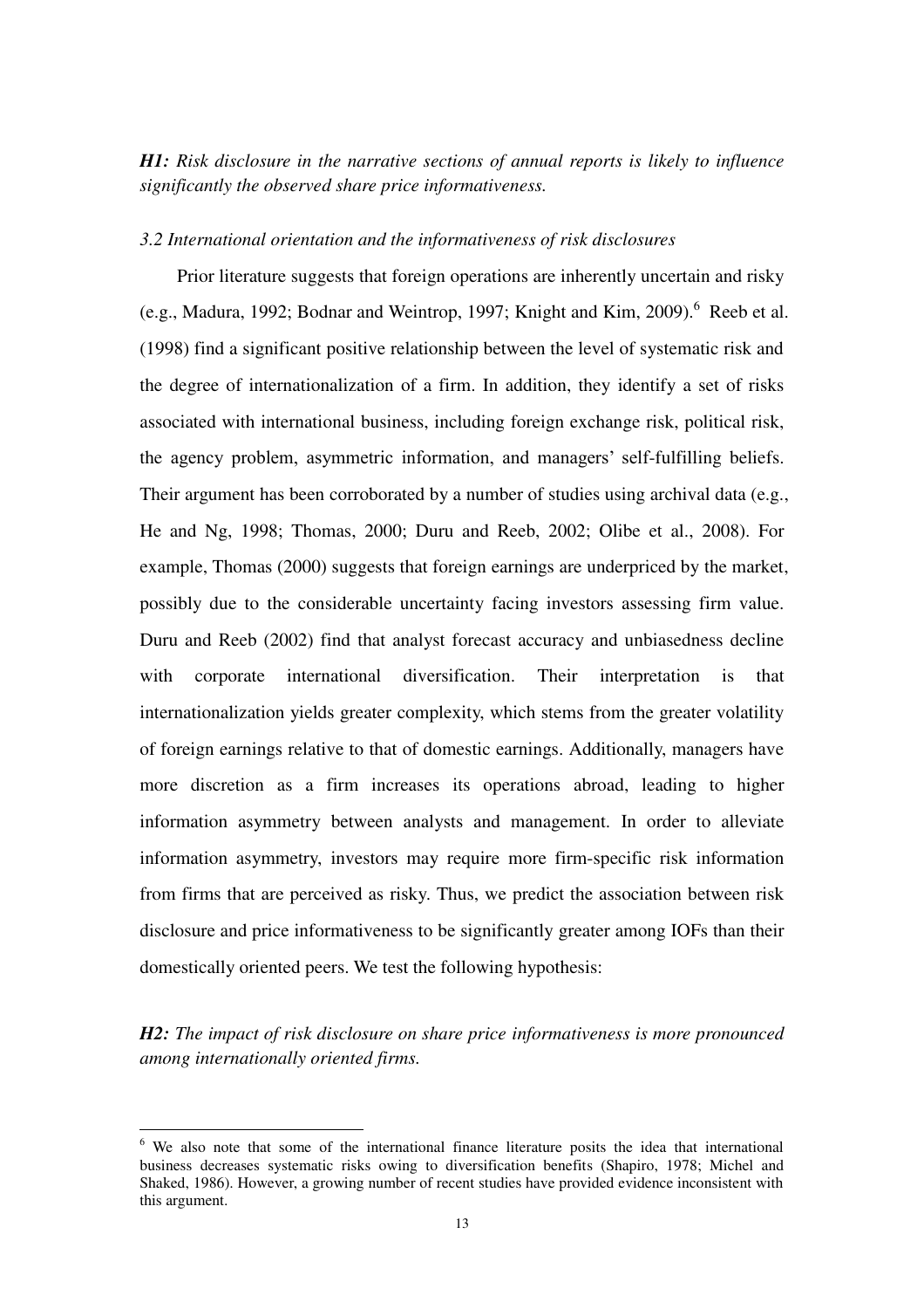***H1:*** *Risk disclosure in the narrative sections of annual reports is likely to influence significantly the observed share price informativeness.*

### *3.2 International orientation and the informativeness of risk disclosures*

Prior literature suggests that foreign operations are inherently uncertain and risky (e.g., Madura, 1992; Bodnar and Weintrop, 1997; Knight and Kim, 2009).[6] Reeb et al. (1998) find a significant positive relationship between the level of systematic risk and the degree of internationalization of a firm. In addition, they identify a set of risks associated with international business, including foreign exchange risk, political risk, the agency problem, asymmetric information, and managers' self-fulfilling beliefs. Their argument has been corroborated by a number of studies using archival data (e.g., He and Ng, 1998; Thomas, 2000; Duru and Reeb, 2002; Olibe et al., 2008). For example, Thomas (2000) suggests that foreign earnings are underpriced by the market, possibly due to the considerable uncertainty facing investors assessing firm value. Duru and Reeb (2002) find that analyst forecast accuracy and unbiasedness decline with corporate international diversification. Their interpretation is that internationalization yields greater complexity, which stems from the greater volatility of foreign earnings relative to that of domestic earnings. Additionally, managers have more discretion as a firm increases its operations abroad, leading to higher information asymmetry between analysts and management. In order to alleviate information asymmetry, investors may require more firm-specific risk information from firms that are perceived as risky. Thus, we predict the association between risk disclosure and price informativeness to be significantly greater among IOFs than their domestically oriented peers. We test the following hypothesis:

***H2:*** *The impact of risk disclosure on share price informativeness is more pronounced among internationally oriented firms.*

---

[6] We also note that some of the international finance literature posits the idea that international business decreases systematic risks owing to diversification benefits (Shapiro, 1978; Michel and Shaked, 1986). However, a growing number of recent studies have provided evidence inconsistent with this argument.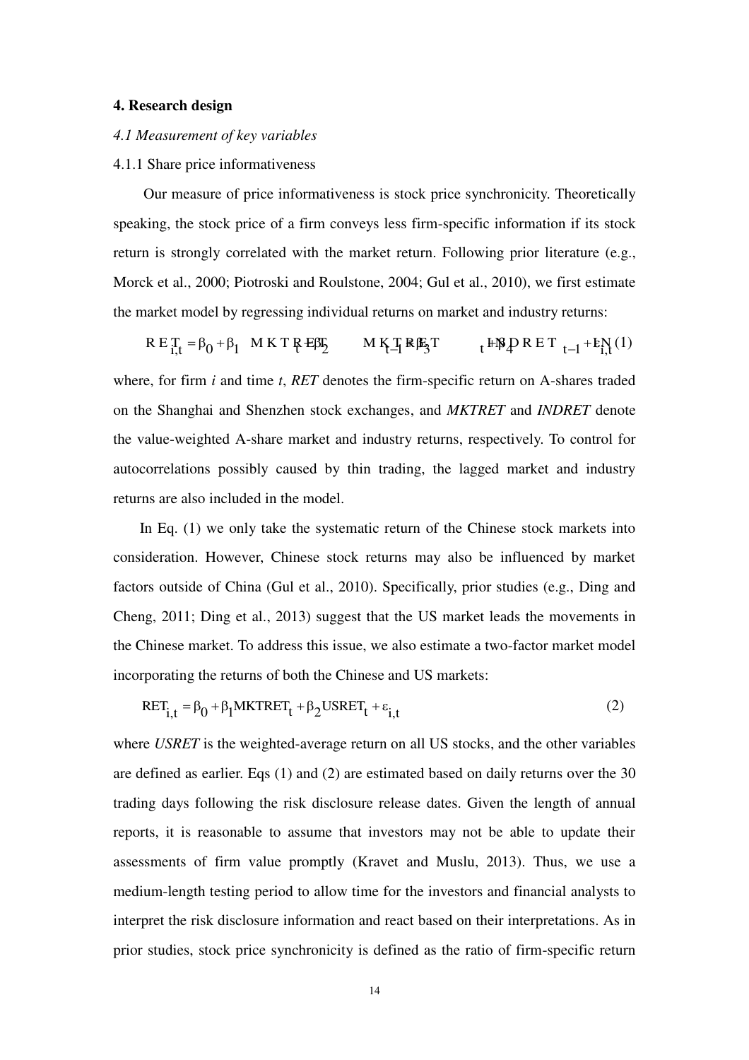## 4. Research design

### *4.1 Measurement of key variables*

4.1.1 Share price informativeness

Our measure of price informativeness is stock price synchronicity. Theoretically speaking, the stock price of a firm conveys less firm-specific information if its stock return is strongly correlated with the market return. Following prior literature (e.g., Morck et al., 2000; Piotroski and Roulstone, 2004; Gul et al., 2010), we first estimate the market model by regressing individual returns on market and industry returns:

$$RET_{i,t} = \beta_0 + \beta_1 MKTRET_t + \beta_2 MKTRET_{t-1} + \beta_3 INDRET_t + \beta_4 INDRET_{t-1} + \varepsilon_{i,t} \quad (1)$$

where, for firm *i* and time *t*, *RET* denotes the firm-specific return on A-shares traded on the Shanghai and Shenzhen stock exchanges, and *MKTRET* and *INDRET* denote the value-weighted A-share market and industry returns, respectively. To control for autocorrelations possibly caused by thin trading, the lagged market and industry returns are also included in the model.

In Eq. (1) we only take the systematic return of the Chinese stock markets into consideration. However, Chinese stock returns may also be influenced by market factors outside of China (Gul et al., 2010). Specifically, prior studies (e.g., Ding and Cheng, 2011; Ding et al., 2013) suggest that the US market leads the movements in the Chinese market. To address this issue, we also estimate a two-factor market model incorporating the returns of both the Chinese and US markets:

$$RET_{i,t} = \beta_0 + \beta_1 MKTRET_t + \beta_2 USRET_t + \varepsilon_{i,t} \quad (2)$$

where *USRET* is the weighted-average return on all US stocks, and the other variables are defined as earlier. Eqs (1) and (2) are estimated based on daily returns over the 30 trading days following the risk disclosure release dates. Given the length of annual reports, it is reasonable to assume that investors may not be able to update their assessments of firm value promptly (Kravet and Muslu, 2013). Thus, we use a medium-length testing period to allow time for the investors and financial analysts to interpret the risk disclosure information and react based on their interpretations. As in prior studies, stock price synchronicity is defined as the ratio of firm-specific return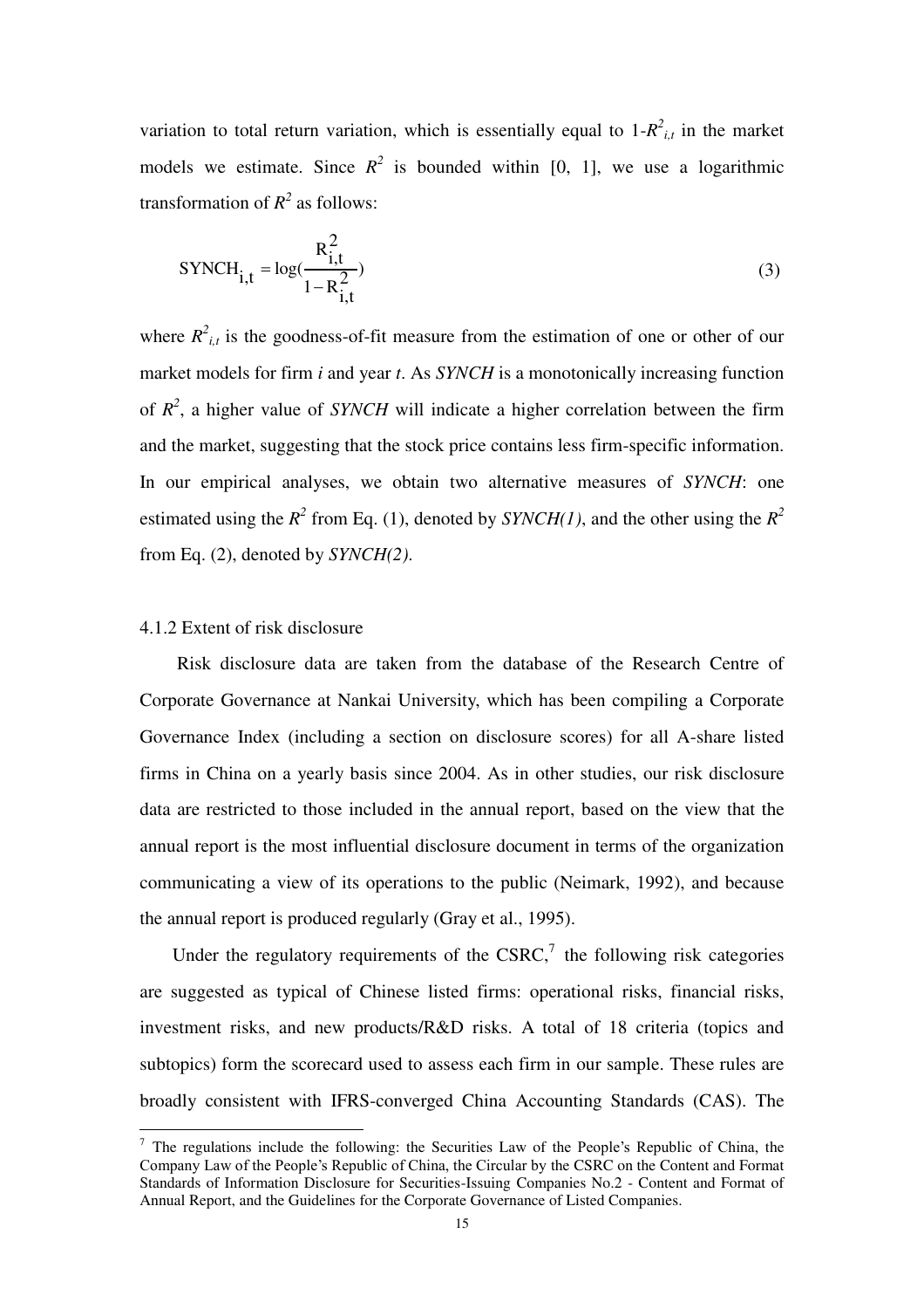variation to total return variation, which is essentially equal to $1-R^2_{i,t}$ in the market models we estimate. Since $R^2$ is bounded within [0, 1], we use a logarithmic transformation of $R^2$ as follows:

$$\text{SYNCH}_{i,t} = \log\left(\frac{R^2_{i,t}}{1-R^2_{i,t}}\right) \tag{3}$$

where $R^2_{i,t}$ is the goodness-of-fit measure from the estimation of one or other of our market models for firm *i* and year *t*. As *SYNCH* is a monotonically increasing function of $R^2$, a higher value of *SYNCH* will indicate a higher correlation between the firm and the market, suggesting that the stock price contains less firm-specific information. In our empirical analyses, we obtain two alternative measures of *SYNCH*: one estimated using the $R^2$ from Eq. (1), denoted by *SYNCH(1)*, and the other using the $R^2$ from Eq. (2), denoted by *SYNCH(2)*.

#### 4.1.2 Extent of risk disclosure

Risk disclosure data are taken from the database of the Research Centre of Corporate Governance at Nankai University, which has been compiling a Corporate Governance Index (including a section on disclosure scores) for all A-share listed firms in China on a yearly basis since 2004. As in other studies, our risk disclosure data are restricted to those included in the annual report, based on the view that the annual report is the most influential disclosure document in terms of the organization communicating a view of its operations to the public (Neimark, 1992), and because the annual report is produced regularly (Gray et al., 1995).

Under the regulatory requirements of the CSRC,[7] the following risk categories are suggested as typical of Chinese listed firms: operational risks, financial risks, investment risks, and new products/R&D risks. A total of 18 criteria (topics and subtopics) form the scorecard used to assess each firm in our sample. These rules are broadly consistent with IFRS-converged China Accounting Standards (CAS). The

[7] The regulations include the following: the Securities Law of the People's Republic of China, the Company Law of the People's Republic of China, the Circular by the CSRC on the Content and Format Standards of Information Disclosure for Securities-Issuing Companies No.2 - Content and Format of Annual Report, and the Guidelines for the Corporate Governance of Listed Companies.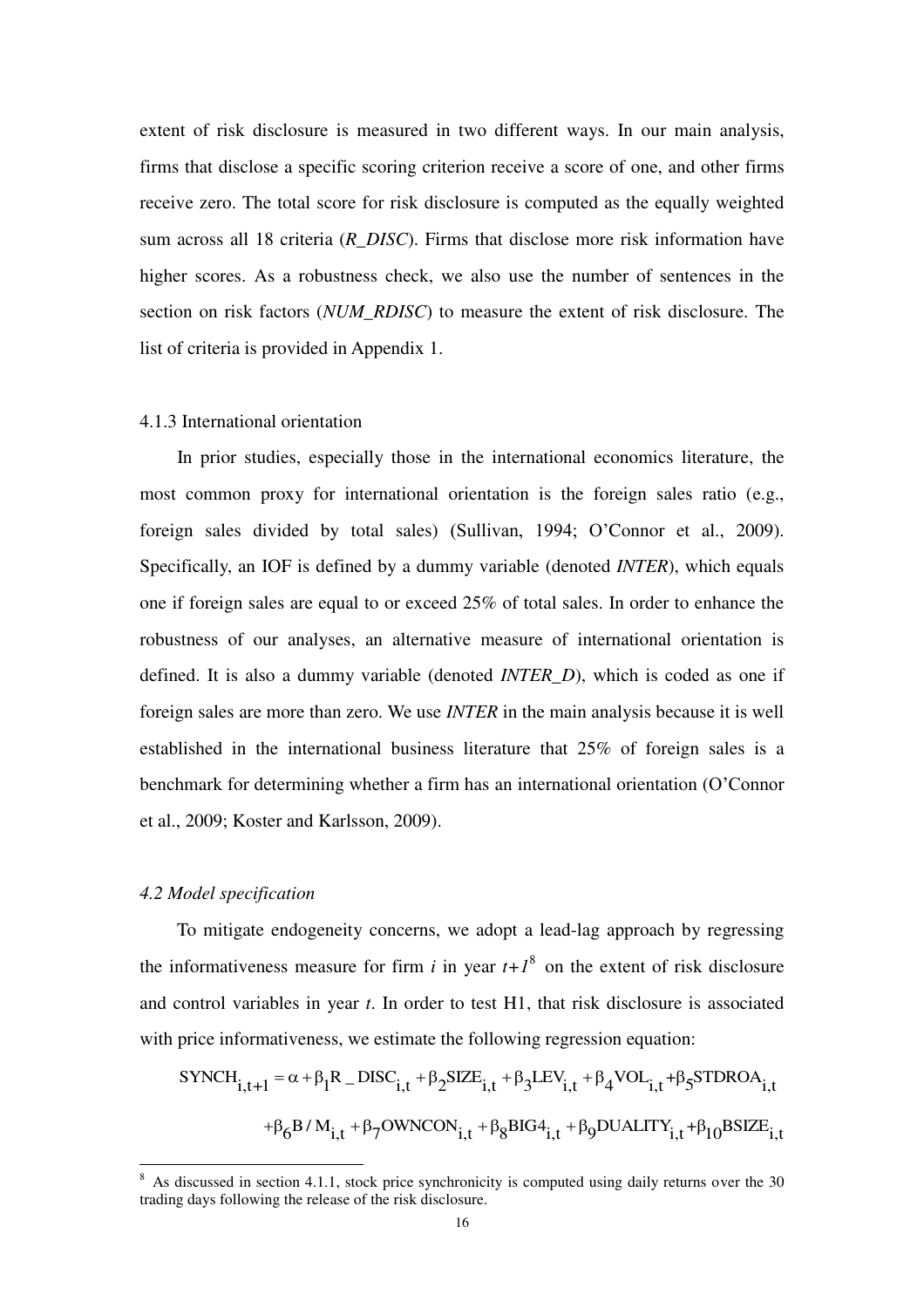extent of risk disclosure is measured in two different ways. In our main analysis, firms that disclose a specific scoring criterion receive a score of one, and other firms receive zero. The total score for risk disclosure is computed as the equally weighted sum across all 18 criteria (*R_DISC*). Firms that disclose more risk information have higher scores. As a robustness check, we also use the number of sentences in the section on risk factors (*NUM_RDISC*) to measure the extent of risk disclosure. The list of criteria is provided in Appendix 1.

### 4.1.3 International orientation

In prior studies, especially those in the international economics literature, the most common proxy for international orientation is the foreign sales ratio (e.g., foreign sales divided by total sales) (Sullivan, 1994; O'Connor et al., 2009). Specifically, an IOF is defined by a dummy variable (denoted *INTER*), which equals one if foreign sales are equal to or exceed 25% of total sales. In order to enhance the robustness of our analyses, an alternative measure of international orientation is defined. It is also a dummy variable (denoted *INTER_D*), which is coded as one if foreign sales are more than zero. We use *INTER* in the main analysis because it is well established in the international business literature that 25% of foreign sales is a benchmark for determining whether a firm has an international orientation (O'Connor et al., 2009; Koster and Karlsson, 2009).

## *4.2 Model specification*

To mitigate endogeneity concerns, we adopt a lead-lag approach by regressing the informativeness measure for firm *i* in year *t+1*[8] on the extent of risk disclosure and control variables in year *t*. In order to test H1, that risk disclosure is associated with price informativeness, we estimate the following regression equation:

$$
\begin{aligned}
SYNCH_{i,t+1} = \alpha + \beta_1 R\_DISC_{i,t} + \beta_2 SIZE_{i,t} + \beta_3 LEV_{i,t} + \beta_4 VOL_{i,t} + \beta_5 STDROA_{i,t} \\
+ \beta_6 B/M_{i,t} + \beta_7 OWNCON_{i,t} + \beta_8 BIG4_{i,t} + \beta_9 DUALITY_{i,t} + \beta_{10} BSIZE_{i,t}
\end{aligned}
$$

[8] As discussed in section 4.1.1, stock price synchronicity is computed using daily returns over the 30 trading days following the release of the risk disclosure.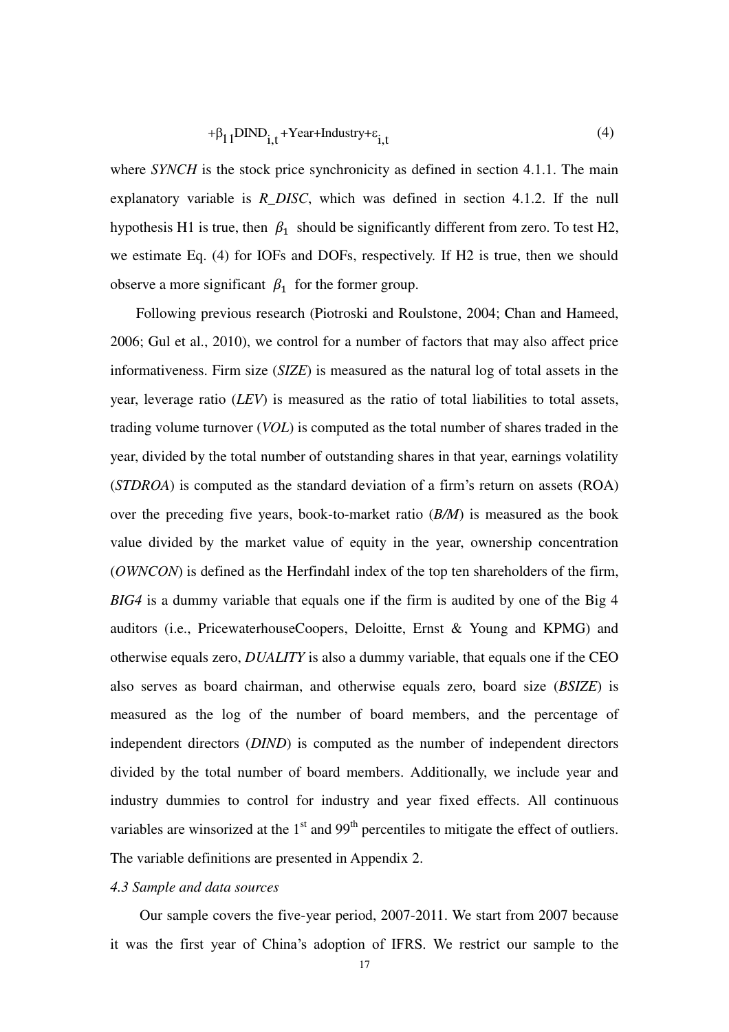$$+\beta_{11}DIND_{i,t}+Year+Industry+\varepsilon_{i,t} \tag{4}$$

where *SYNCH* is the stock price synchronicity as defined in section 4.1.1. The main explanatory variable is *R_DISC*, which was defined in section 4.1.2. If the null hypothesis H1 is true, then $\beta_1$ should be significantly different from zero. To test H2, we estimate Eq. (4) for IOFs and DOFs, respectively. If H2 is true, then we should observe a more significant $\beta_1$ for the former group.

Following previous research (Piotroski and Roulstone, 2004; Chan and Hameed, 2006; Gul et al., 2010), we control for a number of factors that may also affect price informativeness. Firm size (*SIZE*) is measured as the natural log of total assets in the year, leverage ratio (*LEV*) is measured as the ratio of total liabilities to total assets, trading volume turnover (*VOL*) is computed as the total number of shares traded in the year, divided by the total number of outstanding shares in that year, earnings volatility (*STDROA*) is computed as the standard deviation of a firm's return on assets (ROA) over the preceding five years, book-to-market ratio (*B/M*) is measured as the book value divided by the market value of equity in the year, ownership concentration (*OWNCON*) is defined as the Herfindahl index of the top ten shareholders of the firm, *BIG4* is a dummy variable that equals one if the firm is audited by one of the Big 4 auditors (i.e., PricewaterhouseCoopers, Deloitte, Ernst & Young and KPMG) and otherwise equals zero, *DUALITY* is also a dummy variable, that equals one if the CEO also serves as board chairman, and otherwise equals zero, board size (*BSIZE*) is measured as the log of the number of board members, and the percentage of independent directors (*DIND*) is computed as the number of independent directors divided by the total number of board members. Additionally, we include year and industry dummies to control for industry and year fixed effects. All continuous variables are winsorized at the 1st and 99th percentiles to mitigate the effect of outliers. The variable definitions are presented in Appendix 2.

*4.3 Sample and data sources*

Our sample covers the five-year period, 2007-2011. We start from 2007 because it was the first year of China's adoption of IFRS. We restrict our sample to the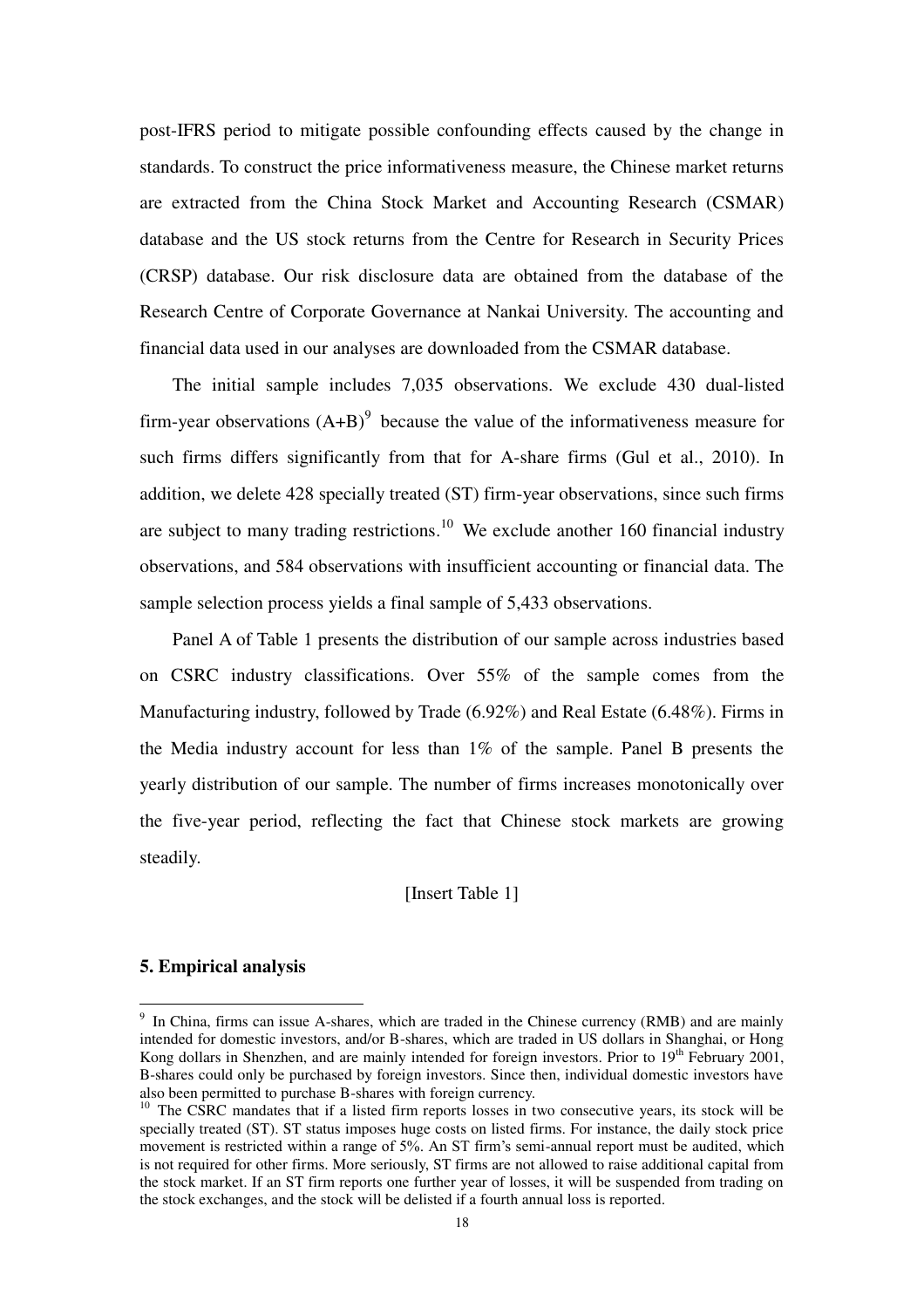post-IFRS period to mitigate possible confounding effects caused by the change in standards. To construct the price informativeness measure, the Chinese market returns are extracted from the China Stock Market and Accounting Research (CSMAR) database and the US stock returns from the Centre for Research in Security Prices (CRSP) database. Our risk disclosure data are obtained from the database of the Research Centre of Corporate Governance at Nankai University. The accounting and financial data used in our analyses are downloaded from the CSMAR database.

The initial sample includes 7,035 observations. We exclude 430 dual-listed firm-year observations (A+B)[9] because the value of the informativeness measure for such firms differs significantly from that for A-share firms (Gul et al., 2010). In addition, we delete 428 specially treated (ST) firm-year observations, since such firms are subject to many trading restrictions.[10] We exclude another 160 financial industry observations, and 584 observations with insufficient accounting or financial data. The sample selection process yields a final sample of 5,433 observations.

Panel A of Table 1 presents the distribution of our sample across industries based on CSRC industry classifications. Over 55% of the sample comes from the Manufacturing industry, followed by Trade (6.92%) and Real Estate (6.48%). Firms in the Media industry account for less than 1% of the sample. Panel B presents the yearly distribution of our sample. The number of firms increases monotonically over the five-year period, reflecting the fact that Chinese stock markets are growing steadily.

[Insert Table 1]

## 5. Empirical analysis

[9] In China, firms can issue A-shares, which are traded in the Chinese currency (RMB) and are mainly intended for domestic investors, and/or B-shares, which are traded in US dollars in Shanghai, or Hong Kong dollars in Shenzhen, and are mainly intended for foreign investors. Prior to 19th February 2001, B-shares could only be purchased by foreign investors. Since then, individual domestic investors have also been permitted to purchase B-shares with foreign currency.

[10] The CSRC mandates that if a listed firm reports losses in two consecutive years, its stock will be specially treated (ST). ST status imposes huge costs on listed firms. For instance, the daily stock price movement is restricted within a range of 5%. An ST firm's semi-annual report must be audited, which is not required for other firms. More seriously, ST firms are not allowed to raise additional capital from the stock market. If an ST firm reports one further year of losses, it will be suspended from trading on the stock exchanges, and the stock will be delisted if a fourth annual loss is reported.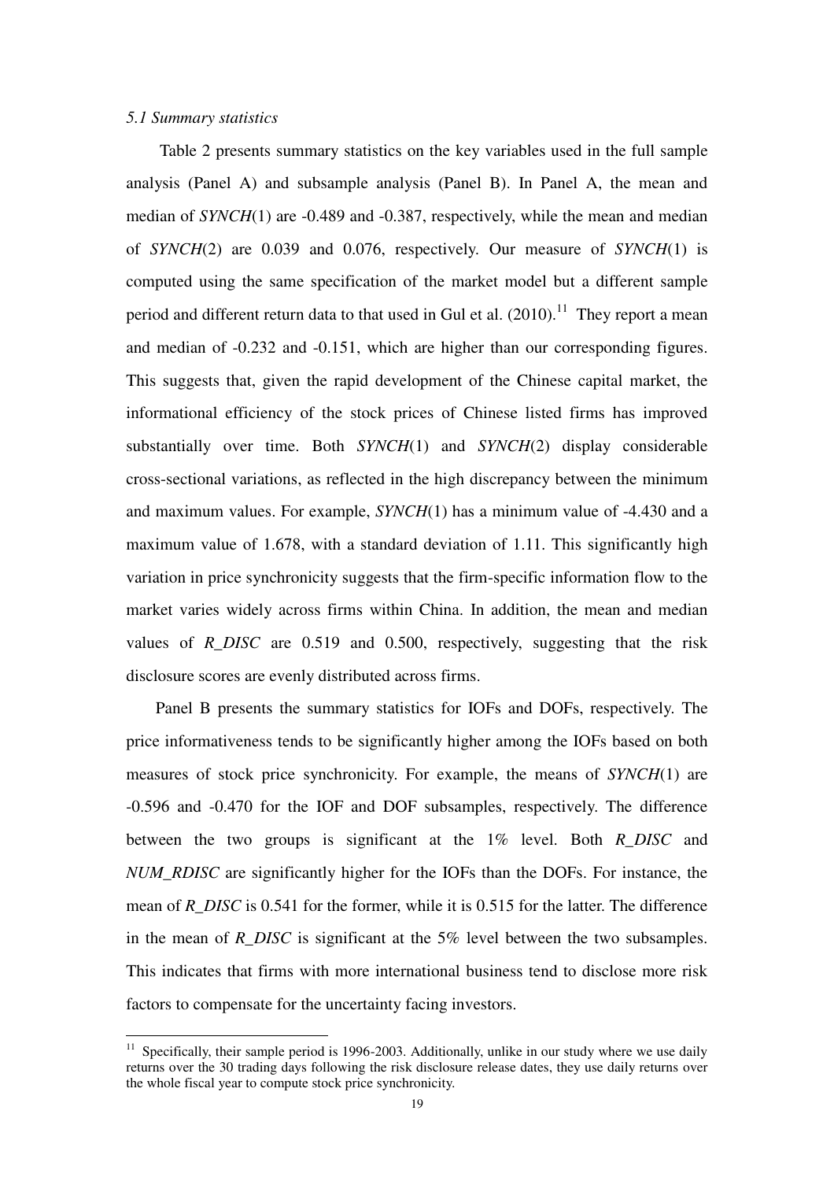*5.1 Summary statistics*

Table 2 presents summary statistics on the key variables used in the full sample analysis (Panel A) and subsample analysis (Panel B). In Panel A, the mean and median of *SYNCH*(1) are -0.489 and -0.387, respectively, while the mean and median of *SYNCH*(2) are 0.039 and 0.076, respectively. Our measure of *SYNCH*(1) is computed using the same specification of the market model but a different sample period and different return data to that used in Gul et al. (2010).[11] They report a mean and median of -0.232 and -0.151, which are higher than our corresponding figures. This suggests that, given the rapid development of the Chinese capital market, the informational efficiency of the stock prices of Chinese listed firms has improved substantially over time. Both *SYNCH*(1) and *SYNCH*(2) display considerable cross-sectional variations, as reflected in the high discrepancy between the minimum and maximum values. For example, *SYNCH*(1) has a minimum value of -4.430 and a maximum value of 1.678, with a standard deviation of 1.11. This significantly high variation in price synchronicity suggests that the firm-specific information flow to the market varies widely across firms within China. In addition, the mean and median values of *R_DISC* are 0.519 and 0.500, respectively, suggesting that the risk disclosure scores are evenly distributed across firms.

Panel B presents the summary statistics for IOFs and DOFs, respectively. The price informativeness tends to be significantly higher among the IOFs based on both measures of stock price synchronicity. For example, the means of *SYNCH*(1) are -0.596 and -0.470 for the IOF and DOF subsamples, respectively. The difference between the two groups is significant at the 1% level. Both *R_DISC* and *NUM_RDISC* are significantly higher for the IOFs than the DOFs. For instance, the mean of *R_DISC* is 0.541 for the former, while it is 0.515 for the latter. The difference in the mean of *R_DISC* is significant at the 5% level between the two subsamples. This indicates that firms with more international business tend to disclose more risk factors to compensate for the uncertainty facing investors.

---

[11] Specifically, their sample period is 1996-2003. Additionally, unlike in our study where we use daily returns over the 30 trading days following the risk disclosure release dates, they use daily returns over the whole fiscal year to compute stock price synchronicity.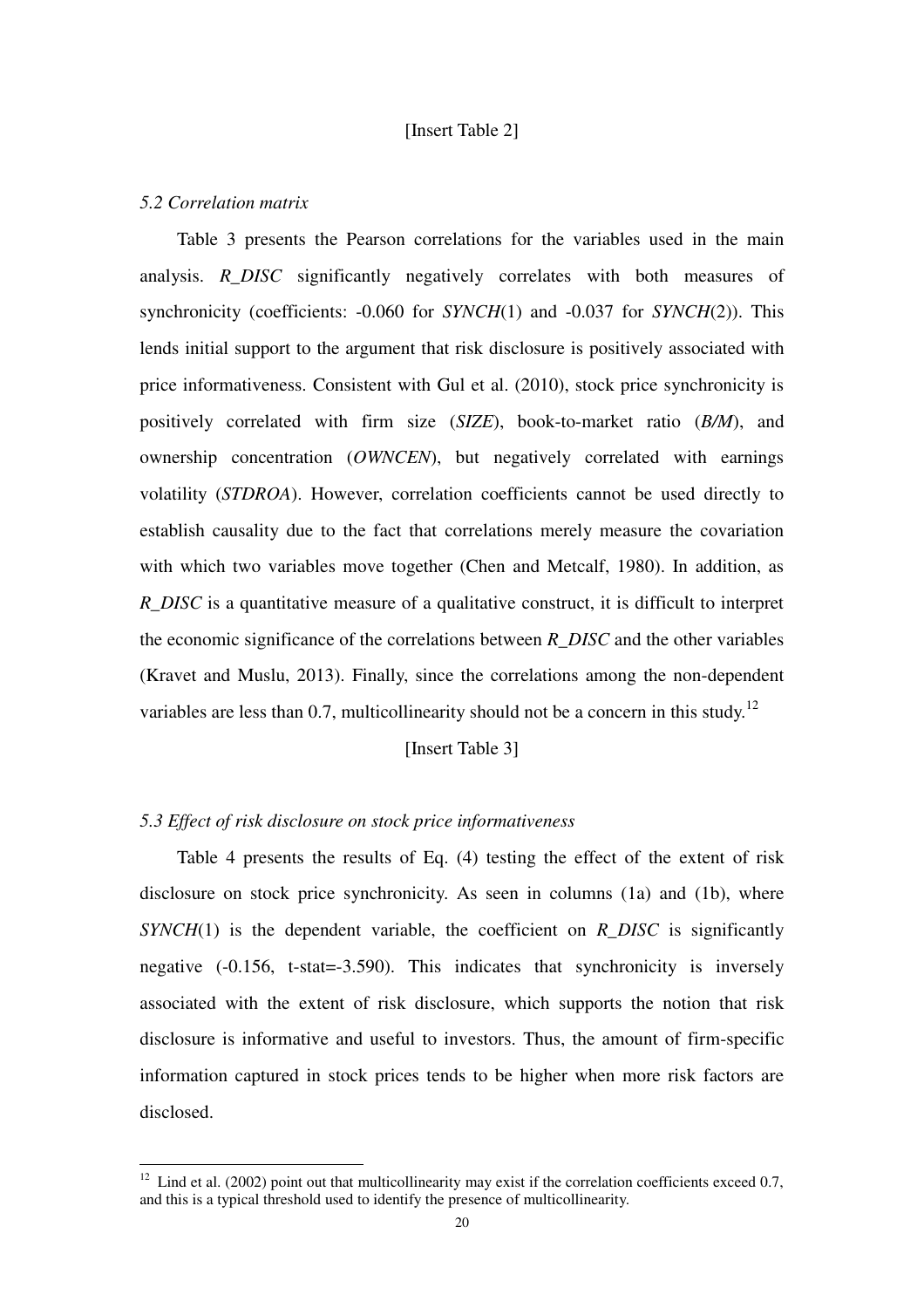[Insert Table 2]

### *5.2 Correlation matrix*

Table 3 presents the Pearson correlations for the variables used in the main analysis. *R_DISC* significantly negatively correlates with both measures of synchronicity (coefficients: -0.060 for *SYNCH*(1) and -0.037 for *SYNCH*(2)). This lends initial support to the argument that risk disclosure is positively associated with price informativeness. Consistent with Gul et al. (2010), stock price synchronicity is positively correlated with firm size (*SIZE*), book-to-market ratio (*B/M*), and ownership concentration (*OWNCEN*), but negatively correlated with earnings volatility (*STDROA*). However, correlation coefficients cannot be used directly to establish causality due to the fact that correlations merely measure the covariation with which two variables move together (Chen and Metcalf, 1980). In addition, as *R_DISC* is a quantitative measure of a qualitative construct, it is difficult to interpret the economic significance of the correlations between *R_DISC* and the other variables (Kravet and Muslu, 2013). Finally, since the correlations among the non-dependent variables are less than 0.7, multicollinearity should not be a concern in this study.[12]

[Insert Table 3]

### *5.3 Effect of risk disclosure on stock price informativeness*

Table 4 presents the results of Eq. (4) testing the effect of the extent of risk disclosure on stock price synchronicity. As seen in columns (1a) and (1b), where *SYNCH*(1) is the dependent variable, the coefficient on *R_DISC* is significantly negative (-0.156, t-stat=-3.590). This indicates that synchronicity is inversely associated with the extent of risk disclosure, which supports the notion that risk disclosure is informative and useful to investors. Thus, the amount of firm-specific information captured in stock prices tends to be higher when more risk factors are disclosed.

[12] Lind et al. (2002) point out that multicollinearity may exist if the correlation coefficients exceed 0.7, and this is a typical threshold used to identify the presence of multicollinearity.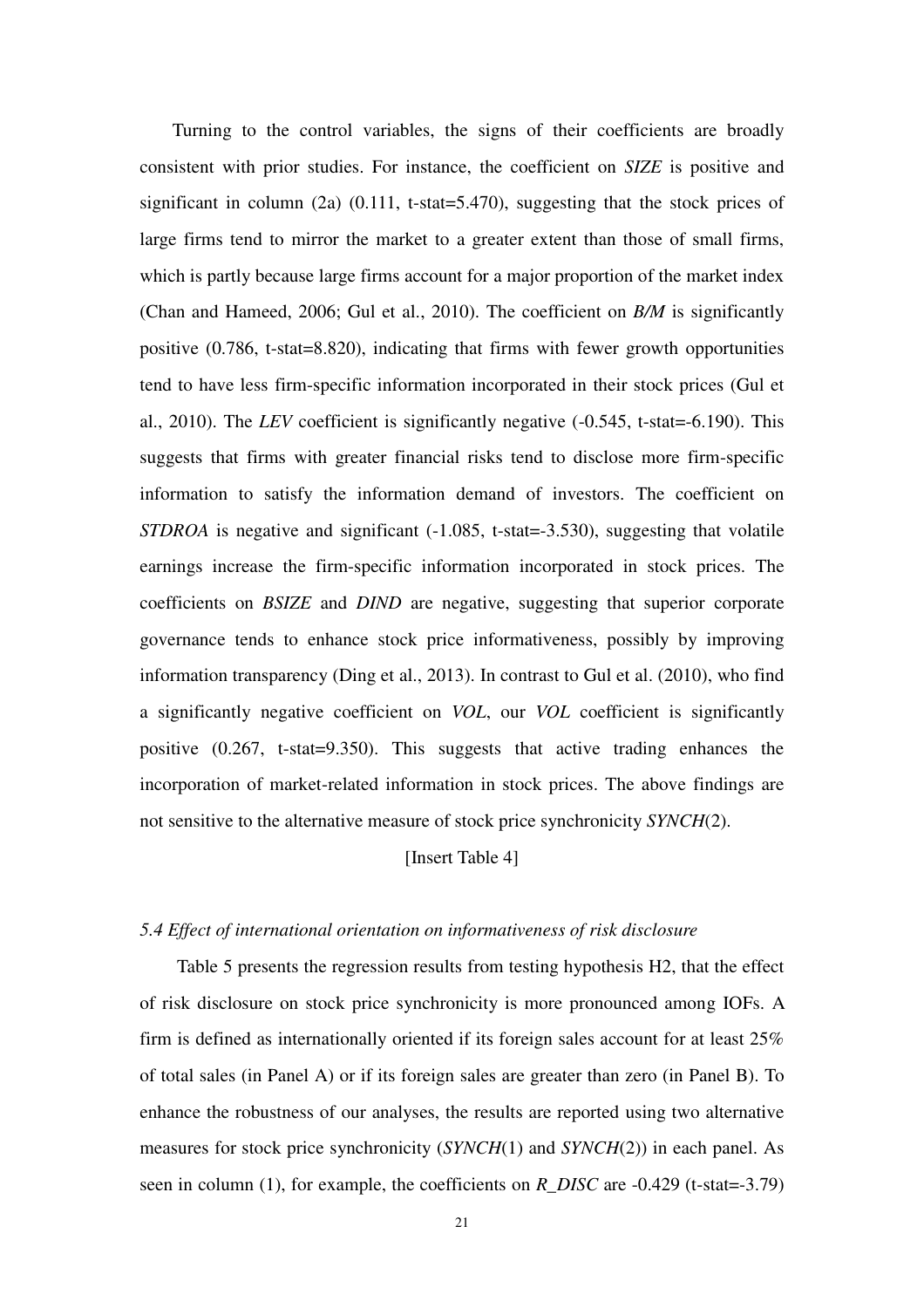Turning to the control variables, the signs of their coefficients are broadly consistent with prior studies. For instance, the coefficient on *SIZE* is positive and significant in column (2a) (0.111, t-stat=5.470), suggesting that the stock prices of large firms tend to mirror the market to a greater extent than those of small firms, which is partly because large firms account for a major proportion of the market index (Chan and Hameed, 2006; Gul et al., 2010). The coefficient on *B/M* is significantly positive (0.786, t-stat=8.820), indicating that firms with fewer growth opportunities tend to have less firm-specific information incorporated in their stock prices (Gul et al., 2010). The *LEV* coefficient is significantly negative (-0.545, t-stat=-6.190). This suggests that firms with greater financial risks tend to disclose more firm-specific information to satisfy the information demand of investors. The coefficient on *STDROA* is negative and significant (-1.085, t-stat=-3.530), suggesting that volatile earnings increase the firm-specific information incorporated in stock prices. The coefficients on *BSIZE* and *DIND* are negative, suggesting that superior corporate governance tends to enhance stock price informativeness, possibly by improving information transparency (Ding et al., 2013). In contrast to Gul et al. (2010), who find a significantly negative coefficient on *VOL*, our *VOL* coefficient is significantly positive (0.267, t-stat=9.350). This suggests that active trading enhances the incorporation of market-related information in stock prices. The above findings are not sensitive to the alternative measure of stock price synchronicity *SYNCH*(2).

[Insert Table 4]

### *5.4 Effect of international orientation on informativeness of risk disclosure*

Table 5 presents the regression results from testing hypothesis H2, that the effect of risk disclosure on stock price synchronicity is more pronounced among IOFs. A firm is defined as internationally oriented if its foreign sales account for at least 25% of total sales (in Panel A) or if its foreign sales are greater than zero (in Panel B). To enhance the robustness of our analyses, the results are reported using two alternative measures for stock price synchronicity (*SYNCH*(1) and *SYNCH*(2)) in each panel. As seen in column (1), for example, the coefficients on *R_DISC* are -0.429 (t-stat=-3.79)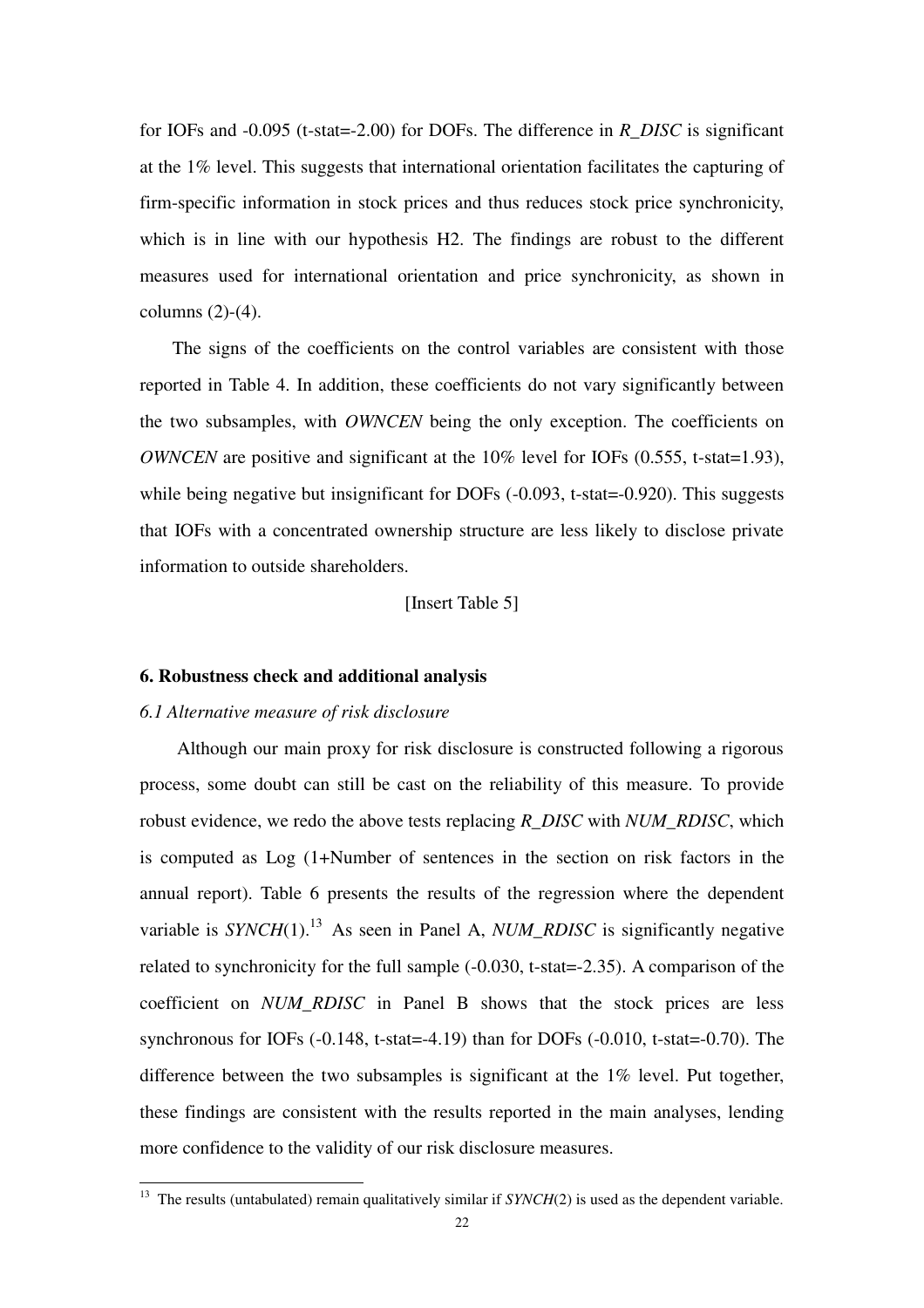for IOFs and -0.095 (t-stat=-2.00) for DOFs. The difference in *R_DISC* is significant at the 1% level. This suggests that international orientation facilitates the capturing of firm-specific information in stock prices and thus reduces stock price synchronicity, which is in line with our hypothesis H2. The findings are robust to the different measures used for international orientation and price synchronicity, as shown in columns (2)-(4).

The signs of the coefficients on the control variables are consistent with those reported in Table 4. In addition, these coefficients do not vary significantly between the two subsamples, with *OWNCEN* being the only exception. The coefficients on *OWNCEN* are positive and significant at the 10% level for IOFs (0.555, t-stat=1.93), while being negative but insignificant for DOFs (-0.093, t-stat=-0.920). This suggests that IOFs with a concentrated ownership structure are less likely to disclose private information to outside shareholders.

[Insert Table 5]

## 6. Robustness check and additional analysis

### *6.1 Alternative measure of risk disclosure*

Although our main proxy for risk disclosure is constructed following a rigorous process, some doubt can still be cast on the reliability of this measure. To provide robust evidence, we redo the above tests replacing *R_DISC* with *NUM_RDISC*, which is computed as Log (1+Number of sentences in the section on risk factors in the annual report). Table 6 presents the results of the regression where the dependent variable is *SYNCH*(1).[13] As seen in Panel A, *NUM_RDISC* is significantly negative related to synchronicity for the full sample (-0.030, t-stat=-2.35). A comparison of the coefficient on *NUM_RDISC* in Panel B shows that the stock prices are less synchronous for IOFs (-0.148, t-stat=-4.19) than for DOFs (-0.010, t-stat=-0.70). The difference between the two subsamples is significant at the 1% level. Put together, these findings are consistent with the results reported in the main analyses, lending more confidence to the validity of our risk disclosure measures.

[13] The results (untabulated) remain qualitatively similar if *SYNCH*(2) is used as the dependent variable.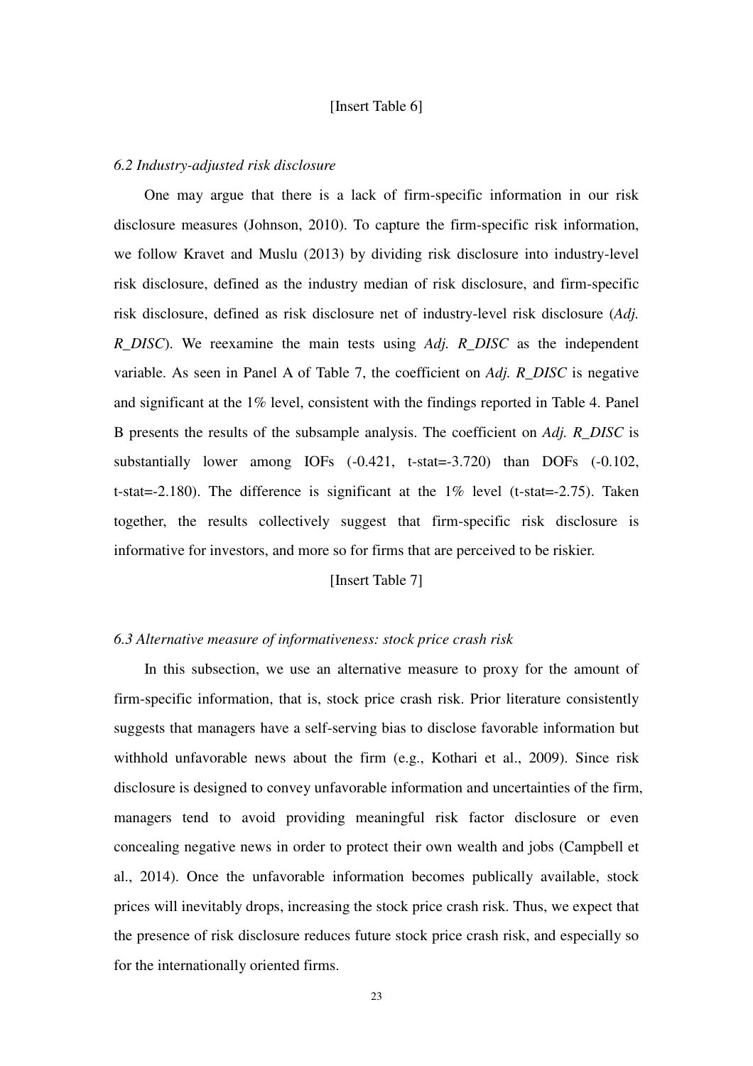[Insert Table 6]

### *6.2 Industry-adjusted risk disclosure*

One may argue that there is a lack of firm-specific information in our risk disclosure measures (Johnson, 2010). To capture the firm-specific risk information, we follow Kravet and Muslu (2013) by dividing risk disclosure into industry-level risk disclosure, defined as the industry median of risk disclosure, and firm-specific risk disclosure, defined as risk disclosure net of industry-level risk disclosure (*Adj. R_DISC*). We reexamine the main tests using *Adj. R_DISC* as the independent variable. As seen in Panel A of Table 7, the coefficient on *Adj. R_DISC* is negative and significant at the 1% level, consistent with the findings reported in Table 4. Panel B presents the results of the subsample analysis. The coefficient on *Adj. R_DISC* is substantially lower among IOFs (-0.421, t-stat=-3.720) than DOFs (-0.102, t-stat=-2.180). The difference is significant at the 1% level (t-stat=-2.75). Taken together, the results collectively suggest that firm-specific risk disclosure is informative for investors, and more so for firms that are perceived to be riskier.

[Insert Table 7]

### *6.3 Alternative measure of informativeness: stock price crash risk*

In this subsection, we use an alternative measure to proxy for the amount of firm-specific information, that is, stock price crash risk. Prior literature consistently suggests that managers have a self-serving bias to disclose favorable information but withhold unfavorable news about the firm (e.g., Kothari et al., 2009). Since risk disclosure is designed to convey unfavorable information and uncertainties of the firm, managers tend to avoid providing meaningful risk factor disclosure or even concealing negative news in order to protect their own wealth and jobs (Campbell et al., 2014). Once the unfavorable information becomes publically available, stock prices will inevitably drops, increasing the stock price crash risk. Thus, we expect that the presence of risk disclosure reduces future stock price crash risk, and especially so for the internationally oriented firms.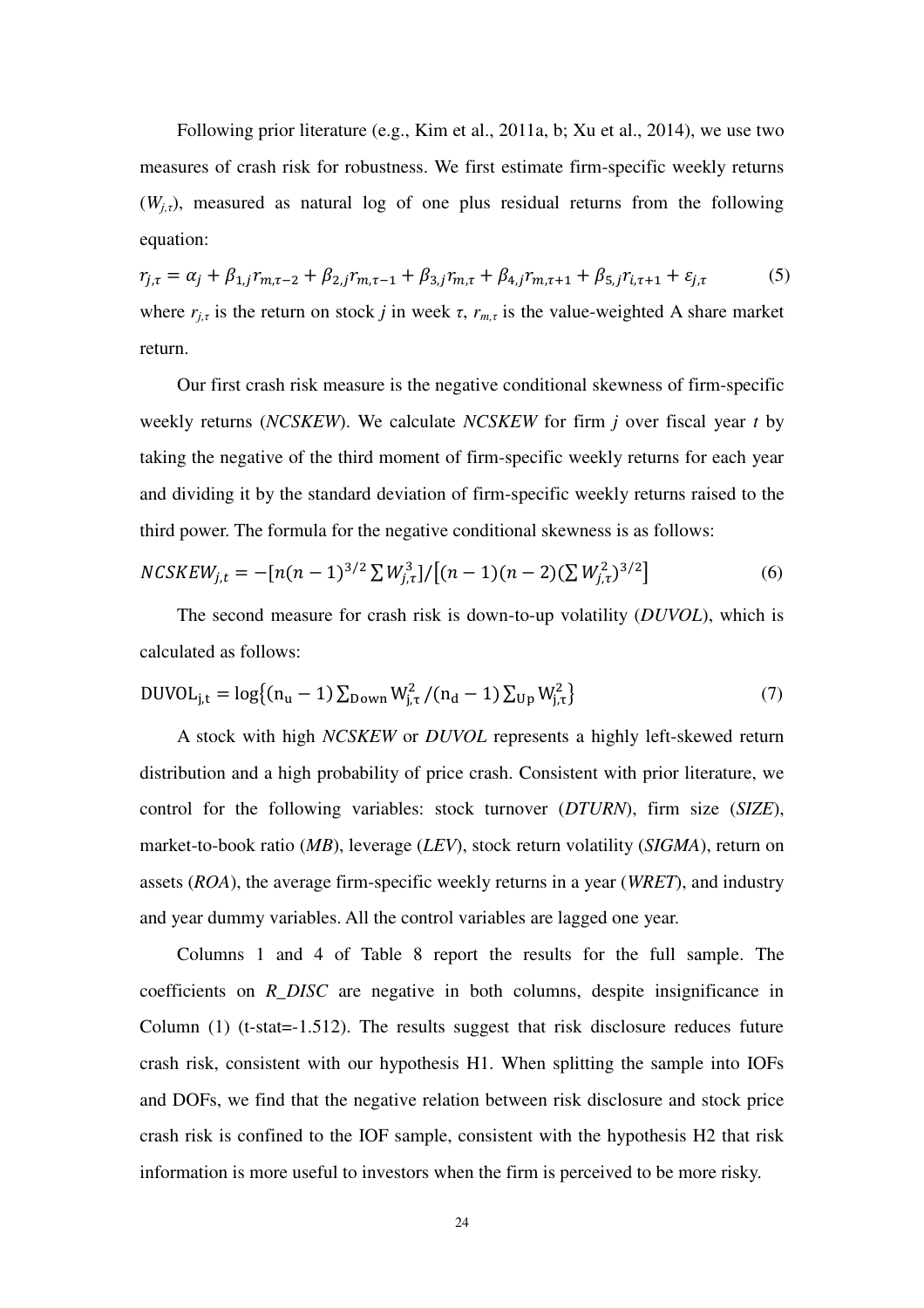Following prior literature (e.g., Kim et al., 2011a, b; Xu et al., 2014), we use two measures of crash risk for robustness. We first estimate firm-specific weekly returns ($W_{j,\tau}$), measured as natural log of one plus residual returns from the following equation:

$$r_{j,\tau} = \alpha_j + \beta_{1,j} r_{m,\tau-2} + \beta_{2,j} r_{m,\tau-1} + \beta_{3,j} r_{m,\tau} + \beta_{4,j} r_{m,\tau+1} + \beta_{5,j} r_{i,\tau+1} + \varepsilon_{j,\tau} \quad (5)$$

where $r_{j,\tau}$ is the return on stock *j* in week $\tau$, $r_{m,\tau}$ is the value-weighted A share market return.

Our first crash risk measure is the negative conditional skewness of firm-specific weekly returns (*NCSKEW*). We calculate *NCSKEW* for firm *j* over fiscal year *t* by taking the negative of the third moment of firm-specific weekly returns for each year and dividing it by the standard deviation of firm-specific weekly returns raised to the third power. The formula for the negative conditional skewness is as follows:

$$NCSKEW_{j,t} = -[n(n-1)^{3/2} \sum W_{j,\tau}^3] / [(n-1)(n-2)(\sum W_{j,\tau}^2)^{3/2}] \quad (6)$$

The second measure for crash risk is down-to-up volatility (*DUVOL*), which is calculated as follows:

$$\mathrm{DUVOL_{j,t}} = \log\{(\mathrm{n_u} - 1) \sum_{\mathrm{Down}} \mathrm{W_{j,\tau}^2} / (\mathrm{n_d} - 1) \sum_{\mathrm{Up}} \mathrm{W_{j,\tau}^2}\} \quad (7)$$

A stock with high *NCSKEW* or *DUVOL* represents a highly left-skewed return distribution and a high probability of price crash. Consistent with prior literature, we control for the following variables: stock turnover (*DTURN*), firm size (*SIZE*), market-to-book ratio (*MB*), leverage (*LEV*), stock return volatility (*SIGMA*), return on assets (*ROA*), the average firm-specific weekly returns in a year (*WRET*), and industry and year dummy variables. All the control variables are lagged one year.

Columns 1 and 4 of Table 8 report the results for the full sample. The coefficients on *R_DISC* are negative in both columns, despite insignificance in Column (1) (t-stat=-1.512). The results suggest that risk disclosure reduces future crash risk, consistent with our hypothesis H1. When splitting the sample into IOFs and DOFs, we find that the negative relation between risk disclosure and stock price crash risk is confined to the IOF sample, consistent with the hypothesis H2 that risk information is more useful to investors when the firm is perceived to be more risky.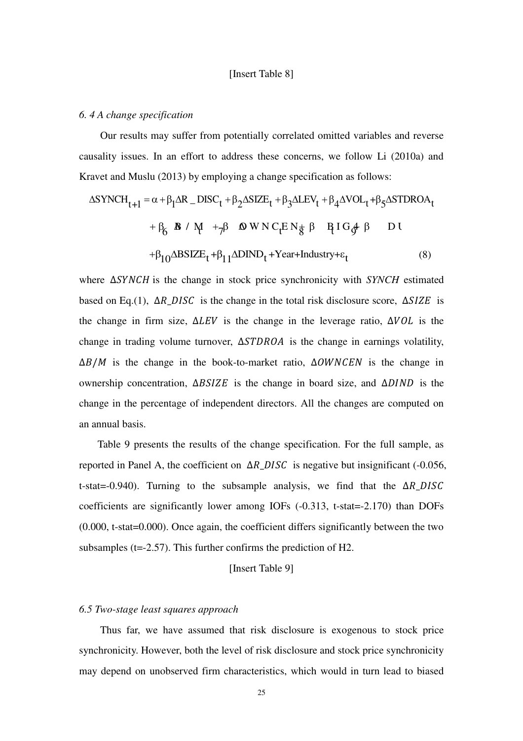[Insert Table 8]

*6. 4 A change specification*

Our results may suffer from potentially correlated omitted variables and reverse causality issues. In an effort to address these concerns, we follow Li (2010a) and Kravet and Muslu (2013) by employing a change specification as follows:

$$\Delta SYNCH_{t+1} = \alpha + \beta_1 \Delta R\_DISC_t + \beta_2 \Delta SIZE_t + \beta_3 \Delta LEV_t + \beta_4 \Delta VOL_t + \beta_5 \Delta STDROA_t$$
$$+ \beta_6 \Delta B/M_t + \beta_7 \Delta OWNCEN_t + \beta_8 BIG4_t + \beta_9 DU$$
$$+ \beta_{10} \Delta BSIZE_t + \beta_{11} \Delta DIND_t + Year + Industry + \varepsilon_t \quad (8)$$

where $\Delta SYNCH$ is the change in stock price synchronicity with $SYNCH$ estimated based on Eq.(1), $\Delta R\_DISC$ is the change in the total risk disclosure score, $\Delta SIZE$ is the change in firm size, $\Delta LEV$ is the change in the leverage ratio, $\Delta VOL$ is the change in trading volume turnover, $\Delta STDROA$ is the change in earnings volatility, $\Delta B/M$ is the change in the book-to-market ratio, $\Delta OWNCEN$ is the change in ownership concentration, $\Delta BSIZE$ is the change in board size, and $\Delta DIND$ is the change in the percentage of independent directors. All the changes are computed on an annual basis.

Table 9 presents the results of the change specification. For the full sample, as reported in Panel A, the coefficient on $\Delta R\_DISC$ is negative but insignificant (-0.056, t-stat=-0.940). Turning to the subsample analysis, we find that the $\Delta R\_DISC$ coefficients are significantly lower among IOFs (-0.313, t-stat=-2.170) than DOFs (0.000, t-stat=0.000). Once again, the coefficient differs significantly between the two subsamples (t=-2.57). This further confirms the prediction of H2.

[Insert Table 9]

*6.5 Two-stage least squares approach*

Thus far, we have assumed that risk disclosure is exogenous to stock price synchronicity. However, both the level of risk disclosure and stock price synchronicity may depend on unobserved firm characteristics, which would in turn lead to biased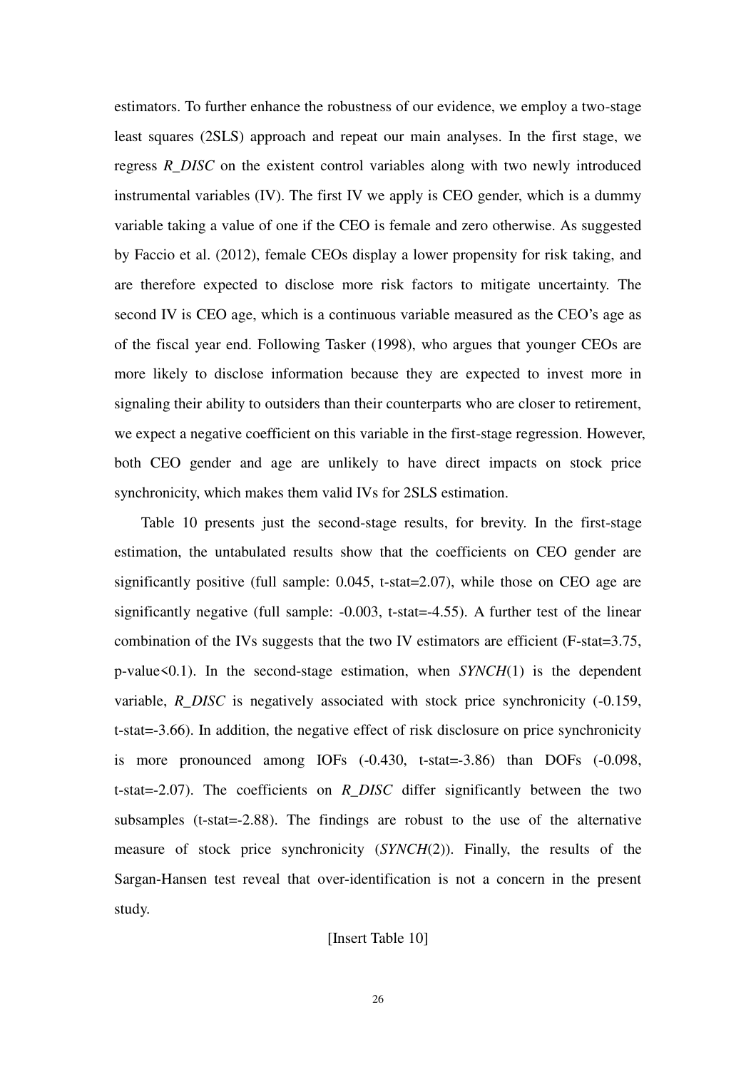estimators. To further enhance the robustness of our evidence, we employ a two-stage least squares (2SLS) approach and repeat our main analyses. In the first stage, we regress *R_DISC* on the existent control variables along with two newly introduced instrumental variables (IV). The first IV we apply is CEO gender, which is a dummy variable taking a value of one if the CEO is female and zero otherwise. As suggested by Faccio et al. (2012), female CEOs display a lower propensity for risk taking, and are therefore expected to disclose more risk factors to mitigate uncertainty. The second IV is CEO age, which is a continuous variable measured as the CEO's age as of the fiscal year end. Following Tasker (1998), who argues that younger CEOs are more likely to disclose information because they are expected to invest more in signaling their ability to outsiders than their counterparts who are closer to retirement, we expect a negative coefficient on this variable in the first-stage regression. However, both CEO gender and age are unlikely to have direct impacts on stock price synchronicity, which makes them valid IVs for 2SLS estimation.

Table 10 presents just the second-stage results, for brevity. In the first-stage estimation, the untabulated results show that the coefficients on CEO gender are significantly positive (full sample: 0.045, t-stat=2.07), while those on CEO age are significantly negative (full sample: -0.003, t-stat=-4.55). A further test of the linear combination of the IVs suggests that the two IV estimators are efficient (F-stat=3.75, p-value<0.1). In the second-stage estimation, when *SYNCH*(1) is the dependent variable, *R_DISC* is negatively associated with stock price synchronicity (-0.159, t-stat=-3.66). In addition, the negative effect of risk disclosure on price synchronicity is more pronounced among IOFs (-0.430, t-stat=-3.86) than DOFs (-0.098, t-stat=-2.07). The coefficients on *R_DISC* differ significantly between the two subsamples (t-stat=-2.88). The findings are robust to the use of the alternative measure of stock price synchronicity (*SYNCH*(2)). Finally, the results of the Sargan-Hansen test reveal that over-identification is not a concern in the present study.

[Insert Table 10]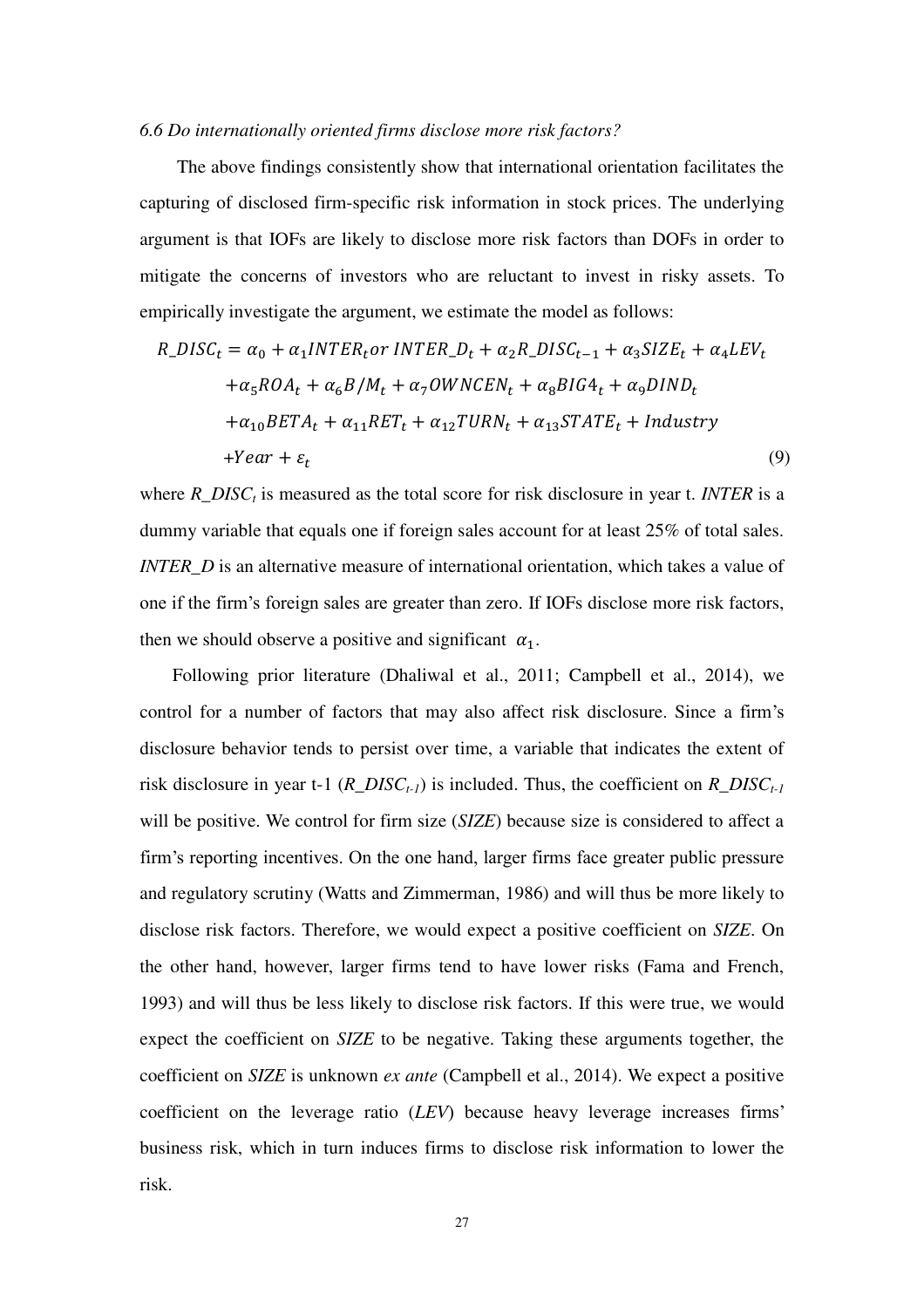*6.6 Do internationally oriented firms disclose more risk factors?*

The above findings consistently show that international orientation facilitates the capturing of disclosed firm-specific risk information in stock prices. The underlying argument is that IOFs are likely to disclose more risk factors than DOFs in order to mitigate the concerns of investors who are reluctant to invest in risky assets. To empirically investigate the argument, we estimate the model as follows:

$$
\begin{aligned}
R\_DISC_t = {} & \alpha_0 + \alpha_1 INTER_t \, or \, INTER\_D_t + \alpha_2 R\_DISC_{t-1} + \alpha_3 SIZE_t + \alpha_4 LEV_t \\
& + \alpha_5 ROA_t + \alpha_6 B/M_t + \alpha_7 OWNCEN_t + \alpha_8 BIG4_t + \alpha_9 DIND_t \\
& + \alpha_{10} BETA_t + \alpha_{11} RET_t + \alpha_{12} TURN_t + \alpha_{13} STATE_t + Industry \\
& + Year + \varepsilon_t
\end{aligned} \tag{9}
$$

where $R\_DISC_t$ is measured as the total score for risk disclosure in year t. *INTER* is a dummy variable that equals one if foreign sales account for at least 25% of total sales. *INTER_D* is an alternative measure of international orientation, which takes a value of one if the firm's foreign sales are greater than zero. If IOFs disclose more risk factors, then we should observe a positive and significant $\alpha_1$.

Following prior literature (Dhaliwal et al., 2011; Campbell et al., 2014), we control for a number of factors that may also affect risk disclosure. Since a firm's disclosure behavior tends to persist over time, a variable that indicates the extent of risk disclosure in year t-1 ($R\_DISC_{t-1}$) is included. Thus, the coefficient on $R\_DISC_{t-1}$ will be positive. We control for firm size (*SIZE*) because size is considered to affect a firm's reporting incentives. On the one hand, larger firms face greater public pressure and regulatory scrutiny (Watts and Zimmerman, 1986) and will thus be more likely to disclose risk factors. Therefore, we would expect a positive coefficient on *SIZE*. On the other hand, however, larger firms tend to have lower risks (Fama and French, 1993) and will thus be less likely to disclose risk factors. If this were true, we would expect the coefficient on *SIZE* to be negative. Taking these arguments together, the coefficient on *SIZE* is unknown *ex ante* (Campbell et al., 2014). We expect a positive coefficient on the leverage ratio (*LEV*) because heavy leverage increases firms' business risk, which in turn induces firms to disclose risk information to lower the risk.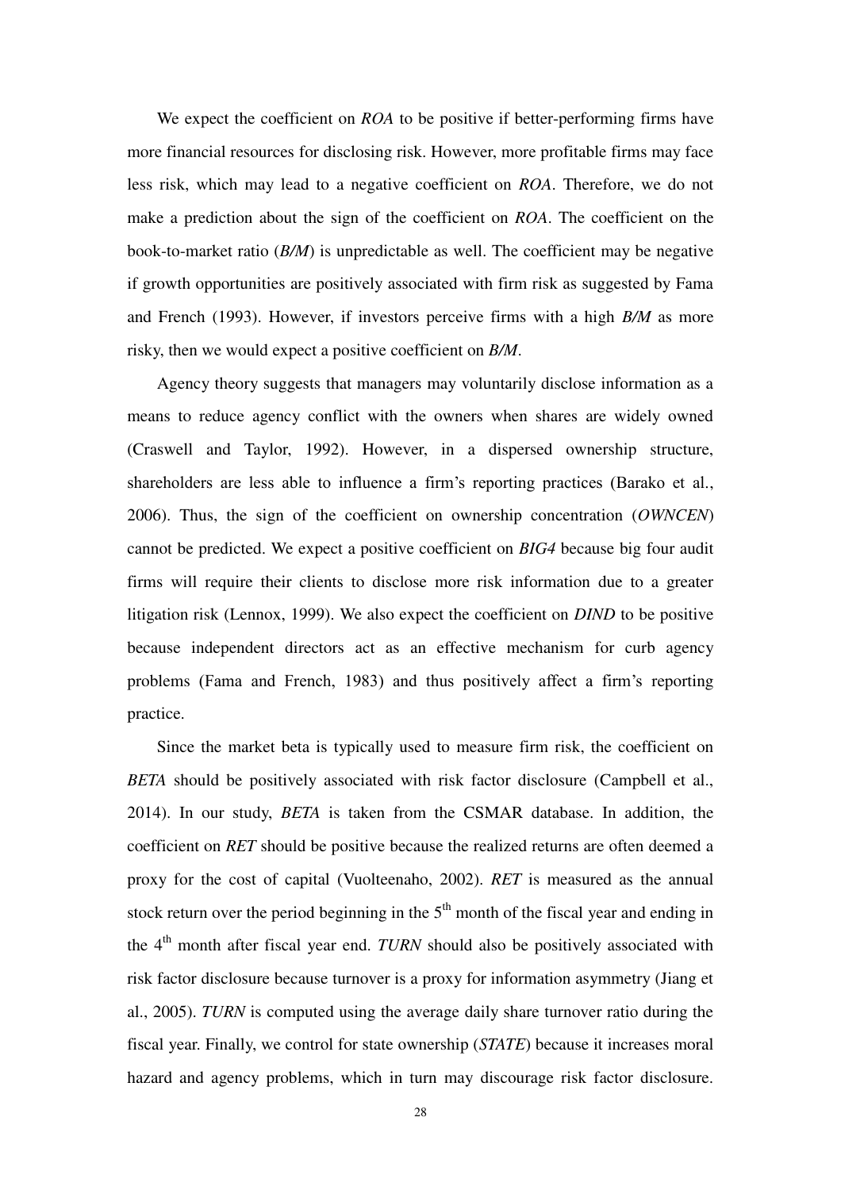We expect the coefficient on *ROA* to be positive if better-performing firms have more financial resources for disclosing risk. However, more profitable firms may face less risk, which may lead to a negative coefficient on *ROA*. Therefore, we do not make a prediction about the sign of the coefficient on *ROA*. The coefficient on the book-to-market ratio (*B/M*) is unpredictable as well. The coefficient may be negative if growth opportunities are positively associated with firm risk as suggested by Fama and French (1993). However, if investors perceive firms with a high *B/M* as more risky, then we would expect a positive coefficient on *B/M*.

Agency theory suggests that managers may voluntarily disclose information as a means to reduce agency conflict with the owners when shares are widely owned (Craswell and Taylor, 1992). However, in a dispersed ownership structure, shareholders are less able to influence a firm's reporting practices (Barako et al., 2006). Thus, the sign of the coefficient on ownership concentration (*OWNCEN*) cannot be predicted. We expect a positive coefficient on *BIG4* because big four audit firms will require their clients to disclose more risk information due to a greater litigation risk (Lennox, 1999). We also expect the coefficient on *DIND* to be positive because independent directors act as an effective mechanism for curb agency problems (Fama and French, 1983) and thus positively affect a firm's reporting practice.

Since the market beta is typically used to measure firm risk, the coefficient on *BETA* should be positively associated with risk factor disclosure (Campbell et al., 2014). In our study, *BETA* is taken from the CSMAR database. In addition, the coefficient on *RET* should be positive because the realized returns are often deemed a proxy for the cost of capital (Vuolteenaho, 2002). *RET* is measured as the annual stock return over the period beginning in the $5^{th}$ month of the fiscal year and ending in the $4^{th}$ month after fiscal year end. *TURN* should also be positively associated with risk factor disclosure because turnover is a proxy for information asymmetry (Jiang et al., 2005). *TURN* is computed using the average daily share turnover ratio during the fiscal year. Finally, we control for state ownership (*STATE*) because it increases moral hazard and agency problems, which in turn may discourage risk factor disclosure.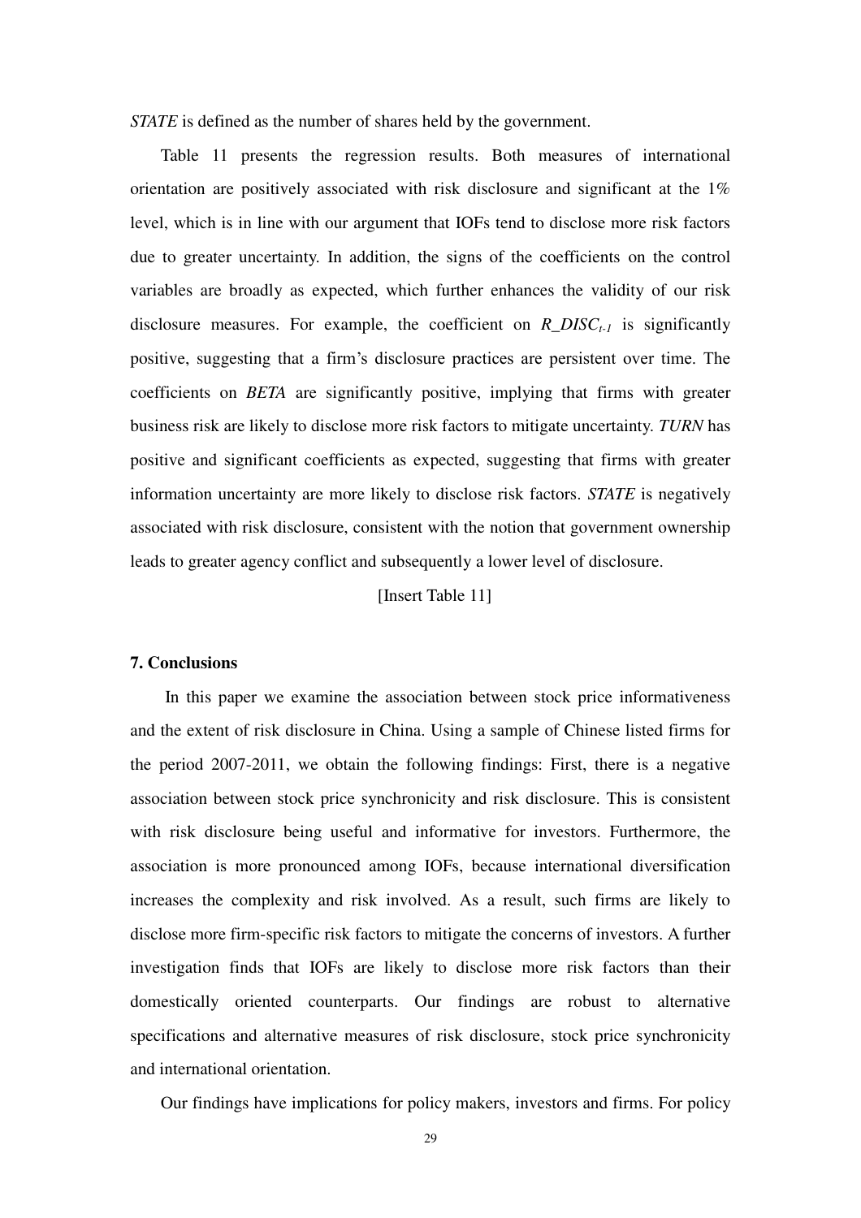*STATE* is defined as the number of shares held by the government.

Table 11 presents the regression results. Both measures of international orientation are positively associated with risk disclosure and significant at the 1% level, which is in line with our argument that IOFs tend to disclose more risk factors due to greater uncertainty. In addition, the signs of the coefficients on the control variables are broadly as expected, which further enhances the validity of our risk disclosure measures. For example, the coefficient on $R\_DISC_{t-1}$ is significantly positive, suggesting that a firm's disclosure practices are persistent over time. The coefficients on *BETA* are significantly positive, implying that firms with greater business risk are likely to disclose more risk factors to mitigate uncertainty. *TURN* has positive and significant coefficients as expected, suggesting that firms with greater information uncertainty are more likely to disclose risk factors. *STATE* is negatively associated with risk disclosure, consistent with the notion that government ownership leads to greater agency conflict and subsequently a lower level of disclosure.

[Insert Table 11]

## 7. Conclusions

In this paper we examine the association between stock price informativeness and the extent of risk disclosure in China. Using a sample of Chinese listed firms for the period 2007-2011, we obtain the following findings: First, there is a negative association between stock price synchronicity and risk disclosure. This is consistent with risk disclosure being useful and informative for investors. Furthermore, the association is more pronounced among IOFs, because international diversification increases the complexity and risk involved. As a result, such firms are likely to disclose more firm-specific risk factors to mitigate the concerns of investors. A further investigation finds that IOFs are likely to disclose more risk factors than their domestically oriented counterparts. Our findings are robust to alternative specifications and alternative measures of risk disclosure, stock price synchronicity and international orientation.

Our findings have implications for policy makers, investors and firms. For policy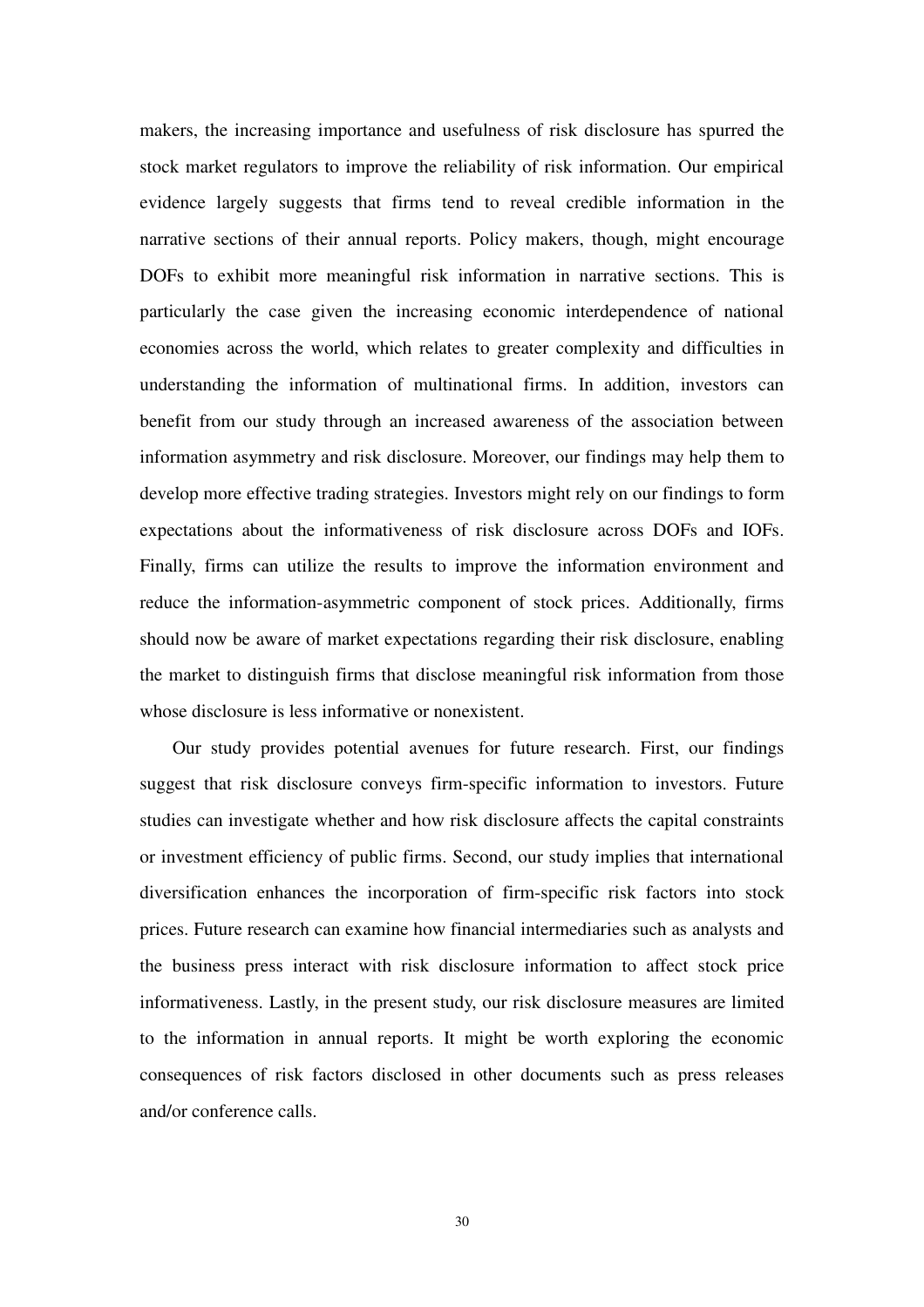makers, the increasing importance and usefulness of risk disclosure has spurred the stock market regulators to improve the reliability of risk information. Our empirical evidence largely suggests that firms tend to reveal credible information in the narrative sections of their annual reports. Policy makers, though, might encourage DOFs to exhibit more meaningful risk information in narrative sections. This is particularly the case given the increasing economic interdependence of national economies across the world, which relates to greater complexity and difficulties in understanding the information of multinational firms. In addition, investors can benefit from our study through an increased awareness of the association between information asymmetry and risk disclosure. Moreover, our findings may help them to develop more effective trading strategies. Investors might rely on our findings to form expectations about the informativeness of risk disclosure across DOFs and IOFs. Finally, firms can utilize the results to improve the information environment and reduce the information-asymmetric component of stock prices. Additionally, firms should now be aware of market expectations regarding their risk disclosure, enabling the market to distinguish firms that disclose meaningful risk information from those whose disclosure is less informative or nonexistent.

Our study provides potential avenues for future research. First, our findings suggest that risk disclosure conveys firm-specific information to investors. Future studies can investigate whether and how risk disclosure affects the capital constraints or investment efficiency of public firms. Second, our study implies that international diversification enhances the incorporation of firm-specific risk factors into stock prices. Future research can examine how financial intermediaries such as analysts and the business press interact with risk disclosure information to affect stock price informativeness. Lastly, in the present study, our risk disclosure measures are limited to the information in annual reports. It might be worth exploring the economic consequences of risk factors disclosed in other documents such as press releases and/or conference calls.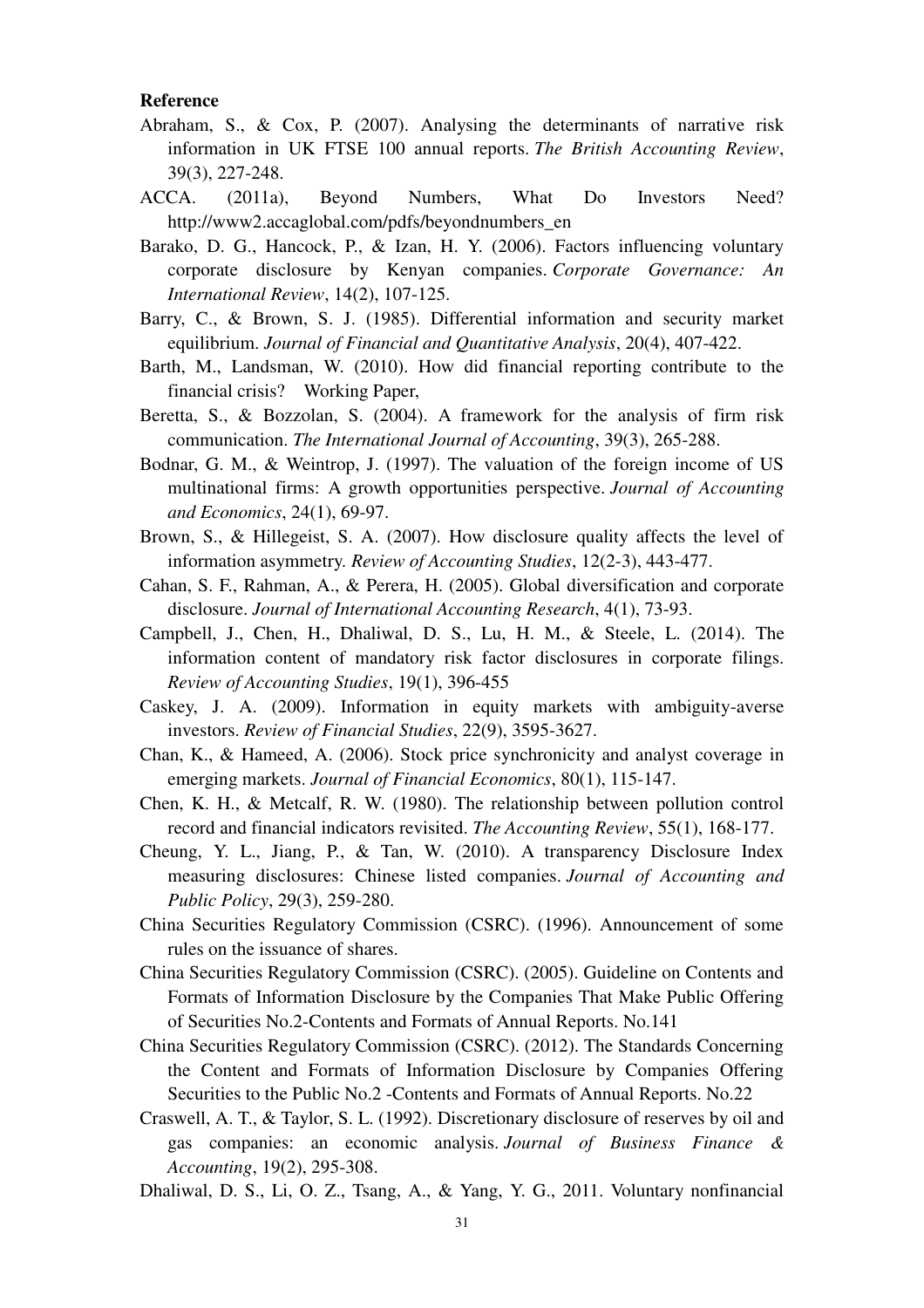**Reference**

Abraham, S., & Cox, P. (2007). Analysing the determinants of narrative risk information in UK FTSE 100 annual reports. *The British Accounting Review*, 39(3), 227-248.

ACCA. (2011a), Beyond Numbers, What Do Investors Need? http://www2.accaglobal.com/pdfs/beyondnumbers_en

Barako, D. G., Hancock, P., & Izan, H. Y. (2006). Factors influencing voluntary corporate disclosure by Kenyan companies. *Corporate Governance: An International Review*, 14(2), 107-125.

Barry, C., & Brown, S. J. (1985). Differential information and security market equilibrium. *Journal of Financial and Quantitative Analysis*, 20(4), 407-422.

Barth, M., Landsman, W. (2010). How did financial reporting contribute to the financial crisis? Working Paper,

Beretta, S., & Bozzolan, S. (2004). A framework for the analysis of firm risk communication. *The International Journal of Accounting*, 39(3), 265-288.

Bodnar, G. M., & Weintrop, J. (1997). The valuation of the foreign income of US multinational firms: A growth opportunities perspective. *Journal of Accounting and Economics*, 24(1), 69-97.

Brown, S., & Hillegeist, S. A. (2007). How disclosure quality affects the level of information asymmetry. *Review of Accounting Studies*, 12(2-3), 443-477.

Cahan, S. F., Rahman, A., & Perera, H. (2005). Global diversification and corporate disclosure. *Journal of International Accounting Research*, 4(1), 73-93.

Campbell, J., Chen, H., Dhaliwal, D. S., Lu, H. M., & Steele, L. (2014). The information content of mandatory risk factor disclosures in corporate filings. *Review of Accounting Studies*, 19(1), 396-455

Caskey, J. A. (2009). Information in equity markets with ambiguity-averse investors. *Review of Financial Studies*, 22(9), 3595-3627.

Chan, K., & Hameed, A. (2006). Stock price synchronicity and analyst coverage in emerging markets. *Journal of Financial Economics*, 80(1), 115-147.

Chen, K. H., & Metcalf, R. W. (1980). The relationship between pollution control record and financial indicators revisited. *The Accounting Review*, 55(1), 168-177.

Cheung, Y. L., Jiang, P., & Tan, W. (2010). A transparency Disclosure Index measuring disclosures: Chinese listed companies. *Journal of Accounting and Public Policy*, 29(3), 259-280.

China Securities Regulatory Commission (CSRC). (1996). Announcement of some rules on the issuance of shares.

China Securities Regulatory Commission (CSRC). (2005). Guideline on Contents and Formats of Information Disclosure by the Companies That Make Public Offering of Securities No.2-Contents and Formats of Annual Reports. No.141

China Securities Regulatory Commission (CSRC). (2012). The Standards Concerning the Content and Formats of Information Disclosure by Companies Offering Securities to the Public No.2 -Contents and Formats of Annual Reports. No.22

Craswell, A. T., & Taylor, S. L. (1992). Discretionary disclosure of reserves by oil and gas companies: an economic analysis. *Journal of Business Finance & Accounting*, 19(2), 295-308.

Dhaliwal, D. S., Li, O. Z., Tsang, A., & Yang, Y. G., 2011. Voluntary nonfinancial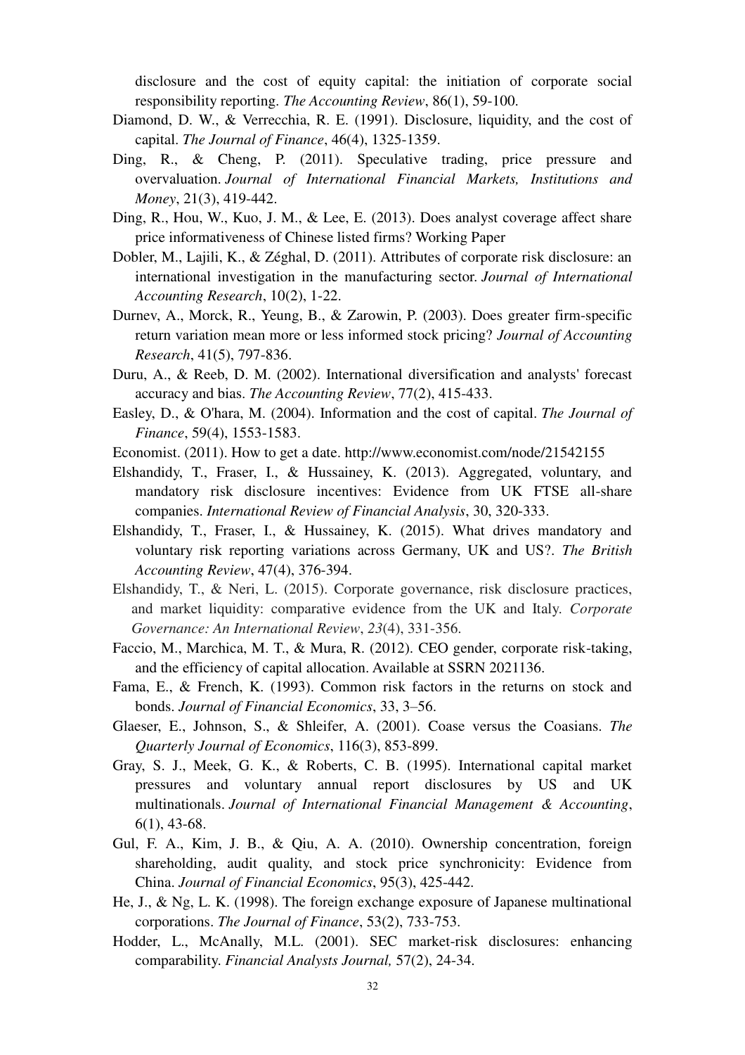disclosure and the cost of equity capital: the initiation of corporate social responsibility reporting. *The Accounting Review*, 86(1), 59-100.

Diamond, D. W., & Verrecchia, R. E. (1991). Disclosure, liquidity, and the cost of capital. *The Journal of Finance*, 46(4), 1325-1359.

Ding, R., & Cheng, P. (2011). Speculative trading, price pressure and overvaluation. *Journal of International Financial Markets, Institutions and Money*, 21(3), 419-442.

Ding, R., Hou, W., Kuo, J. M., & Lee, E. (2013). Does analyst coverage affect share price informativeness of Chinese listed firms? Working Paper

Dobler, M., Lajili, K., & Zéghal, D. (2011). Attributes of corporate risk disclosure: an international investigation in the manufacturing sector. *Journal of International Accounting Research*, 10(2), 1-22.

Durnev, A., Morck, R., Yeung, B., & Zarowin, P. (2003). Does greater firm-specific return variation mean more or less informed stock pricing? *Journal of Accounting Research*, 41(5), 797-836.

Duru, A., & Reeb, D. M. (2002). International diversification and analysts' forecast accuracy and bias. *The Accounting Review*, 77(2), 415-433.

Easley, D., & O'hara, M. (2004). Information and the cost of capital. *The Journal of Finance*, 59(4), 1553-1583.

Economist. (2011). How to get a date. http://www.economist.com/node/21542155

Elshandidy, T., Fraser, I., & Hussainey, K. (2013). Aggregated, voluntary, and mandatory risk disclosure incentives: Evidence from UK FTSE all-share companies. *International Review of Financial Analysis*, 30, 320-333.

Elshandidy, T., Fraser, I., & Hussainey, K. (2015). What drives mandatory and voluntary risk reporting variations across Germany, UK and US?. *The British Accounting Review*, 47(4), 376-394.

Elshandidy, T., & Neri, L. (2015). Corporate governance, risk disclosure practices, and market liquidity: comparative evidence from the UK and Italy. *Corporate Governance: An International Review*, *23*(4), 331-356.

Faccio, M., Marchica, M. T., & Mura, R. (2012). CEO gender, corporate risk-taking, and the efficiency of capital allocation. Available at SSRN 2021136.

Fama, E., & French, K. (1993). Common risk factors in the returns on stock and bonds. *Journal of Financial Economics*, 33, 3–56.

Glaeser, E., Johnson, S., & Shleifer, A. (2001). Coase versus the Coasians. *The Quarterly Journal of Economics*, 116(3), 853-899.

Gray, S. J., Meek, G. K., & Roberts, C. B. (1995). International capital market pressures and voluntary annual report disclosures by US and UK multinationals. *Journal of International Financial Management & Accounting*, 6(1), 43-68.

Gul, F. A., Kim, J. B., & Qiu, A. A. (2010). Ownership concentration, foreign shareholding, audit quality, and stock price synchronicity: Evidence from China. *Journal of Financial Economics*, 95(3), 425-442.

He, J., & Ng, L. K. (1998). The foreign exchange exposure of Japanese multinational corporations. *The Journal of Finance*, 53(2), 733-753.

Hodder, L., McAnally, M.L. (2001). SEC market-risk disclosures: enhancing comparability. *Financial Analysts Journal,* 57(2), 24-34.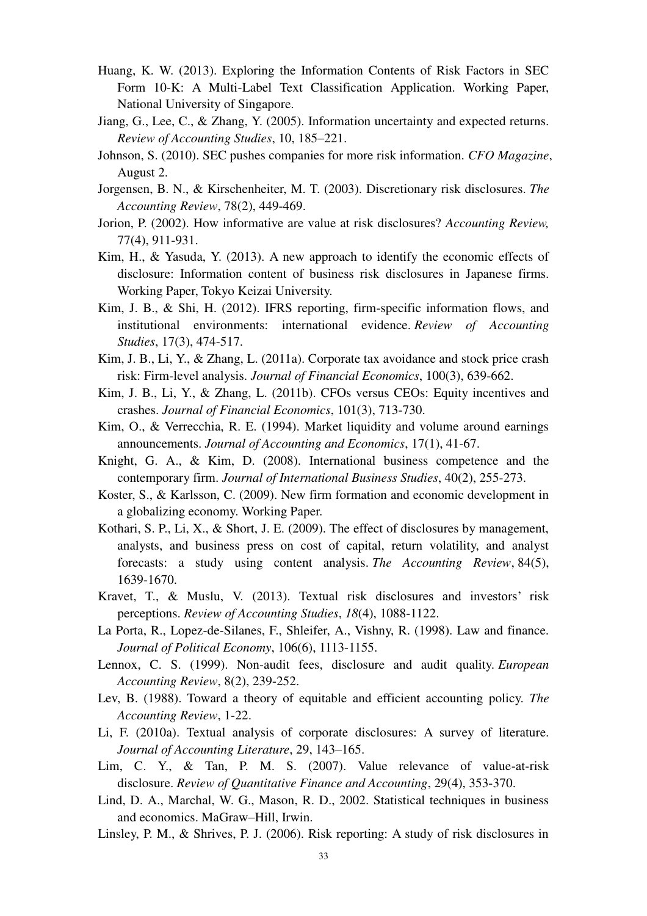Huang, K. W. (2013). Exploring the Information Contents of Risk Factors in SEC Form 10-K: A Multi-Label Text Classification Application. Working Paper, National University of Singapore.

Jiang, G., Lee, C., & Zhang, Y. (2005). Information uncertainty and expected returns. *Review of Accounting Studies*, 10, 185–221.

Johnson, S. (2010). SEC pushes companies for more risk information. *CFO Magazine*, August 2.

Jorgensen, B. N., & Kirschenheiter, M. T. (2003). Discretionary risk disclosures. *The Accounting Review*, 78(2), 449-469.

Jorion, P. (2002). How informative are value at risk disclosures? *Accounting Review,* 77(4), 911-931.

Kim, H., & Yasuda, Y. (2013). A new approach to identify the economic effects of disclosure: Information content of business risk disclosures in Japanese firms. Working Paper, Tokyo Keizai University.

Kim, J. B., & Shi, H. (2012). IFRS reporting, firm-specific information flows, and institutional environments: international evidence. *Review of Accounting Studies*, 17(3), 474-517.

Kim, J. B., Li, Y., & Zhang, L. (2011a). Corporate tax avoidance and stock price crash risk: Firm-level analysis. *Journal of Financial Economics*, 100(3), 639-662.

Kim, J. B., Li, Y., & Zhang, L. (2011b). CFOs versus CEOs: Equity incentives and crashes. *Journal of Financial Economics*, 101(3), 713-730.

Kim, O., & Verrecchia, R. E. (1994). Market liquidity and volume around earnings announcements. *Journal of Accounting and Economics*, 17(1), 41-67.

Knight, G. A., & Kim, D. (2008). International business competence and the contemporary firm. *Journal of International Business Studies*, 40(2), 255-273.

Koster, S., & Karlsson, C. (2009). New firm formation and economic development in a globalizing economy. Working Paper.

Kothari, S. P., Li, X., & Short, J. E. (2009). The effect of disclosures by management, analysts, and business press on cost of capital, return volatility, and analyst forecasts: a study using content analysis. *The Accounting Review*, 84(5), 1639-1670.

Kravet, T., & Muslu, V. (2013). Textual risk disclosures and investors' risk perceptions. *Review of Accounting Studies*, *18*(4), 1088-1122.

La Porta, R., Lopez-de-Silanes, F., Shleifer, A., Vishny, R. (1998). Law and finance. *Journal of Political Economy*, 106(6), 1113-1155.

Lennox, C. S. (1999). Non-audit fees, disclosure and audit quality. *European Accounting Review*, 8(2), 239-252.

Lev, B. (1988). Toward a theory of equitable and efficient accounting policy. *The Accounting Review*, 1-22.

Li, F. (2010a). Textual analysis of corporate disclosures: A survey of literature. *Journal of Accounting Literature*, 29, 143–165.

Lim, C. Y., & Tan, P. M. S. (2007). Value relevance of value-at-risk disclosure. *Review of Quantitative Finance and Accounting*, 29(4), 353-370.

Lind, D. A., Marchal, W. G., Mason, R. D., 2002. Statistical techniques in business and economics. MaGraw–Hill, Irwin.

Linsley, P. M., & Shrives, P. J. (2006). Risk reporting: A study of risk disclosures in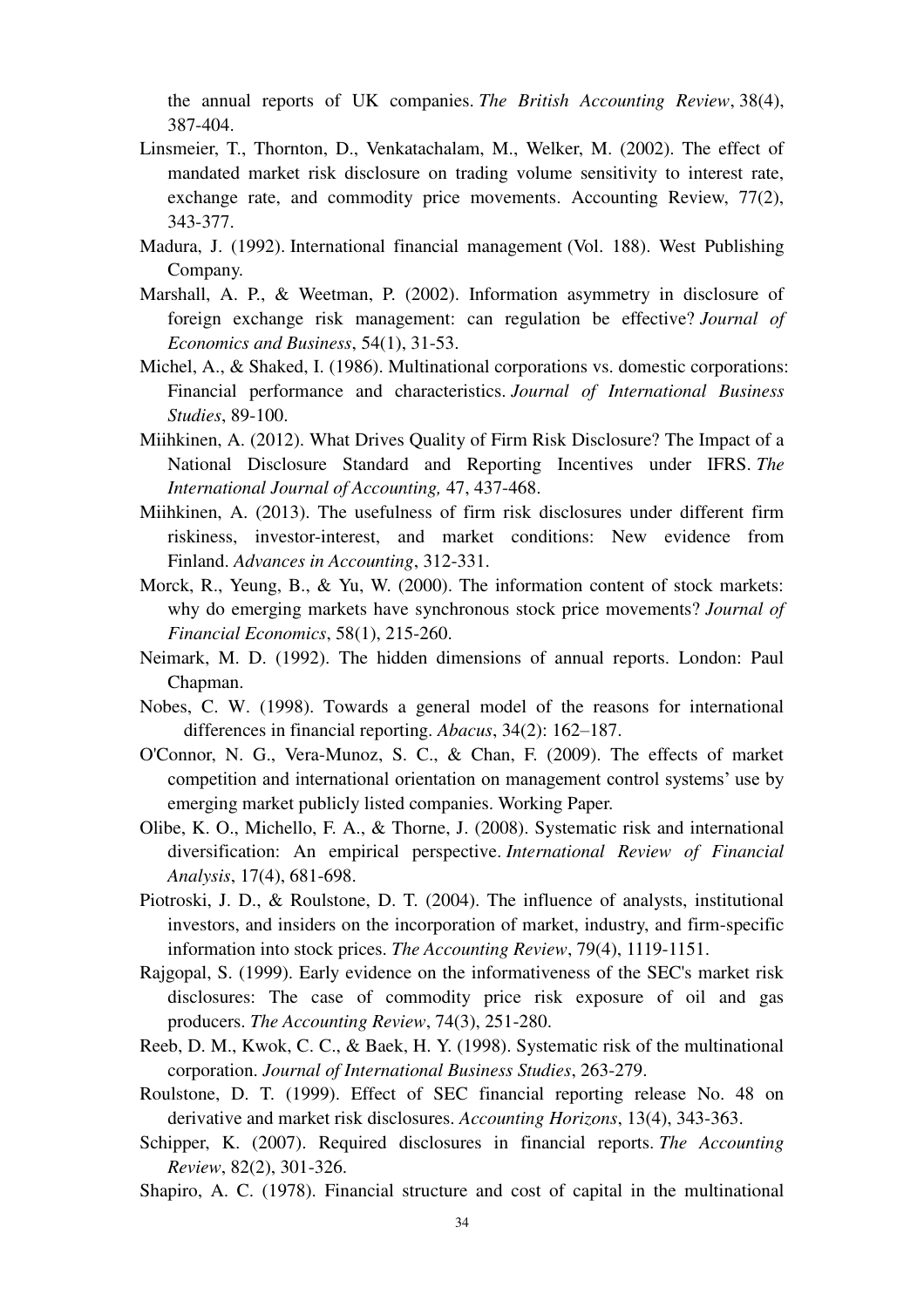the annual reports of UK companies. *The British Accounting Review*, 38(4), 387-404.

Linsmeier, T., Thornton, D., Venkatachalam, M., Welker, M. (2002). The effect of mandated market risk disclosure on trading volume sensitivity to interest rate, exchange rate, and commodity price movements. Accounting Review, 77(2), 343-377.

Madura, J. (1992). International financial management (Vol. 188). West Publishing Company.

Marshall, A. P., & Weetman, P. (2002). Information asymmetry in disclosure of foreign exchange risk management: can regulation be effective? *Journal of Economics and Business*, 54(1), 31-53.

Michel, A., & Shaked, I. (1986). Multinational corporations vs. domestic corporations: Financial performance and characteristics. *Journal of International Business Studies*, 89-100.

Miihkinen, A. (2012). What Drives Quality of Firm Risk Disclosure? The Impact of a National Disclosure Standard and Reporting Incentives under IFRS. *The International Journal of Accounting,* 47, 437-468.

Miihkinen, A. (2013). The usefulness of firm risk disclosures under different firm riskiness, investor-interest, and market conditions: New evidence from Finland. *Advances in Accounting*, 312-331.

Morck, R., Yeung, B., & Yu, W. (2000). The information content of stock markets: why do emerging markets have synchronous stock price movements? *Journal of Financial Economics*, 58(1), 215-260.

Neimark, M. D. (1992). The hidden dimensions of annual reports. London: Paul Chapman.

Nobes, C. W. (1998). Towards a general model of the reasons for international differences in financial reporting. *Abacus*, 34(2): 162–187.

O'Connor, N. G., Vera-Munoz, S. C., & Chan, F. (2009). The effects of market competition and international orientation on management control systems' use by emerging market publicly listed companies. Working Paper.

Olibe, K. O., Michello, F. A., & Thorne, J. (2008). Systematic risk and international diversification: An empirical perspective. *International Review of Financial Analysis*, 17(4), 681-698.

Piotroski, J. D., & Roulstone, D. T. (2004). The influence of analysts, institutional investors, and insiders on the incorporation of market, industry, and firm-specific information into stock prices. *The Accounting Review*, 79(4), 1119-1151.

Rajgopal, S. (1999). Early evidence on the informativeness of the SEC's market risk disclosures: The case of commodity price risk exposure of oil and gas producers. *The Accounting Review*, 74(3), 251-280.

Reeb, D. M., Kwok, C. C., & Baek, H. Y. (1998). Systematic risk of the multinational corporation. *Journal of International Business Studies*, 263-279.

Roulstone, D. T. (1999). Effect of SEC financial reporting release No. 48 on derivative and market risk disclosures. *Accounting Horizons*, 13(4), 343-363.

Schipper, K. (2007). Required disclosures in financial reports. *The Accounting Review*, 82(2), 301-326.

Shapiro, A. C. (1978). Financial structure and cost of capital in the multinational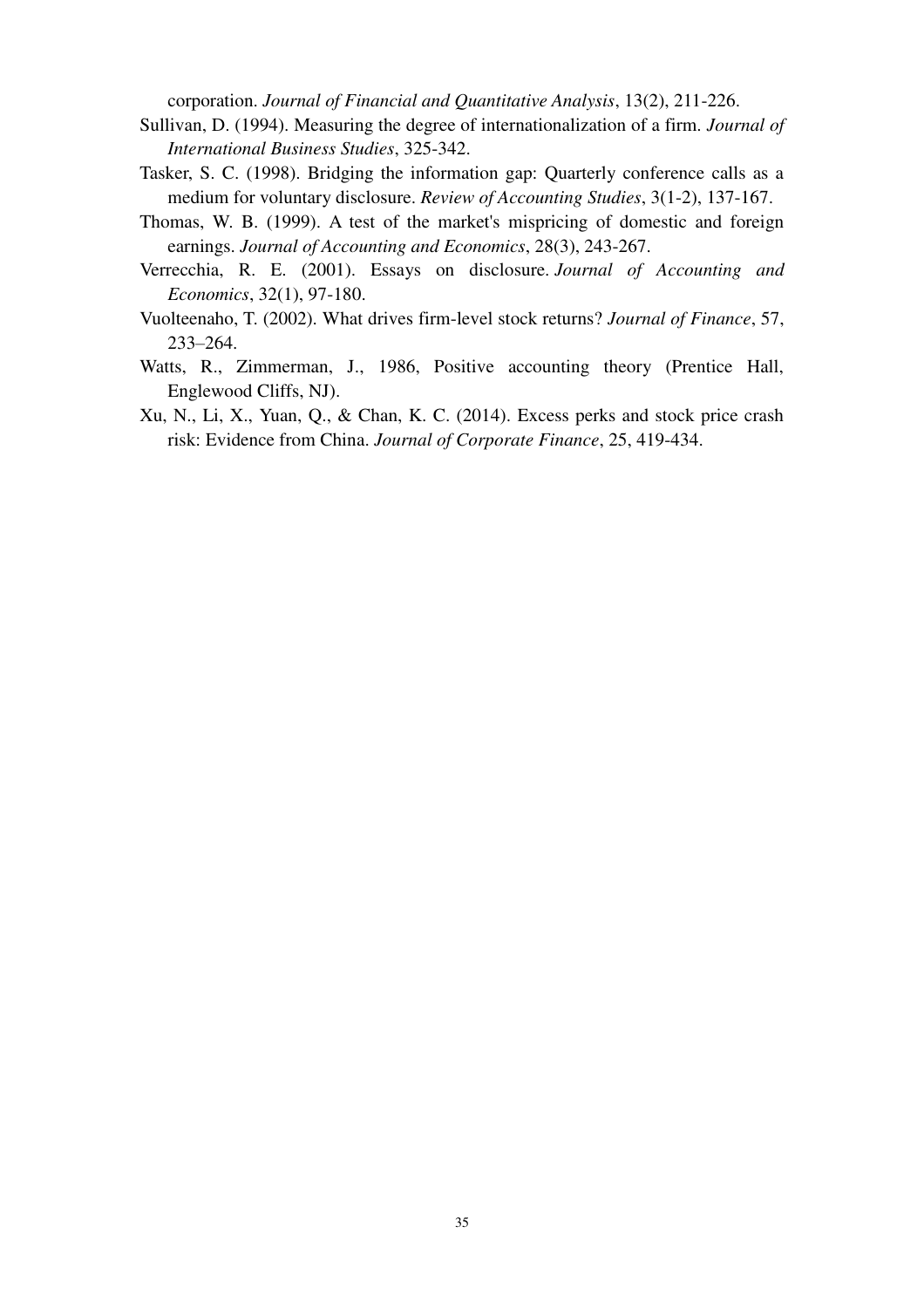corporation. *Journal of Financial and Quantitative Analysis*, 13(2), 211-226.

Sullivan, D. (1994). Measuring the degree of internationalization of a firm. *Journal of International Business Studies*, 325-342.

Tasker, S. C. (1998). Bridging the information gap: Quarterly conference calls as a medium for voluntary disclosure. *Review of Accounting Studies*, 3(1-2), 137-167.

Thomas, W. B. (1999). A test of the market's mispricing of domestic and foreign earnings. *Journal of Accounting and Economics*, 28(3), 243-267.

Verrecchia, R. E. (2001). Essays on disclosure. *Journal of Accounting and Economics*, 32(1), 97-180.

Vuolteenaho, T. (2002). What drives firm-level stock returns? *Journal of Finance*, 57, 233–264.

Watts, R., Zimmerman, J., 1986, Positive accounting theory (Prentice Hall, Englewood Cliffs, NJ).

Xu, N., Li, X., Yuan, Q., & Chan, K. C. (2014). Excess perks and stock price crash risk: Evidence from China. *Journal of Corporate Finance*, 25, 419-434.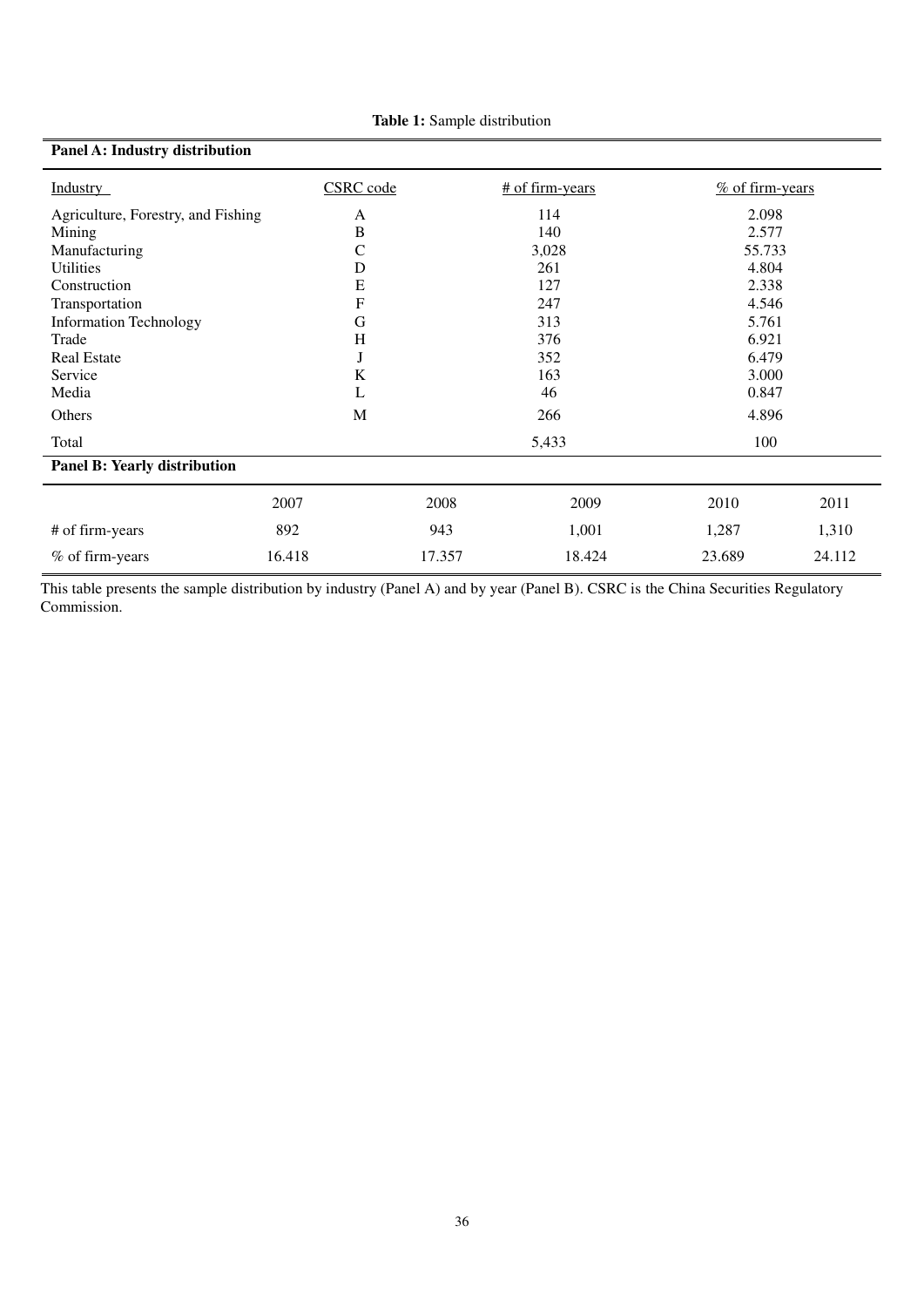**Table 1:** Sample distribution

**Panel A: Industry distribution**

| Industry | CSRC code | # of firm-years | % of firm-years |
|---|---|---|---|
| Agriculture, Forestry, and Fishing | A | 114 | 2.098 |
| Mining | B | 140 | 2.577 |
| Manufacturing | C | 3,028 | 55.733 |
| Utilities | D | 261 | 4.804 |
| Construction | E | 127 | 2.338 |
| Transportation | F | 247 | 4.546 |
| Information Technology | G | 313 | 5.761 |
| Trade | H | 376 | 6.921 |
| Real Estate | J | 352 | 6.479 |
| Service | K | 163 | 3.000 |
| Media | L | 46 | 0.847 |
| Others | M | 266 | 4.896 |
| Total | | 5,433 | 100 |

**Panel B: Yearly distribution**

| | 2007 | 2008 | 2009 | 2010 | 2011 |
|---|---|---|---|---|---|
| # of firm-years | 892 | 943 | 1,001 | 1,287 | 1,310 |
| % of firm-years | 16.418 | 17.357 | 18.424 | 23.689 | 24.112 |

This table presents the sample distribution by industry (Panel A) and by year (Panel B). CSRC is the China Securities Regulatory Commission.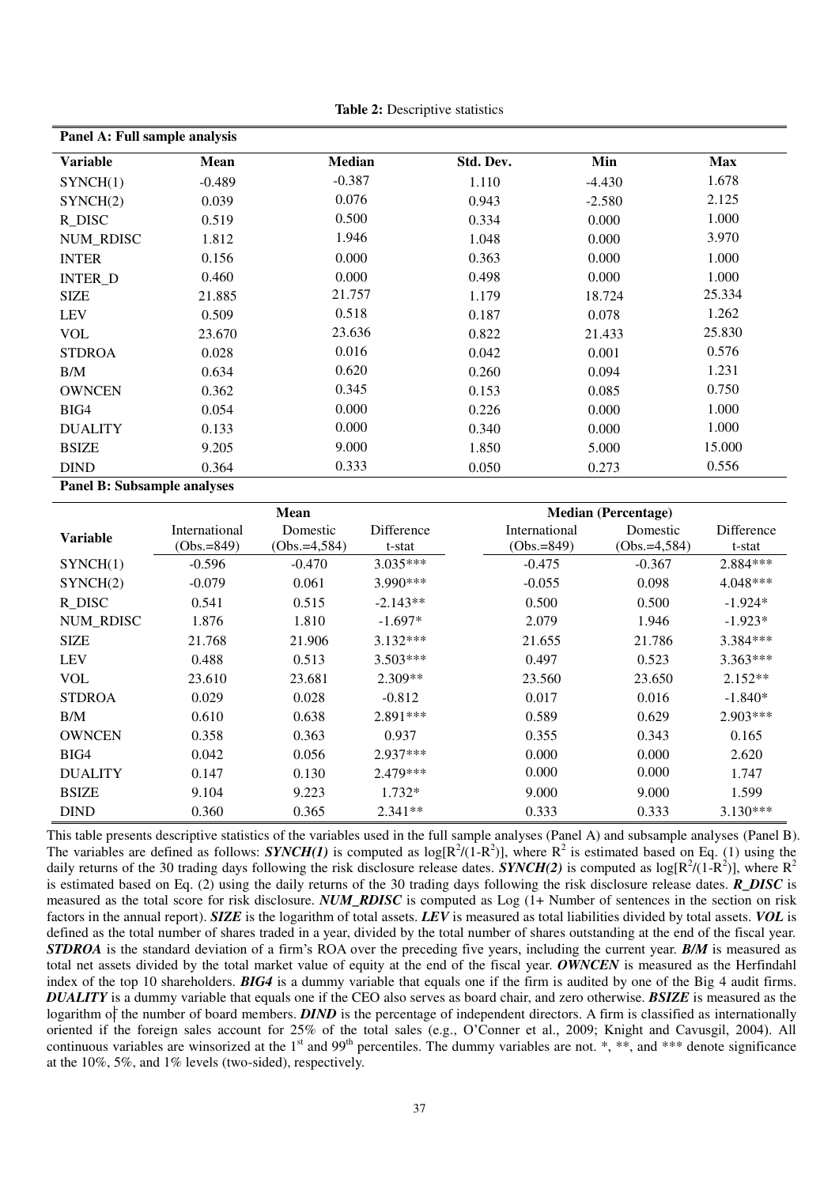**Table 2:** Descriptive statistics

| Panel A: Full sample analysis | | | | | |
|---|---|---|---|---|---|
| **Variable** | **Mean** | **Median** | **Std. Dev.** | **Min** | **Max** |
| SYNCH(1) | -0.489 | -0.387 | 1.110 | -4.430 | 1.678 |
| SYNCH(2) | 0.039 | 0.076 | 0.943 | -2.580 | 2.125 |
| R_DISC | 0.519 | 0.500 | 0.334 | 0.000 | 1.000 |
| NUM_RDISC | 1.812 | 1.946 | 1.048 | 0.000 | 3.970 |
| INTER | 0.156 | 0.000 | 0.363 | 0.000 | 1.000 |
| INTER_D | 0.460 | 0.000 | 0.498 | 0.000 | 1.000 |
| SIZE | 21.885 | 21.757 | 1.179 | 18.724 | 25.334 |
| LEV | 0.509 | 0.518 | 0.187 | 0.078 | 1.262 |
| VOL | 23.670 | 23.636 | 0.822 | 21.433 | 25.830 |
| STDROA | 0.028 | 0.016 | 0.042 | 0.001 | 0.576 |
| B/M | 0.634 | 0.620 | 0.260 | 0.094 | 1.231 |
| OWNCEN | 0.362 | 0.345 | 0.153 | 0.085 | 0.750 |
| BIG4 | 0.054 | 0.000 | 0.226 | 0.000 | 1.000 |
| DUALITY | 0.133 | 0.000 | 0.340 | 0.000 | 1.000 |
| BSIZE | 9.205 | 9.000 | 1.850 | 5.000 | 15.000 |
| DIND | 0.364 | 0.333 | 0.050 | 0.273 | 0.556 |

| Panel B: Subsample analyses | | | | | | |
|---|---|---|---|---|---|---|
| | **Mean** | | | **Median (Percentage)** | | |
| **Variable** | International (Obs.=849) | Domestic (Obs.=4,584) | Difference t-stat | International (Obs.=849) | Domestic (Obs.=4,584) | Difference t-stat |
| SYNCH(1) | -0.596 | -0.470 | 3.035*** | -0.475 | -0.367 | 2.884*** |
| SYNCH(2) | -0.079 | 0.061 | 3.990*** | -0.055 | 0.098 | 4.048*** |
| R_DISC | 0.541 | 0.515 | -2.143** | 0.500 | 0.500 | -1.924* |
| NUM_RDISC | 1.876 | 1.810 | -1.697* | 2.079 | 1.946 | -1.923* |
| SIZE | 21.768 | 21.906 | 3.132*** | 21.655 | 21.786 | 3.384*** |
| LEV | 0.488 | 0.513 | 3.503*** | 0.497 | 0.523 | 3.363*** |
| VOL | 23.610 | 23.681 | 2.309** | 23.560 | 23.650 | 2.152** |
| STDROA | 0.029 | 0.028 | -0.812 | 0.017 | 0.016 | -1.840* |
| B/M | 0.610 | 0.638 | 2.891*** | 0.589 | 0.629 | 2.903*** |
| OWNCEN | 0.358 | 0.363 | 0.937 | 0.355 | 0.343 | 0.165 |
| BIG4 | 0.042 | 0.056 | 2.937*** | 0.000 | 0.000 | 2.620 |
| DUALITY | 0.147 | 0.130 | 2.479*** | 0.000 | 0.000 | 1.747 |
| BSIZE | 9.104 | 9.223 | 1.732* | 9.000 | 9.000 | 1.599 |
| DIND | 0.360 | 0.365 | 2.341** | 0.333 | 0.333 | 3.130*** |

This table presents descriptive statistics of the variables used in the full sample analyses (Panel A) and subsample analyses (Panel B). The variables are defined as follows: ***SYNCH(1)*** is computed as $\log[R^2/(1-R^2)]$, where $R^2$ is estimated based on Eq. (1) using the daily returns of the 30 trading days following the risk disclosure release dates. ***SYNCH(2)*** is computed as $\log[R^2/(1-R^2)]$, where $R^2$ is estimated based on Eq. (2) using the daily returns of the 30 trading days following the risk disclosure release dates. ***R_DISC*** is measured as the total score for risk disclosure. ***NUM_RDISC*** is computed as Log (1+ Number of sentences in the section on risk factors in the annual report). ***SIZE*** is the logarithm of total assets. ***LEV*** is measured as total liabilities divided by total assets. ***VOL*** is defined as the total number of shares traded in a year, divided by the total number of shares outstanding at the end of the fiscal year. ***STDROA*** is the standard deviation of a firm's ROA over the preceding five years, including the current year. ***B/M*** is measured as total net assets divided by the total market value of equity at the end of the fiscal year. ***OWNCEN*** is measured as the Herfindahl index of the top 10 shareholders. ***BIG4*** is a dummy variable that equals one if the firm is audited by one of the Big 4 audit firms. ***DUALITY*** is a dummy variable that equals one if the CEO also serves as board chair, and zero otherwise. ***BSIZE*** is measured as the logarithm of the number of board members. ***DIND*** is the percentage of independent directors. A firm is classified as internationally oriented if the foreign sales account for 25% of the total sales (e.g., O'Conner et al., 2009; Knight and Cavusgil, 2004). All continuous variables are winsorized at the 1st and 99th percentiles. The dummy variables are not. *, **, and *** denote significance at the 10%, 5%, and 1% levels (two-sided), respectively.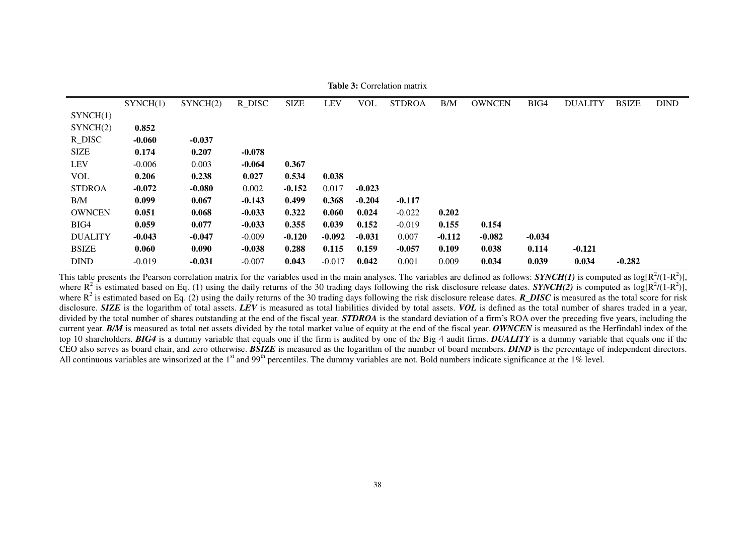**Table 3:** Correlation matrix

| | SYNCH(1) | SYNCH(2) | R_DISC | SIZE | LEV | VOL | STDROA | B/M | OWNCEN | BIG4 | DUALITY | BSIZE | DIND |
|---|---|---|---|---|---|---|---|---|---|---|---|---|---|
| SYNCH(1) | | | | | | | | | | | | | |
| SYNCH(2) | **0.852** | | | | | | | | | | | | |
| R_DISC | **-0.060** | **-0.037** | | | | | | | | | | | |
| SIZE | **0.174** | **0.207** | **-0.078** | | | | | | | | | | |
| LEV | -0.006 | 0.003 | **-0.064** | **0.367** | | | | | | | | | |
| VOL | **0.206** | **0.238** | **0.027** | **0.534** | **0.038** | | | | | | | | |
| STDROA | **-0.072** | **-0.080** | 0.002 | **-0.152** | 0.017 | **-0.023** | | | | | | | |
| B/M | **0.099** | **0.067** | **-0.143** | **0.499** | **0.368** | **-0.204** | **-0.117** | | | | | | |
| OWNCEN | **0.051** | **0.068** | **-0.033** | **0.322** | **0.060** | **0.024** | -0.022 | **0.202** | | | | | |
| BIG4 | **0.059** | **0.077** | **-0.033** | **0.355** | **0.039** | **0.152** | -0.019 | **0.155** | **0.154** | | | | |
| DUALITY | **-0.043** | **-0.047** | -0.009 | **-0.120** | **-0.092** | **-0.031** | 0.007 | **-0.112** | **-0.082** | **-0.034** | | | |
| BSIZE | **0.060** | **0.090** | **-0.038** | **0.288** | **0.115** | **0.159** | **-0.057** | **0.109** | **0.038** | **0.114** | **-0.121** | | |
| DIND | -0.019 | **-0.031** | -0.007 | **0.043** | -0.017 | **0.042** | 0.001 | 0.009 | **0.034** | **0.039** | **0.034** | **-0.282** | |

This table presents the Pearson correlation matrix for the variables used in the main analyses. The variables are defined as follows: ***SYNCH(1)*** is computed as $\log[R^2/(1-R^2)]$, where $R^2$ is estimated based on Eq. (1) using the daily returns of the 30 trading days following the risk disclosure release dates. ***SYNCH(2)*** is computed as $\log[R^2/(1-R^2)]$, where $R^2$ is estimated based on Eq. (2) using the daily returns of the 30 trading days following the risk disclosure release dates. ***R_DISC*** is measured as the total score for risk disclosure. ***SIZE*** is the logarithm of total assets. ***LEV*** is measured as total liabilities divided by total assets. ***VOL*** is defined as the total number of shares traded in a year, divided by the total number of shares outstanding at the end of the fiscal year. ***STDROA*** is the standard deviation of a firm's ROA over the preceding five years, including the current year. ***B/M*** is measured as total net assets divided by the total market value of equity at the end of the fiscal year. ***OWNCEN*** is measured as the Herfindahl index of the top 10 shareholders. ***BIG4*** is a dummy variable that equals one if the firm is audited by one of the Big 4 audit firms. ***DUALITY*** is a dummy variable that equals one if the CEO also serves as board chair, and zero otherwise. ***BSIZE*** is measured as the logarithm of the number of board members. ***DIND*** is the percentage of independent directors. All continuous variables are winsorized at the 1st and 99th percentiles. The dummy variables are not. Bold numbers indicate significance at the 1% level.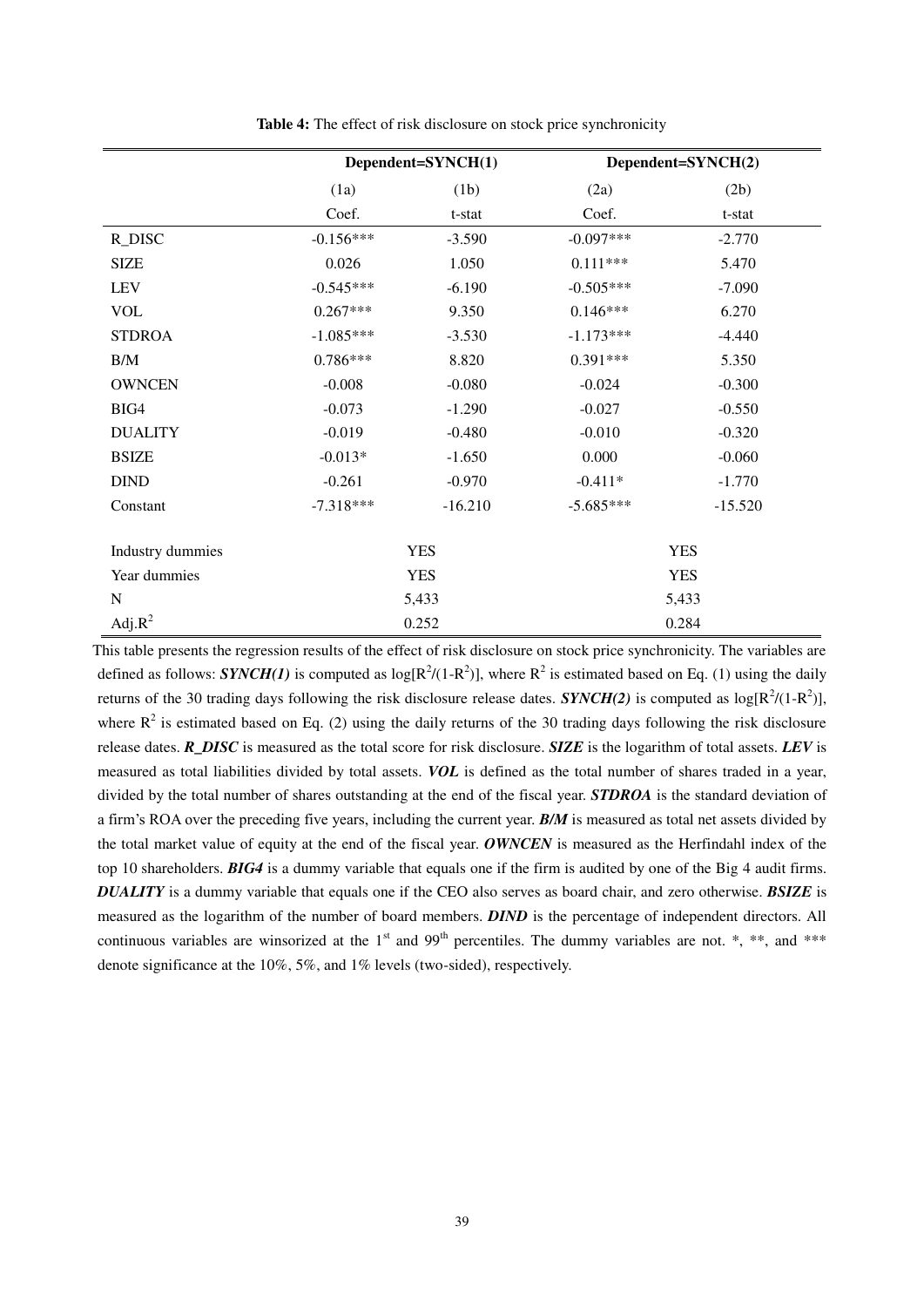**Table 4:** The effect of risk disclosure on stock price synchronicity

| | Dependent=SYNCH(1) | | Dependent=SYNCH(2) | |
|---|---|---|---|---|
| | (1a) | (1b) | (2a) | (2b) |
| | Coef. | t-stat | Coef. | t-stat |
| R_DISC | -0.156*** | -3.590 | -0.097*** | -2.770 |
| SIZE | 0.026 | 1.050 | 0.111*** | 5.470 |
| LEV | -0.545*** | -6.190 | -0.505*** | -7.090 |
| VOL | 0.267*** | 9.350 | 0.146*** | 6.270 |
| STDROA | -1.085*** | -3.530 | -1.173*** | -4.440 |
| B/M | 0.786*** | 8.820 | 0.391*** | 5.350 |
| OWNCEN | -0.008 | -0.080 | -0.024 | -0.300 |
| BIG4 | -0.073 | -1.290 | -0.027 | -0.550 |
| DUALITY | -0.019 | -0.480 | -0.010 | -0.320 |
| BSIZE | -0.013* | -1.650 | 0.000 | -0.060 |
| DIND | -0.261 | -0.970 | -0.411* | -1.770 |
| Constant | -7.318*** | -16.210 | -5.685*** | -15.520 |
| Industry dummies | YES | | YES | |
| Year dummies | YES | | YES | |
| N | 5,433 | | 5,433 | |
| Adj.$R^2$ | 0.252 | | 0.284 | |

This table presents the regression results of the effect of risk disclosure on stock price synchronicity. The variables are defined as follows: ***SYNCH(1)*** is computed as $\log[R^2/(1-R^2)]$, where $R^2$ is estimated based on Eq. (1) using the daily returns of the 30 trading days following the risk disclosure release dates. ***SYNCH(2)*** is computed as $\log[R^2/(1-R^2)]$, where $R^2$ is estimated based on Eq. (2) using the daily returns of the 30 trading days following the risk disclosure release dates. ***R_DISC*** is measured as the total score for risk disclosure. ***SIZE*** is the logarithm of total assets. ***LEV*** is measured as total liabilities divided by total assets. ***VOL*** is defined as the total number of shares traded in a year, divided by the total number of shares outstanding at the end of the fiscal year. ***STDROA*** is the standard deviation of a firm's ROA over the preceding five years, including the current year. ***B/M*** is measured as total net assets divided by the total market value of equity at the end of the fiscal year. ***OWNCEN*** is measured as the Herfindahl index of the top 10 shareholders. ***BIG4*** is a dummy variable that equals one if the firm is audited by one of the Big 4 audit firms. ***DUALITY*** is a dummy variable that equals one if the CEO also serves as board chair, and zero otherwise. ***BSIZE*** is measured as the logarithm of the number of board members. ***DIND*** is the percentage of independent directors. All continuous variables are winsorized at the 1st and 99th percentiles. The dummy variables are not. *, **, and *** denote significance at the 10%, 5%, and 1% levels (two-sided), respectively.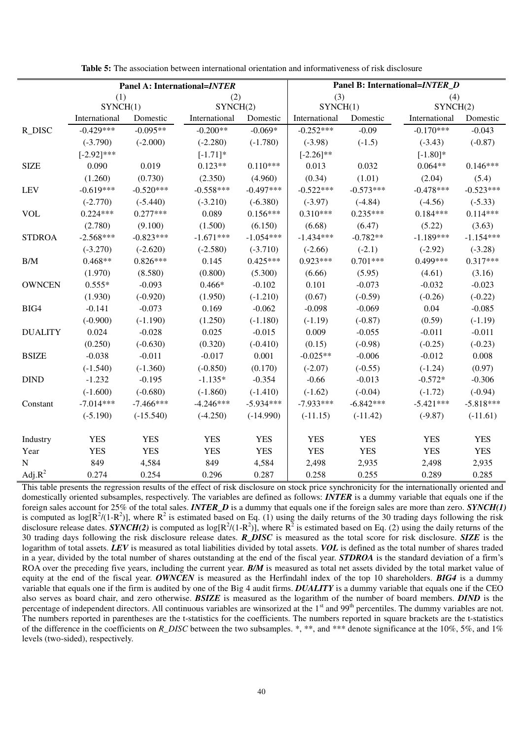**Table 5:** The association between international orientation and informativeness of risk disclosure

| | Panel A: International=*INTER* | | | | Panel B: International=*INTER_D* | | | |
|---|---|---|---|---|---|---|---|---|
| | (1) SYNCH(1) | | (2) SYNCH(2) | | (3) SYNCH(1) | | (4) SYNCH(2) | |
| | International | Domestic | International | Domestic | International | Domestic | International | Domestic |
| R_DISC | -0.429*** | -0.095** | -0.200** | -0.069* | -0.252*** | -0.09 | -0.170*** | -0.043 |
| | (-3.790) | (-2.000) | (-2.280) | (-1.780) | (-3.98) | (-1.5) | (-3.43) | (-0.87) |
| | [-2.92]*** | | [-1.71]* | | [-2.26]** | | [-1.80]* | |
| SIZE | 0.090 | 0.019 | 0.123** | 0.110*** | 0.013 | 0.032 | 0.064** | 0.146*** |
| | (1.260) | (0.730) | (2.350) | (4.960) | (0.34) | (1.01) | (2.04) | (5.4) |
| LEV | -0.619*** | -0.520*** | -0.558*** | -0.497*** | -0.522*** | -0.573*** | -0.478*** | -0.523*** |
| | (-2.770) | (-5.440) | (-3.210) | (-6.380) | (-3.97) | (-4.84) | (-4.56) | (-5.33) |
| VOL | 0.224*** | 0.277*** | 0.089 | 0.156*** | 0.310*** | 0.235*** | 0.184*** | 0.114*** |
| | (2.780) | (9.100) | (1.500) | (6.150) | (6.68) | (6.47) | (5.22) | (3.63) |
| STDROA | -2.568*** | -0.823*** | -1.671*** | -1.054*** | -1.434*** | -0.782** | -1.189*** | -1.154*** |
| | (-3.270) | (-2.620) | (-2.580) | (-3.710) | (-2.66) | (-2.1) | (-2.92) | (-3.28) |
| B/M | 0.468** | 0.826*** | 0.145 | 0.425*** | 0.923*** | 0.701*** | 0.499*** | 0.317*** |
| | (1.970) | (8.580) | (0.800) | (5.300) | (6.66) | (5.95) | (4.61) | (3.16) |
| OWNCEN | 0.555* | -0.093 | 0.466* | -0.102 | 0.101 | -0.073 | -0.032 | -0.023 |
| | (1.930) | (-0.920) | (1.950) | (-1.210) | (0.67) | (-0.59) | (-0.26) | (-0.22) |
| BIG4 | -0.141 | -0.073 | 0.169 | -0.062 | -0.098 | -0.069 | 0.04 | -0.085 |
| | (-0.900) | (-1.190) | (1.250) | (-1.180) | (-1.19) | (-0.87) | (0.59) | (-1.19) |
| DUALITY | 0.024 | -0.028 | 0.025 | -0.015 | 0.009 | -0.055 | -0.011 | -0.011 |
| | (0.250) | (-0.630) | (0.320) | (-0.410) | (0.15) | (-0.98) | (-0.25) | (-0.23) |
| BSIZE | -0.038 | -0.011 | -0.017 | 0.001 | -0.025** | -0.006 | -0.012 | 0.008 |
| | (-1.540) | (-1.360) | (-0.850) | (0.170) | (-2.07) | (-0.55) | (-1.24) | (0.97) |
| DIND | -1.232 | -0.195 | -1.135* | -0.354 | -0.66 | -0.013 | -0.572* | -0.306 |
| | (-1.600) | (-0.680) | (-1.860) | (-1.410) | (-1.62) | (-0.04) | (-1.72) | (-0.94) |
| Constant | -7.014*** | -7.466*** | -4.246*** | -5.934*** | -7.933*** | -6.842*** | -5.421*** | -5.818*** |
| | (-5.190) | (-15.540) | (-4.250) | (-14.990) | (-11.15) | (-11.42) | (-9.87) | (-11.61) |
| Industry | YES | YES | YES | YES | YES | YES | YES | YES |
| Year | YES | YES | YES | YES | YES | YES | YES | YES |
| N | 849 | 4,584 | 849 | 4,584 | 2,498 | 2,935 | 2,498 | 2,935 |
| Adj.$R^2$ | 0.274 | 0.254 | 0.296 | 0.287 | 0.258 | 0.255 | 0.289 | 0.285 |

This table presents the regression results of the effect of risk disclosure on stock price synchronicity for the internationally oriented and domestically oriented subsamples, respectively. The variables are defined as follows: ***INTER*** is a dummy variable that equals one if the foreign sales account for 25% of the total sales. ***INTER_D*** is a dummy that equals one if the foreign sales are more than zero. ***SYNCH(1)*** is computed as $\log[R^2/(1-R^2)]$, where $R^2$ is estimated based on Eq. (1) using the daily returns of the 30 trading days following the risk disclosure release dates. ***SYNCH(2)*** is computed as $\log[R^2/(1-R^2)]$, where $R^2$ is estimated based on Eq. (2) using the daily returns of the 30 trading days following the risk disclosure release dates. ***R_DISC*** is measured as the total score for risk disclosure. ***SIZE*** is the logarithm of total assets. ***LEV*** is measured as total liabilities divided by total assets. ***VOL*** is defined as the total number of shares traded in a year, divided by the total number of shares outstanding at the end of the fiscal year. ***STDROA*** is the standard deviation of a firm's ROA over the preceding five years, including the current year. ***B/M*** is measured as total net assets divided by the total market value of equity at the end of the fiscal year. ***OWNCEN*** is measured as the Herfindahl index of the top 10 shareholders. ***BIG4*** is a dummy variable that equals one if the firm is audited by one of the Big 4 audit firms. ***DUALITY*** is a dummy variable that equals one if the CEO also serves as board chair, and zero otherwise. ***BSIZE*** is measured as the logarithm of the number of board members. ***DIND*** is the percentage of independent directors. All continuous variables are winsorized at the 1st and 99th percentiles. The dummy variables are not. The numbers reported in parentheses are the t-statistics for the coefficients. The numbers reported in square brackets are the t-statistics of the difference in the coefficients on *R_DISC* between the two subsamples. *, **, and *** denote significance at the 10%, 5%, and 1% levels (two-sided), respectively.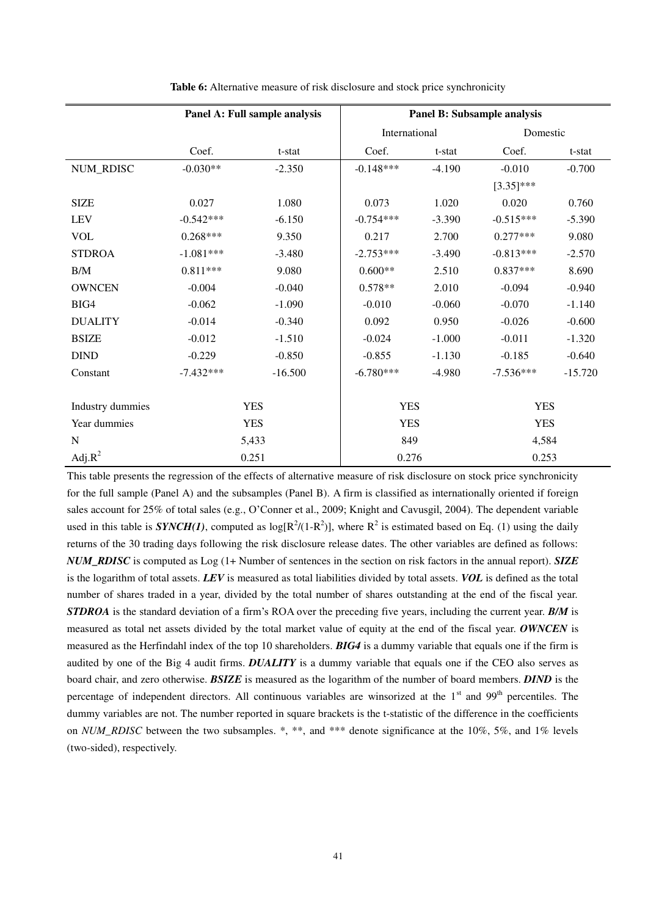**Table 6:** Alternative measure of risk disclosure and stock price synchronicity

| | Panel A: Full sample analysis | | Panel B: Subsample analysis | | | |
|---|---|---|---|---|---|---|
| | | | International | | Domestic | |
| | Coef. | t-stat | Coef. | t-stat | Coef. | t-stat |
| NUM_RDISC | -0.030** | -2.350 | -0.148*** | -4.190 | -0.010 | -0.700 |
| | | | | | [3.35]*** | |
| SIZE | 0.027 | 1.080 | 0.073 | 1.020 | 0.020 | 0.760 |
| LEV | -0.542*** | -6.150 | -0.754*** | -3.390 | -0.515*** | -5.390 |
| VOL | 0.268*** | 9.350 | 0.217 | 2.700 | 0.277*** | 9.080 |
| STDROA | -1.081*** | -3.480 | -2.753*** | -3.490 | -0.813*** | -2.570 |
| B/M | 0.811*** | 9.080 | 0.600** | 2.510 | 0.837*** | 8.690 |
| OWNCEN | -0.004 | -0.040 | 0.578** | 2.010 | -0.094 | -0.940 |
| BIG4 | -0.062 | -1.090 | -0.010 | -0.060 | -0.070 | -1.140 |
| DUALITY | -0.014 | -0.340 | 0.092 | 0.950 | -0.026 | -0.600 |
| BSIZE | -0.012 | -1.510 | -0.024 | -1.000 | -0.011 | -1.320 |
| DIND | -0.229 | -0.850 | -0.855 | -1.130 | -0.185 | -0.640 |
| Constant | -7.432*** | -16.500 | -6.780*** | -4.980 | -7.536*** | -15.720 |
| Industry dummies | YES | | YES | | YES | |
| Year dummies | YES | | YES | | YES | |
| N | 5,433 | | 849 | | 4,584 | |
| Adj.$R^2$ | 0.251 | | 0.276 | | 0.253 | |

This table presents the regression of the effects of alternative measure of risk disclosure on stock price synchronicity for the full sample (Panel A) and the subsamples (Panel B). A firm is classified as internationally oriented if foreign sales account for 25% of total sales (e.g., O'Conner et al., 2009; Knight and Cavusgil, 2004). The dependent variable used in this table is ***SYNCH(1)***, computed as $\log[R^2/(1-R^2)]$, where $R^2$ is estimated based on Eq. (1) using the daily returns of the 30 trading days following the risk disclosure release dates. The other variables are defined as follows: ***NUM_RDISC*** is computed as Log (1+ Number of sentences in the section on risk factors in the annual report). ***SIZE*** is the logarithm of total assets. ***LEV*** is measured as total liabilities divided by total assets. ***VOL*** is defined as the total number of shares traded in a year, divided by the total number of shares outstanding at the end of the fiscal year. ***STDROA*** is the standard deviation of a firm's ROA over the preceding five years, including the current year. ***B/M*** is measured as total net assets divided by the total market value of equity at the end of the fiscal year. ***OWNCEN*** is measured as the Herfindahl index of the top 10 shareholders. ***BIG4*** is a dummy variable that equals one if the firm is audited by one of the Big 4 audit firms. ***DUALITY*** is a dummy variable that equals one if the CEO also serves as board chair, and zero otherwise. ***BSIZE*** is measured as the logarithm of the number of board members. ***DIND*** is the percentage of independent directors. All continuous variables are winsorized at the 1st and 99th percentiles. The dummy variables are not. The number reported in square brackets is the t-statistic of the difference in the coefficients on *NUM_RDISC* between the two subsamples. *, **, and *** denote significance at the 10%, 5%, and 1% levels (two-sided), respectively.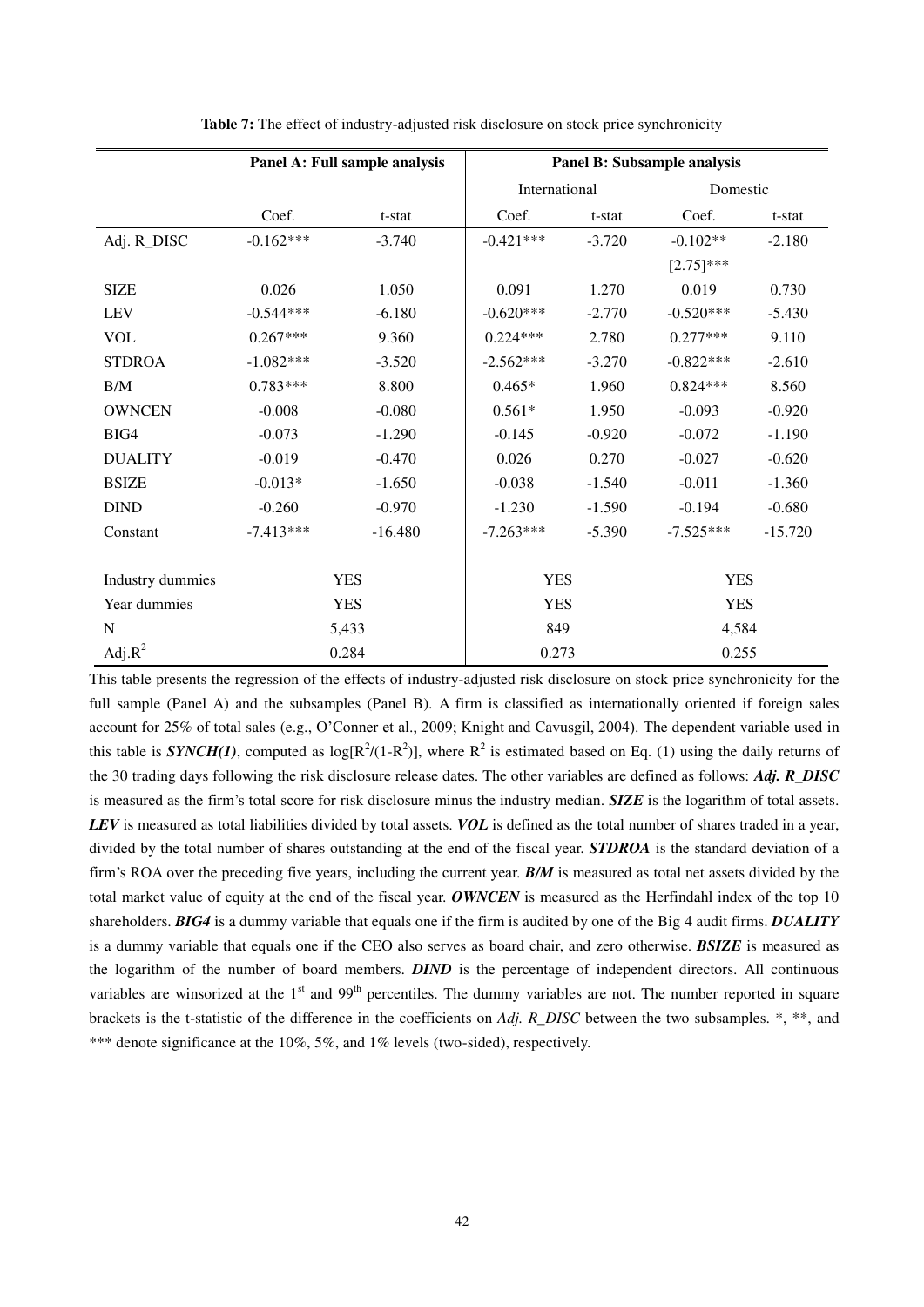**Table 7:** The effect of industry-adjusted risk disclosure on stock price synchronicity

| | Panel A: Full sample analysis | | Panel B: Subsample analysis | | | |
|---|---|---|---|---|---|---|
| | | | International | | Domestic | |
| | Coef. | t-stat | Coef. | t-stat | Coef. | t-stat |
| Adj. R_DISC | -0.162*** | -3.740 | -0.421*** | -3.720 | -0.102** | -2.180 |
| | | | | | [2.75]*** | |
| SIZE | 0.026 | 1.050 | 0.091 | 1.270 | 0.019 | 0.730 |
| LEV | -0.544*** | -6.180 | -0.620*** | -2.770 | -0.520*** | -5.430 |
| VOL | 0.267*** | 9.360 | 0.224*** | 2.780 | 0.277*** | 9.110 |
| STDROA | -1.082*** | -3.520 | -2.562*** | -3.270 | -0.822*** | -2.610 |
| B/M | 0.783*** | 8.800 | 0.465* | 1.960 | 0.824*** | 8.560 |
| OWNCEN | -0.008 | -0.080 | 0.561* | 1.950 | -0.093 | -0.920 |
| BIG4 | -0.073 | -1.290 | -0.145 | -0.920 | -0.072 | -1.190 |
| DUALITY | -0.019 | -0.470 | 0.026 | 0.270 | -0.027 | -0.620 |
| BSIZE | -0.013* | -1.650 | -0.038 | -1.540 | -0.011 | -1.360 |
| DIND | -0.260 | -0.970 | -1.230 | -1.590 | -0.194 | -0.680 |
| Constant | -7.413*** | -16.480 | -7.263*** | -5.390 | -7.525*** | -15.720 |
| Industry dummies | YES | | YES | | YES | |
| Year dummies | YES | | YES | | YES | |
| N | 5,433 | | 849 | | 4,584 | |
| Adj.$R^2$ | 0.284 | | 0.273 | | 0.255 | |

This table presents the regression of the effects of industry-adjusted risk disclosure on stock price synchronicity for the full sample (Panel A) and the subsamples (Panel B). A firm is classified as internationally oriented if foreign sales account for 25% of total sales (e.g., O'Conner et al., 2009; Knight and Cavusgil, 2004). The dependent variable used in this table is ***SYNCH(1)***, computed as $\log[R^2/(1-R^2)]$, where $R^2$ is estimated based on Eq. (1) using the daily returns of the 30 trading days following the risk disclosure release dates. The other variables are defined as follows: ***Adj. R_DISC*** is measured as the firm's total score for risk disclosure minus the industry median. ***SIZE*** is the logarithm of total assets. ***LEV*** is measured as total liabilities divided by total assets. ***VOL*** is defined as the total number of shares traded in a year, divided by the total number of shares outstanding at the end of the fiscal year. ***STDROA*** is the standard deviation of a firm's ROA over the preceding five years, including the current year. ***B/M*** is measured as total net assets divided by the total market value of equity at the end of the fiscal year. ***OWNCEN*** is measured as the Herfindahl index of the top 10 shareholders. ***BIG4*** is a dummy variable that equals one if the firm is audited by one of the Big 4 audit firms. ***DUALITY*** is a dummy variable that equals one if the CEO also serves as board chair, and zero otherwise. ***BSIZE*** is measured as the logarithm of the number of board members. ***DIND*** is the percentage of independent directors. All continuous variables are winsorized at the 1st and 99th percentiles. The dummy variables are not. The number reported in square brackets is the t-statistic of the difference in the coefficients on *Adj. R_DISC* between the two subsamples. *, **, and *** denote significance at the 10%, 5%, and 1% levels (two-sided), respectively.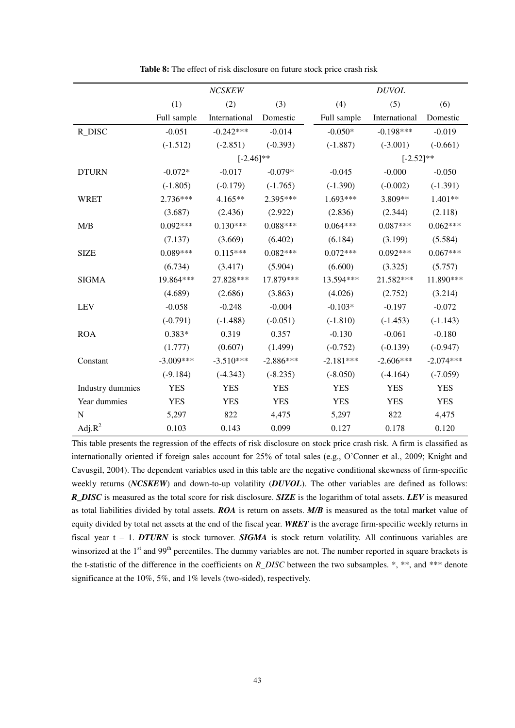**Table 8:** The effect of risk disclosure on future stock price crash risk

| | *NCSKEW* | | | *DUVOL* | | |
|---|---|---|---|---|---|---|
| | (1) | (2) | (3) | (4) | (5) | (6) |
| | Full sample | International | Domestic | Full sample | International | Domestic |
| R_DISC | -0.051 | -0.242*** | -0.014 | -0.050* | -0.198*** | -0.019 |
| | (-1.512) | (-2.851) | (-0.393) | (-1.887) | (-3.001) | (-0.661) |
| | | [-2.46]** | | | [-2.52]** | |
| DTURN | -0.072* | -0.017 | -0.079* | -0.045 | -0.000 | -0.050 |
| | (-1.805) | (-0.179) | (-1.765) | (-1.390) | (-0.002) | (-1.391) |
| WRET | 2.736*** | 4.165** | 2.395*** | 1.693*** | 3.809** | 1.401** |
| | (3.687) | (2.436) | (2.922) | (2.836) | (2.344) | (2.118) |
| M/B | 0.092*** | 0.130*** | 0.088*** | 0.064*** | 0.087*** | 0.062*** |
| | (7.137) | (3.669) | (6.402) | (6.184) | (3.199) | (5.584) |
| SIZE | 0.089*** | 0.115*** | 0.082*** | 0.072*** | 0.092*** | 0.067*** |
| | (6.734) | (3.417) | (5.904) | (6.600) | (3.325) | (5.757) |
| SIGMA | 19.864*** | 27.828*** | 17.879*** | 13.594*** | 21.582*** | 11.890*** |
| | (4.689) | (2.686) | (3.863) | (4.026) | (2.752) | (3.214) |
| LEV | -0.058 | -0.248 | -0.004 | -0.103* | -0.197 | -0.072 |
| | (-0.791) | (-1.488) | (-0.051) | (-1.810) | (-1.453) | (-1.143) |
| ROA | 0.383* | 0.319 | 0.357 | -0.130 | -0.061 | -0.180 |
| | (1.777) | (0.607) | (1.499) | (-0.752) | (-0.139) | (-0.947) |
| Constant | -3.009*** | -3.510*** | -2.886*** | -2.181*** | -2.606*** | -2.074*** |
| | (-9.184) | (-4.343) | (-8.235) | (-8.050) | (-4.164) | (-7.059) |
| Industry dummies | YES | YES | YES | YES | YES | YES |
| Year dummies | YES | YES | YES | YES | YES | YES |
| N | 5,297 | 822 | 4,475 | 5,297 | 822 | 4,475 |
| Adj.$R^2$ | 0.103 | 0.143 | 0.099 | 0.127 | 0.178 | 0.120 |

This table presents the regression of the effects of risk disclosure on stock price crash risk. A firm is classified as internationally oriented if foreign sales account for 25% of total sales (e.g., O'Conner et al., 2009; Knight and Cavusgil, 2004). The dependent variables used in this table are the negative conditional skewness of firm-specific weekly returns (***NCSKEW***) and down-to-up volatility (***DUVOL***). The other variables are defined as follows: ***R_DISC*** is measured as the total score for risk disclosure. ***SIZE*** is the logarithm of total assets. ***LEV*** is measured as total liabilities divided by total assets. ***ROA*** is return on assets. ***M/B*** is measured as the total market value of equity divided by total net assets at the end of the fiscal year. ***WRET*** is the average firm-specific weekly returns in fiscal year t – 1. ***DTURN*** is stock turnover. ***SIGMA*** is stock return volatility. All continuous variables are winsorized at the 1st and 99th percentiles. The dummy variables are not. The number reported in square brackets is the t-statistic of the difference in the coefficients on *R_DISC* between the two subsamples. *, **, and *** denote significance at the 10%, 5%, and 1% levels (two-sided), respectively.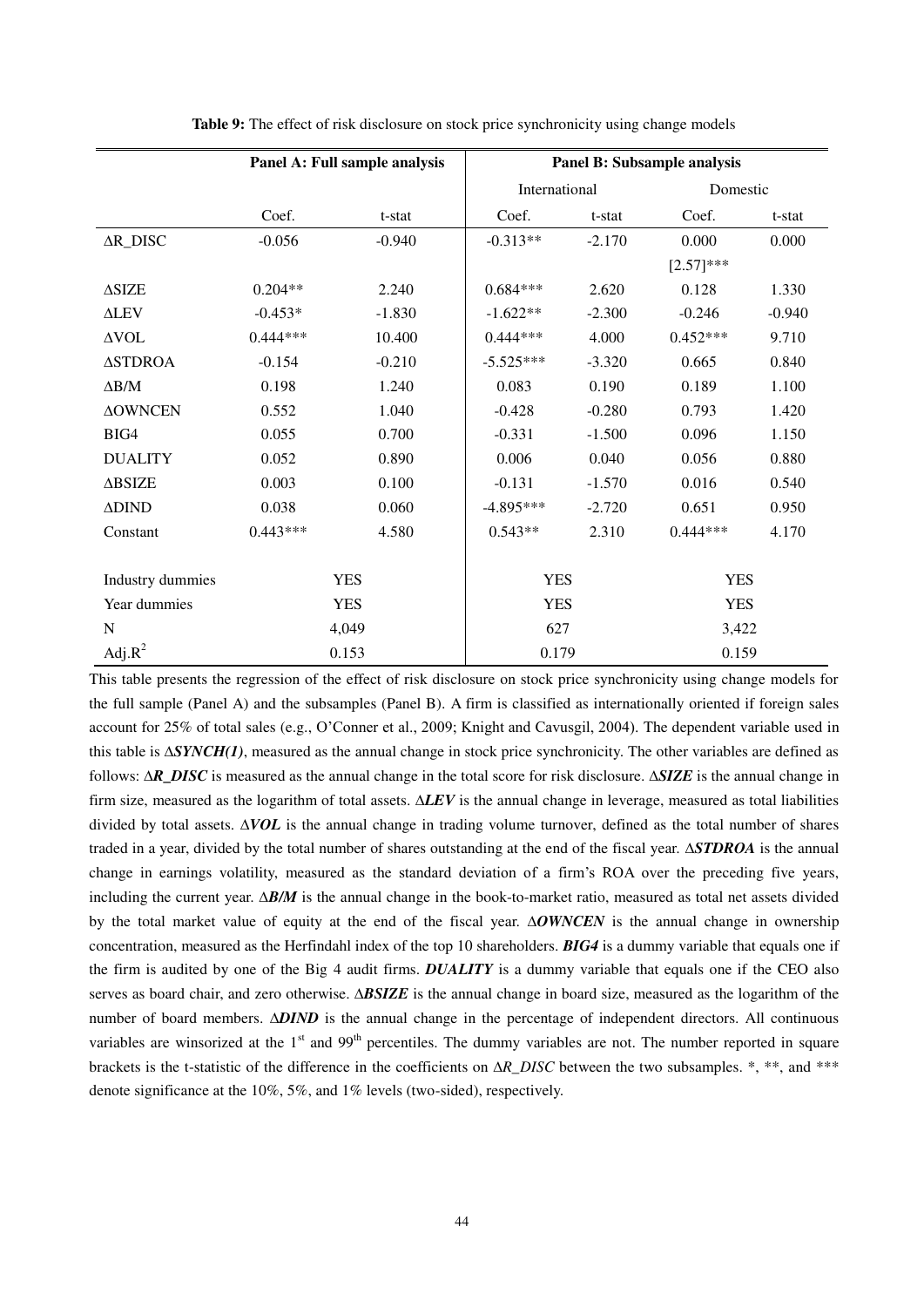**Table 9:** The effect of risk disclosure on stock price synchronicity using change models

| | Panel A: Full sample analysis | | Panel B: Subsample analysis | | | |
|---|---|---|---|---|---|---|
| | | | International | | Domestic | |
| | Coef. | t-stat | Coef. | t-stat | Coef. | t-stat |
| ΔR_DISC | -0.056 | -0.940 | -0.313** | -2.170 | 0.000 | 0.000 |
| | | | | | [2.57]*** | |
| ΔSIZE | 0.204** | 2.240 | 0.684*** | 2.620 | 0.128 | 1.330 |
| ΔLEV | -0.453* | -1.830 | -1.622** | -2.300 | -0.246 | -0.940 |
| ΔVOL | 0.444*** | 10.400 | 0.444*** | 4.000 | 0.452*** | 9.710 |
| ΔSTDROA | -0.154 | -0.210 | -5.525*** | -3.320 | 0.665 | 0.840 |
| ΔB/M | 0.198 | 1.240 | 0.083 | 0.190 | 0.189 | 1.100 |
| ΔOWNCEN | 0.552 | 1.040 | -0.428 | -0.280 | 0.793 | 1.420 |
| BIG4 | 0.055 | 0.700 | -0.331 | -1.500 | 0.096 | 1.150 |
| DUALITY | 0.052 | 0.890 | 0.006 | 0.040 | 0.056 | 0.880 |
| ΔBSIZE | 0.003 | 0.100 | -0.131 | -1.570 | 0.016 | 0.540 |
| ΔDIND | 0.038 | 0.060 | -4.895*** | -2.720 | 0.651 | 0.950 |
| Constant | 0.443*** | 4.580 | 0.543** | 2.310 | 0.444*** | 4.170 |
| Industry dummies | YES | | YES | | YES | |
| Year dummies | YES | | YES | | YES | |
| N | 4,049 | | 627 | | 3,422 | |
| Adj.$R^2$ | 0.153 | | 0.179 | | 0.159 | |

This table presents the regression of the effect of risk disclosure on stock price synchronicity using change models for the full sample (Panel A) and the subsamples (Panel B). A firm is classified as internationally oriented if foreign sales account for 25% of total sales (e.g., O'Conner et al., 2009; Knight and Cavusgil, 2004). The dependent variable used in this table is ***ΔSYNCH(1)***, measured as the annual change in stock price synchronicity. The other variables are defined as follows: ***ΔR_DISC*** is measured as the annual change in the total score for risk disclosure. ***ΔSIZE*** is the annual change in firm size, measured as the logarithm of total assets. ***ΔLEV*** is the annual change in leverage, measured as total liabilities divided by total assets. ***ΔVOL*** is the annual change in trading volume turnover, defined as the total number of shares traded in a year, divided by the total number of shares outstanding at the end of the fiscal year. ***ΔSTDROA*** is the annual change in earnings volatility, measured as the standard deviation of a firm's ROA over the preceding five years, including the current year. ***ΔB/M*** is the annual change in the book-to-market ratio, measured as total net assets divided by the total market value of equity at the end of the fiscal year. ***ΔOWNCEN*** is the annual change in ownership concentration, measured as the Herfindahl index of the top 10 shareholders. ***BIG4*** is a dummy variable that equals one if the firm is audited by one of the Big 4 audit firms. ***DUALITY*** is a dummy variable that equals one if the CEO also serves as board chair, and zero otherwise. ***ΔBSIZE*** is the annual change in board size, measured as the logarithm of the number of board members. ***ΔDIND*** is the annual change in the percentage of independent directors. All continuous variables are winsorized at the 1st and 99th percentiles. The dummy variables are not. The number reported in square brackets is the t-statistic of the difference in the coefficients on *ΔR_DISC* between the two subsamples. *, **, and *** denote significance at the 10%, 5%, and 1% levels (two-sided), respectively.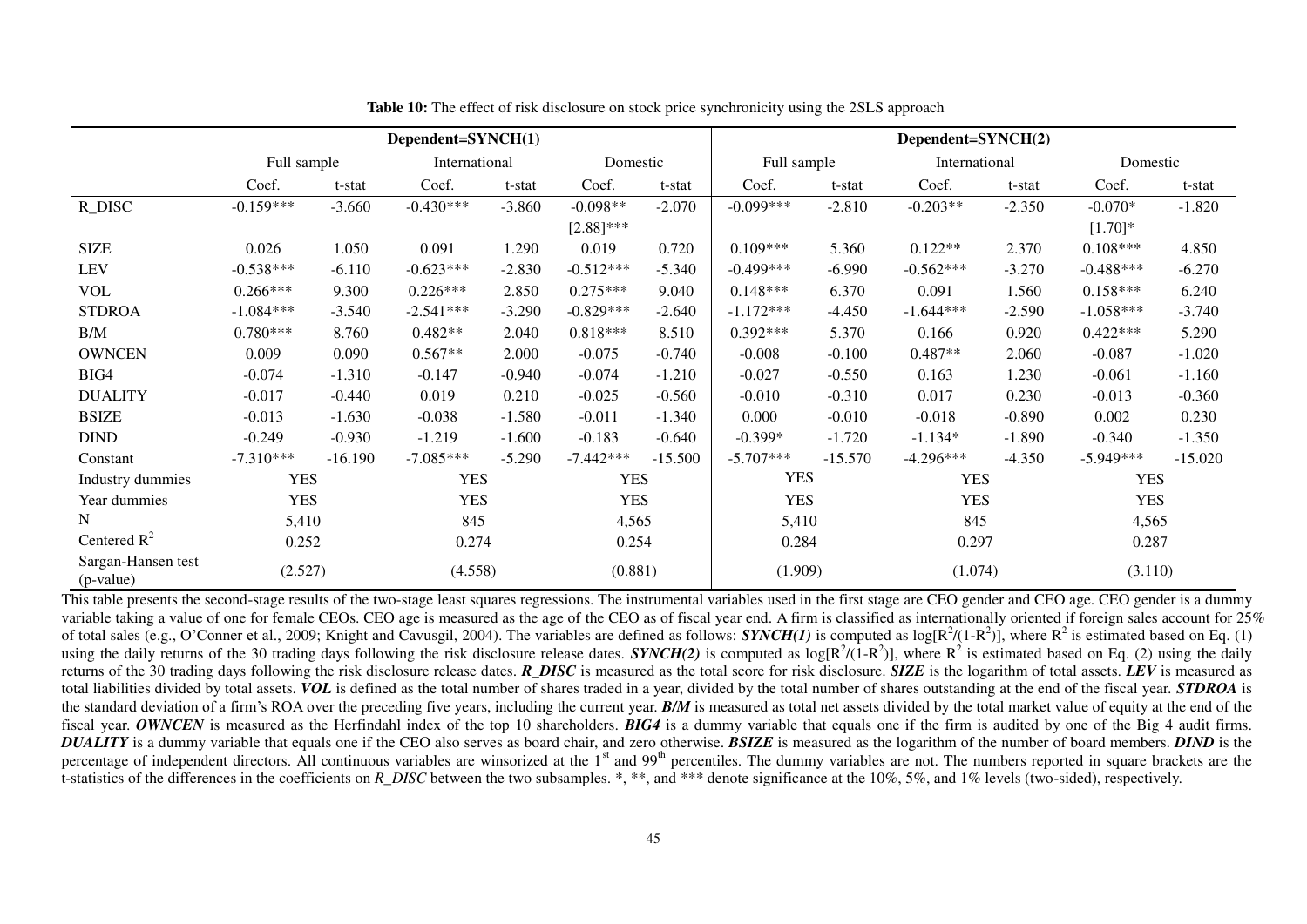**Table 10:** The effect of risk disclosure on stock price synchronicity using the 2SLS approach

| | Dependent=SYNCH(1) | | | | | | Dependent=SYNCH(2) | | | | | |
|---|---|---|---|---|---|---|---|---|---|---|---|---|
| | Full sample | | International | | Domestic | | Full sample | | International | | Domestic | |
| | Coef. | t-stat | Coef. | t-stat | Coef. | t-stat | Coef. | t-stat | Coef. | t-stat | Coef. | t-stat |
| R_DISC | -0.159*** | -3.660 | -0.430*** | -3.860 | -0.098** | -2.070 | -0.099*** | -2.810 | -0.203** | -2.350 | -0.070* | -1.820 |
| | | | | | [2.88]*** | | | | | | [1.70]* | |
| SIZE | 0.026 | 1.050 | 0.091 | 1.290 | 0.019 | 0.720 | 0.109*** | 5.360 | 0.122** | 2.370 | 0.108*** | 4.850 |
| LEV | -0.538*** | -6.110 | -0.623*** | -2.830 | -0.512*** | -5.340 | -0.499*** | -6.990 | -0.562*** | -3.270 | -0.488*** | -6.270 |
| VOL | 0.266*** | 9.300 | 0.226*** | 2.850 | 0.275*** | 9.040 | 0.148*** | 6.370 | 0.091 | 1.560 | 0.158*** | 6.240 |
| STDROA | -1.084*** | -3.540 | -2.541*** | -3.290 | -0.829*** | -2.640 | -1.172*** | -4.450 | -1.644*** | -2.590 | -1.058*** | -3.740 |
| B/M | 0.780*** | 8.760 | 0.482** | 2.040 | 0.818*** | 8.510 | 0.392*** | 5.370 | 0.166 | 0.920 | 0.422*** | 5.290 |
| OWNCEN | 0.009 | 0.090 | 0.567** | 2.000 | -0.075 | -0.740 | -0.008 | -0.100 | 0.487** | 2.060 | -0.087 | -1.020 |
| BIG4 | -0.074 | -1.310 | -0.147 | -0.940 | -0.074 | -1.210 | -0.027 | -0.550 | 0.163 | 1.230 | -0.061 | -1.160 |
| DUALITY | -0.017 | -0.440 | 0.019 | 0.210 | -0.025 | -0.560 | -0.010 | -0.310 | 0.017 | 0.230 | -0.013 | -0.360 |
| BSIZE | -0.013 | -1.630 | -0.038 | -1.580 | -0.011 | -1.340 | 0.000 | -0.010 | -0.018 | -0.890 | 0.002 | 0.230 |
| DIND | -0.249 | -0.930 | -1.219 | -1.600 | -0.183 | -0.640 | -0.399* | -1.720 | -1.134* | -1.890 | -0.340 | -1.350 |
| Constant | -7.310*** | -16.190 | -7.085*** | -5.290 | -7.442*** | -15.500 | -5.707*** | -15.570 | -4.296*** | -4.350 | -5.949*** | -15.020 |
| Industry dummies | YES | | YES | | YES | | YES | | YES | | YES | |
| Year dummies | YES | | YES | | YES | | YES | | YES | | YES | |
| N | 5,410 | | 845 | | 4,565 | | 5,410 | | 845 | | 4,565 | |
| Centered $R^2$ | 0.252 | | 0.274 | | 0.254 | | 0.284 | | 0.297 | | 0.287 | |
| Sargan-Hansen test (p-value) | (2.527) | | (4.558) | | (0.881) | | (1.909) | | (1.074) | | (3.110) | |

This table presents the second-stage results of the two-stage least squares regressions. The instrumental variables used in the first stage are CEO gender and CEO age. CEO gender is a dummy variable taking a value of one for female CEOs. CEO age is measured as the age of the CEO as of fiscal year end. A firm is classified as internationally oriented if foreign sales account for 25% of total sales (e.g., O'Conner et al., 2009; Knight and Cavusgil, 2004). The variables are defined as follows: ***SYNCH(1)*** is computed as $\log[R^2/(1-R^2)]$, where $R^2$ is estimated based on Eq. (1) using the daily returns of the 30 trading days following the risk disclosure release dates. ***SYNCH(2)*** is computed as $\log[R^2/(1-R^2)]$, where $R^2$ is estimated based on Eq. (2) using the daily returns of the 30 trading days following the risk disclosure release dates. ***R_DISC*** is measured as the total score for risk disclosure. ***SIZE*** is the logarithm of total assets. ***LEV*** is measured as total liabilities divided by total assets. ***VOL*** is defined as the total number of shares traded in a year, divided by the total number of shares outstanding at the end of the fiscal year. ***STDROA*** is the standard deviation of a firm's ROA over the preceding five years, including the current year. ***B/M*** is measured as total net assets divided by the total market value of equity at the end of the fiscal year. ***OWNCEN*** is measured as the Herfindahl index of the top 10 shareholders. ***BIG4*** is a dummy variable that equals one if the firm is audited by one of the Big 4 audit firms. ***DUALITY*** is a dummy variable that equals one if the CEO also serves as board chair, and zero otherwise. ***BSIZE*** is measured as the logarithm of the number of board members. ***DIND*** is the percentage of independent directors. All continuous variables are winsorized at the 1st and 99th percentiles. The dummy variables are not. The numbers reported in square brackets are the t-statistics of the differences in the coefficients on *R_DISC* between the two subsamples. *, **, and *** denote significance at the 10%, 5%, and 1% levels (two-sided), respectively.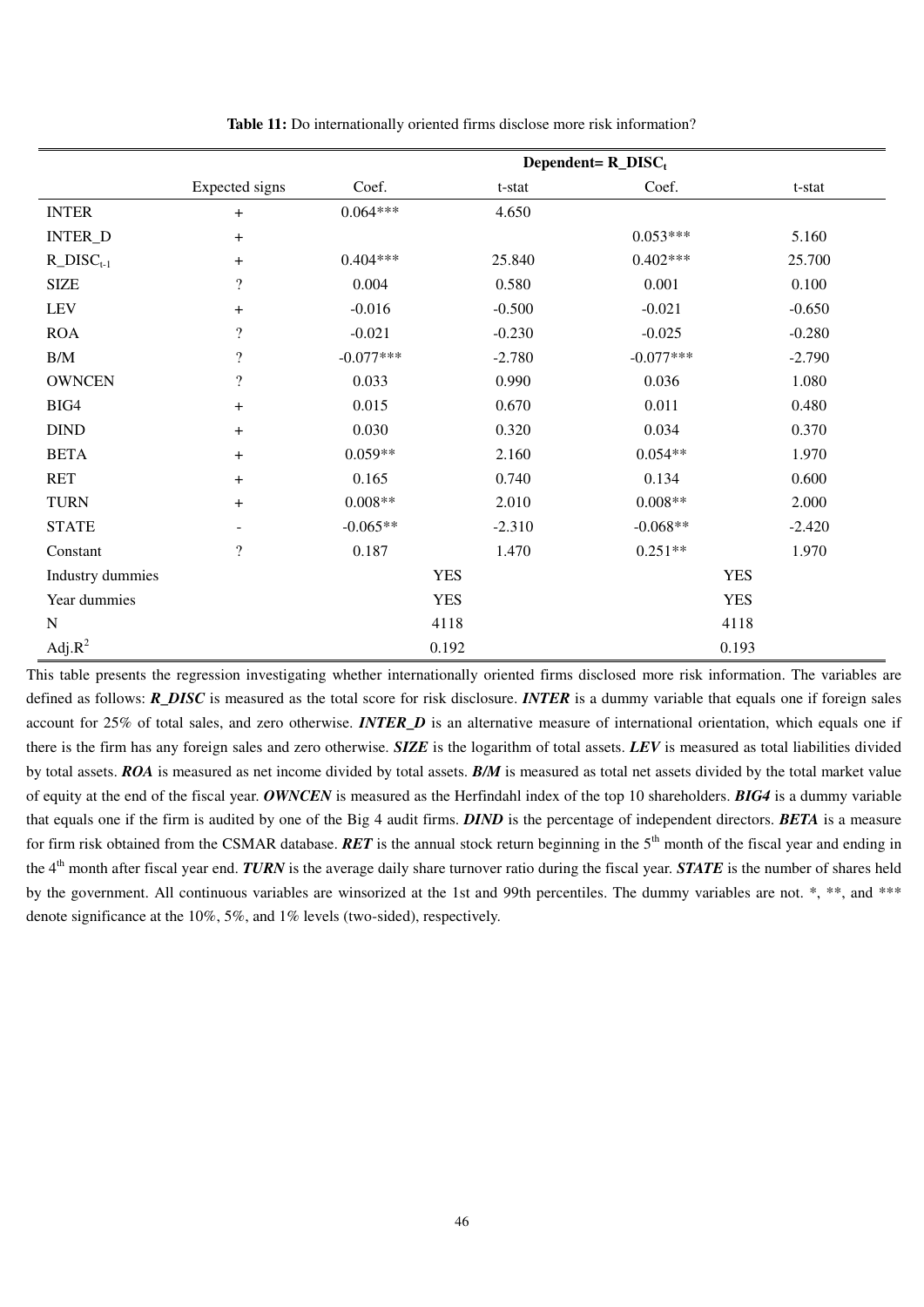**Table 11:** Do internationally oriented firms disclose more risk information?

| | | Dependent= $R\_DISC_t$ | | | |
|---|---|---|---|---|---|
| | Expected signs | Coef. | t-stat | Coef. | t-stat |
| INTER | + | 0.064*** | 4.650 | | |
| INTER_D | + | | | 0.053*** | 5.160 |
| $R\_DISC_{t-1}$ | + | 0.404*** | 25.840 | 0.402*** | 25.700 |
| SIZE | ? | 0.004 | 0.580 | 0.001 | 0.100 |
| LEV | + | -0.016 | -0.500 | -0.021 | -0.650 |
| ROA | ? | -0.021 | -0.230 | -0.025 | -0.280 |
| B/M | ? | -0.077*** | -2.780 | -0.077*** | -2.790 |
| OWNCEN | ? | 0.033 | 0.990 | 0.036 | 1.080 |
| BIG4 | + | 0.015 | 0.670 | 0.011 | 0.480 |
| DIND | + | 0.030 | 0.320 | 0.034 | 0.370 |
| BETA | + | 0.059** | 2.160 | 0.054** | 1.970 |
| RET | + | 0.165 | 0.740 | 0.134 | 0.600 |
| TURN | + | 0.008** | 2.010 | 0.008** | 2.000 |
| STATE | - | -0.065** | -2.310 | -0.068** | -2.420 |
| Constant | ? | 0.187 | 1.470 | 0.251** | 1.970 |
| Industry dummies | | YES | | YES | |
| Year dummies | | YES | | YES | |
| N | | 4118 | | 4118 | |
| Adj.$R^2$ | | 0.192 | | 0.193 | |

This table presents the regression investigating whether internationally oriented firms disclosed more risk information. The variables are defined as follows: ***R_DISC*** is measured as the total score for risk disclosure. ***INTER*** is a dummy variable that equals one if foreign sales account for 25% of total sales, and zero otherwise. ***INTER_D*** is an alternative measure of international orientation, which equals one if there is the firm has any foreign sales and zero otherwise. ***SIZE*** is the logarithm of total assets. ***LEV*** is measured as total liabilities divided by total assets. ***ROA*** is measured as net income divided by total assets. ***B/M*** is measured as total net assets divided by the total market value of equity at the end of the fiscal year. ***OWNCEN*** is measured as the Herfindahl index of the top 10 shareholders. ***BIG4*** is a dummy variable that equals one if the firm is audited by one of the Big 4 audit firms. ***DIND*** is the percentage of independent directors. ***BETA*** is a measure for firm risk obtained from the CSMAR database. ***RET*** is the annual stock return beginning in the $5^{th}$ month of the fiscal year and ending in the $4^{th}$ month after fiscal year end. ***TURN*** is the average daily share turnover ratio during the fiscal year. ***STATE*** is the number of shares held by the government. All continuous variables are winsorized at the 1st and 99th percentiles. The dummy variables are not. *, **, and *** denote significance at the 10%, 5%, and 1% levels (two-sided), respectively.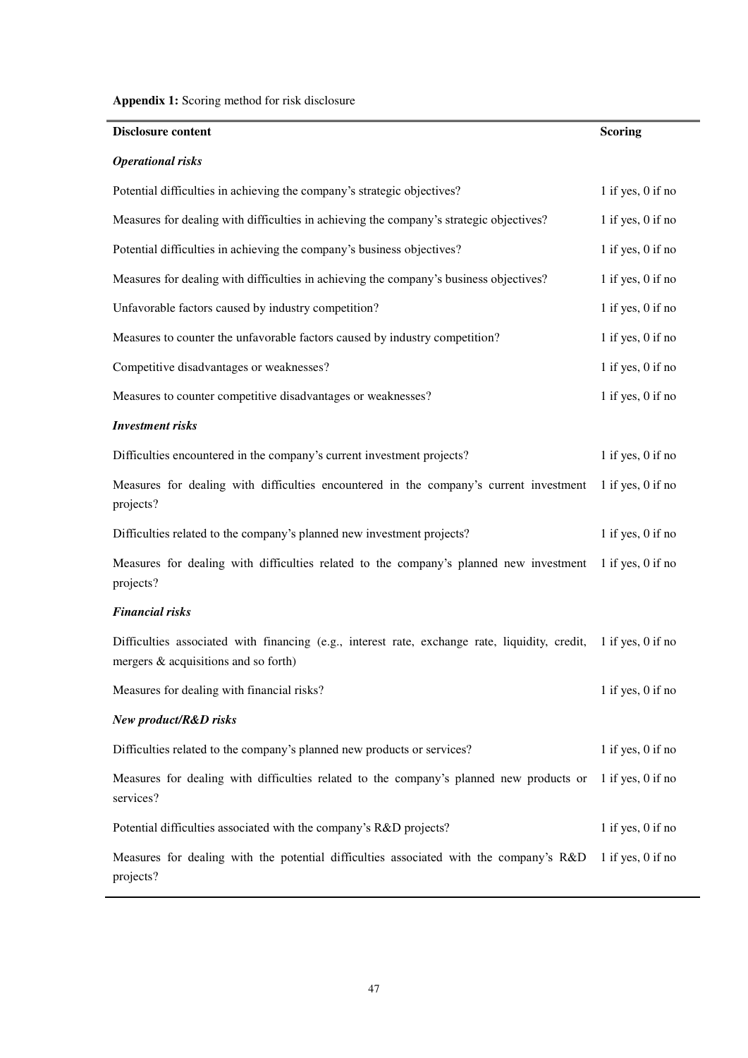**Appendix 1:** Scoring method for risk disclosure

| Disclosure content | Scoring |
|---|---|
| ***Operational risks*** | |
| Potential difficulties in achieving the company's strategic objectives? | 1 if yes, 0 if no |
| Measures for dealing with difficulties in achieving the company's strategic objectives? | 1 if yes, 0 if no |
| Potential difficulties in achieving the company's business objectives? | 1 if yes, 0 if no |
| Measures for dealing with difficulties in achieving the company's business objectives? | 1 if yes, 0 if no |
| Unfavorable factors caused by industry competition? | 1 if yes, 0 if no |
| Measures to counter the unfavorable factors caused by industry competition? | 1 if yes, 0 if no |
| Competitive disadvantages or weaknesses? | 1 if yes, 0 if no |
| Measures to counter competitive disadvantages or weaknesses? | 1 if yes, 0 if no |
| ***Investment risks*** | |
| Difficulties encountered in the company's current investment projects? | 1 if yes, 0 if no |
| Measures for dealing with difficulties encountered in the company's current investment projects? | 1 if yes, 0 if no |
| Difficulties related to the company's planned new investment projects? | 1 if yes, 0 if no |
| Measures for dealing with difficulties related to the company's planned new investment projects? | 1 if yes, 0 if no |
| ***Financial risks*** | |
| Difficulties associated with financing (e.g., interest rate, exchange rate, liquidity, credit, mergers & acquisitions and so forth) | 1 if yes, 0 if no |
| Measures for dealing with financial risks? | 1 if yes, 0 if no |
| ***New product/R&D risks*** | |
| Difficulties related to the company's planned new products or services? | 1 if yes, 0 if no |
| Measures for dealing with difficulties related to the company's planned new products or services? | 1 if yes, 0 if no |
| Potential difficulties associated with the company's R&D projects? | 1 if yes, 0 if no |
| Measures for dealing with the potential difficulties associated with the company's R&D projects? | 1 if yes, 0 if no |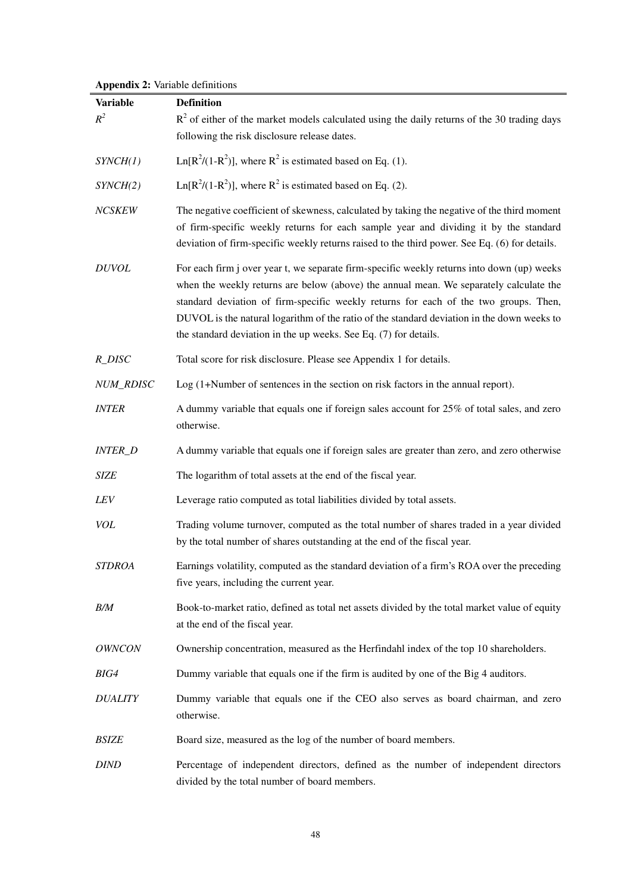**Appendix 2:** Variable definitions

| Variable | Definition |
|---|---|
| $R^2$ | $R^2$ of either of the market models calculated using the daily returns of the 30 trading days following the risk disclosure release dates. |
| *SYNCH(1)* | $\text{Ln}[R^2/(1-R^2)]$, where $R^2$ is estimated based on Eq. (1). |
| *SYNCH(2)* | $\text{Ln}[R^2/(1-R^2)]$, where $R^2$ is estimated based on Eq. (2). |
| *NCSKEW* | The negative coefficient of skewness, calculated by taking the negative of the third moment of firm-specific weekly returns for each sample year and dividing it by the standard deviation of firm-specific weekly returns raised to the third power. See Eq. (6) for details. |
| *DUVOL* | For each firm j over year t, we separate firm-specific weekly returns into down (up) weeks when the weekly returns are below (above) the annual mean. We separately calculate the standard deviation of firm-specific weekly returns for each of the two groups. Then, DUVOL is the natural logarithm of the ratio of the standard deviation in the down weeks to the standard deviation in the up weeks. See Eq. (7) for details. |
| *R_DISC* | Total score for risk disclosure. Please see Appendix 1 for details. |
| *NUM_RDISC* | Log (1+Number of sentences in the section on risk factors in the annual report). |
| *INTER* | A dummy variable that equals one if foreign sales account for 25% of total sales, and zero otherwise. |
| *INTER_D* | A dummy variable that equals one if foreign sales are greater than zero, and zero otherwise |
| *SIZE* | The logarithm of total assets at the end of the fiscal year. |
| *LEV* | Leverage ratio computed as total liabilities divided by total assets. |
| *VOL* | Trading volume turnover, computed as the total number of shares traded in a year divided by the total number of shares outstanding at the end of the fiscal year. |
| *STDROA* | Earnings volatility, computed as the standard deviation of a firm's ROA over the preceding five years, including the current year. |
| *B/M* | Book-to-market ratio, defined as total net assets divided by the total market value of equity at the end of the fiscal year. |
| *OWNCON* | Ownership concentration, measured as the Herfindahl index of the top 10 shareholders. |
| *BIG4* | Dummy variable that equals one if the firm is audited by one of the Big 4 auditors. |
| *DUALITY* | Dummy variable that equals one if the CEO also serves as board chairman, and zero otherwise. |
| *BSIZE* | Board size, measured as the log of the number of board members. |
| *DIND* | Percentage of independent directors, defined as the number of independent directors divided by the total number of board members. |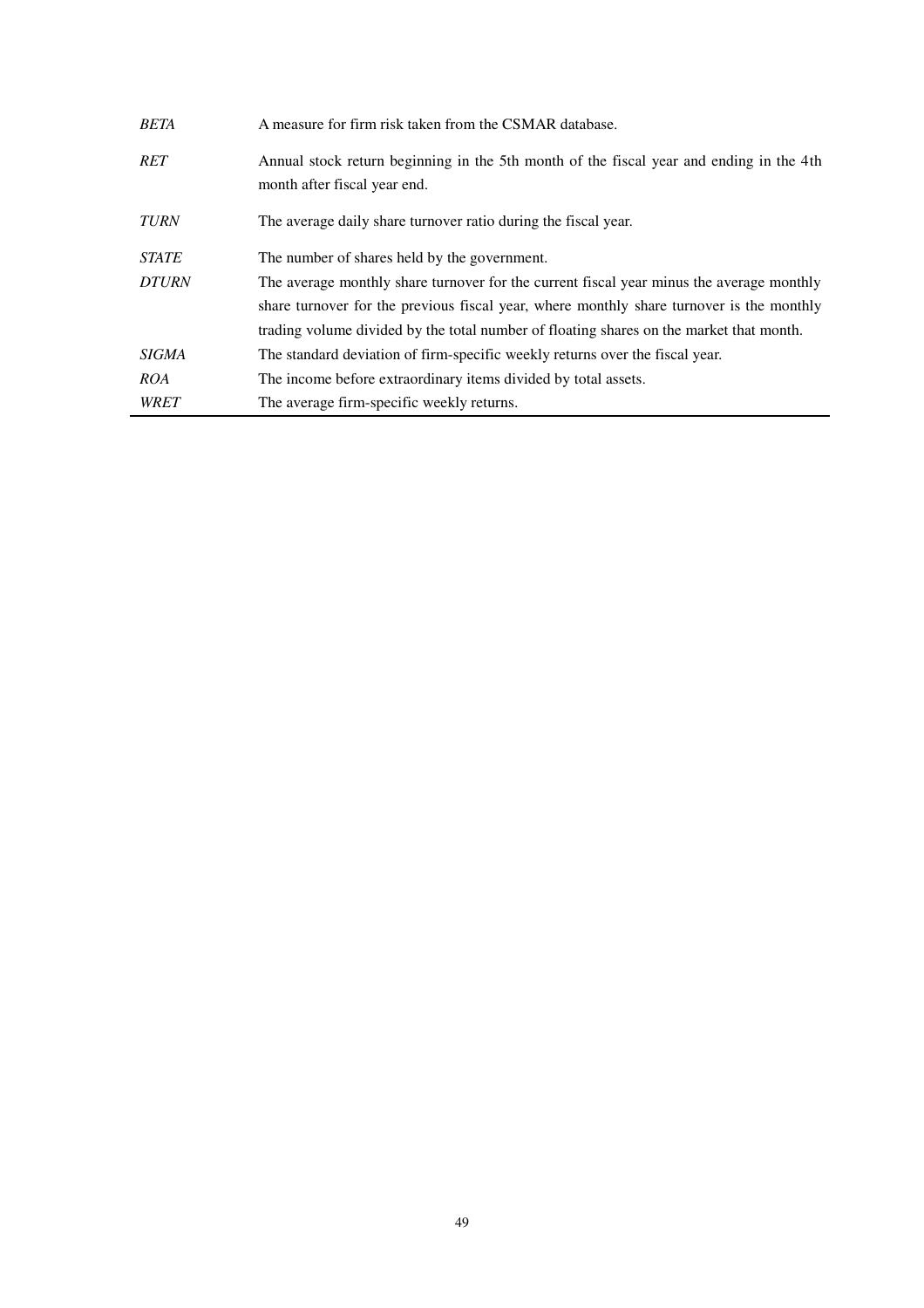| | |
|---|---|
| *BETA* | A measure for firm risk taken from the CSMAR database. |
| *RET* | Annual stock return beginning in the 5th month of the fiscal year and ending in the 4th month after fiscal year end. |
| *TURN* | The average daily share turnover ratio during the fiscal year. |
| *STATE* | The number of shares held by the government. |
| *DTURN* | The average monthly share turnover for the current fiscal year minus the average monthly share turnover for the previous fiscal year, where monthly share turnover is the monthly trading volume divided by the total number of floating shares on the market that month. |
| *SIGMA* | The standard deviation of firm-specific weekly returns over the fiscal year. |
| *ROA* | The income before extraordinary items divided by total assets. |
| *WRET* | The average firm-specific weekly returns. |